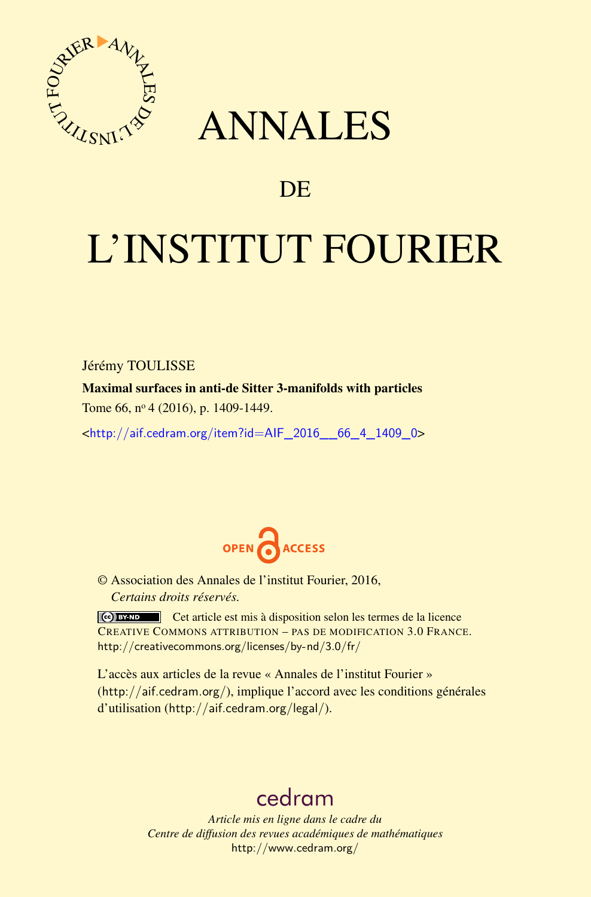# ANNALES

# DE

# L'INSTITUT FOURIER

Jérémy TOULISSE

**Maximal surfaces in anti-de Sitter 3-manifolds with particles**

Tome 66, nº 4 (2016), p. 1409-1449.

<http://aif.cedram.org/item?id=AIF_2016__66_4_1409_0>

OPEN ACCESS

© Association des Annales de l'institut Fourier, 2016,
*Certains droits réservés.*

Cet article est mis à disposition selon les termes de la licence CREATIVE COMMONS ATTRIBUTION – PAS DE MODIFICATION 3.0 FRANCE.
http://creativecommons.org/licenses/by-nd/3.0/fr/

L'accès aux articles de la revue « Annales de l'institut Fourier » (http://aif.cedram.org/), implique l'accord avec les conditions générales d'utilisation (http://aif.cedram.org/legal/).

cedram

*Article mis en ligne dans le cadre du*
*Centre de diffusion des revues académiques de mathématiques*
http://www.cedram.org/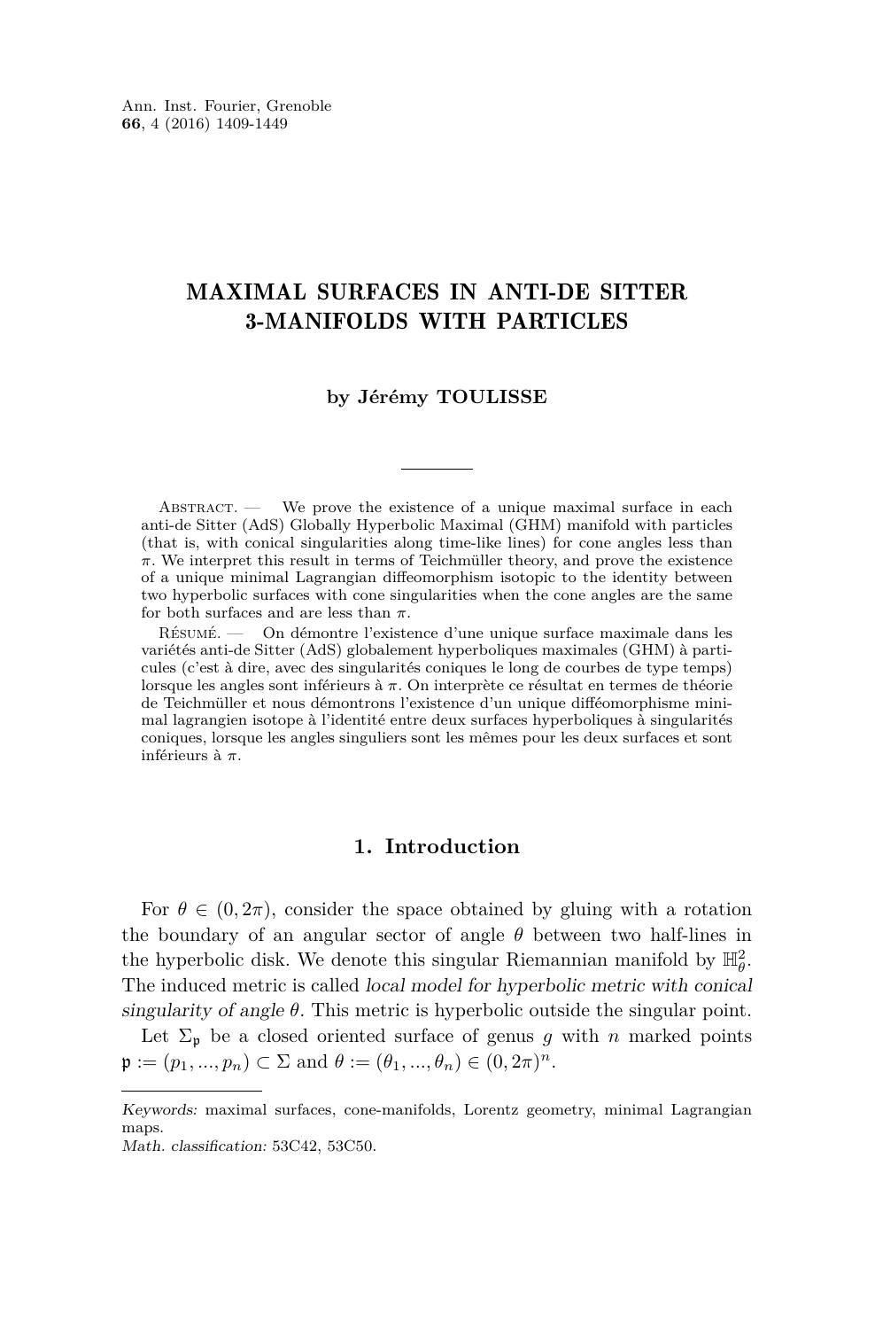# MAXIMAL SURFACES IN ANTI-DE SITTER 3-MANIFOLDS WITH PARTICLES

**by Jérémy TOULISSE**

Abstract. — We prove the existence of a unique maximal surface in each anti-de Sitter (AdS) Globally Hyperbolic Maximal (GHM) manifold with particles (that is, with conical singularities along time-like lines) for cone angles less than $\pi$. We interpret this result in terms of Teichmüller theory, and prove the existence of a unique minimal Lagrangian diffeomorphism isotopic to the identity between two hyperbolic surfaces with cone singularities when the cone angles are the same for both surfaces and are less than $\pi$.

Résumé. — On démontre l'existence d'une unique surface maximale dans les variétés anti-de Sitter (AdS) globalement hyperboliques maximales (GHM) à particules (c'est à dire, avec des singularités coniques le long de courbes de type temps) lorsque les angles sont inférieurs à $\pi$. On interprète ce résultat en termes de théorie de Teichmüller et nous démontrons l'existence d'un unique difféomorphisme minimal lagrangien isotope à l'identité entre deux surfaces hyperboliques à singularités coniques, lorsque les angles singuliers sont les mêmes pour les deux surfaces et sont inférieurs à $\pi$.

## 1. Introduction

For $\theta \in (0, 2\pi)$, consider the space obtained by gluing with a rotation the boundary of an angular sector of angle $\theta$ between two half-lines in the hyperbolic disk. We denote this singular Riemannian manifold by $\mathbb{H}^2_\theta$. The induced metric is called *local model for hyperbolic metric with conical singularity of angle $\theta$*. This metric is hyperbolic outside the singular point.

Let $\Sigma_\mathfrak{p}$ be a closed oriented surface of genus $g$ with $n$ marked points $\mathfrak{p} := (p_1, ..., p_n) \subset \Sigma$ and $\theta := (\theta_1, ..., \theta_n) \in (0, 2\pi)^n$.

*Keywords:* maximal surfaces, cone-manifolds, Lorentz geometry, minimal Lagrangian maps.
*Math. classification:* 53C42, 53C50.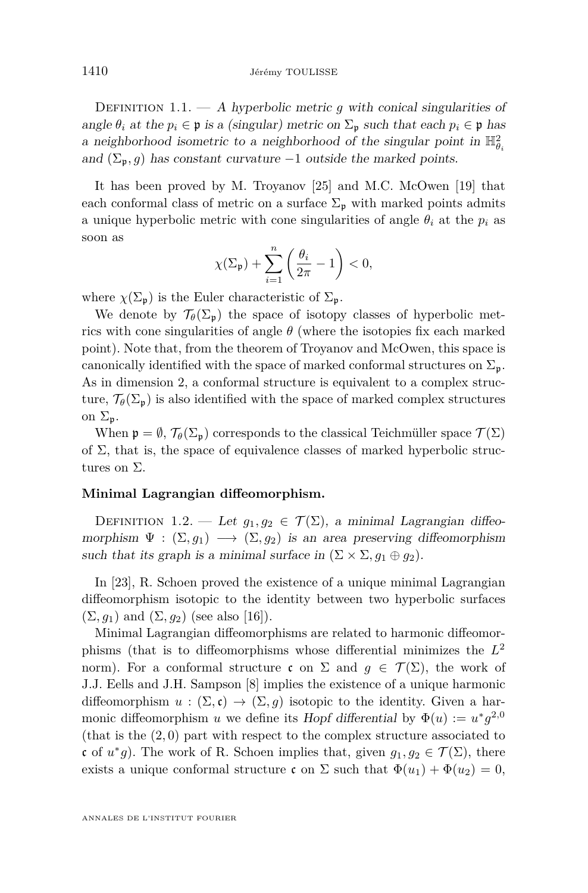Definition 1.1. — *A hyperbolic metric $g$ with conical singularities of angle $\theta_i$ at the $p_i \in \mathfrak{p}$ is a (singular) metric on $\Sigma_{\mathfrak{p}}$ such that each $p_i \in \mathfrak{p}$ has a neighborhood isometric to a neighborhood of the singular point in $\mathbb{H}^2_{\theta_i}$ and $(\Sigma_{\mathfrak{p}}, g)$ has constant curvature $-1$ outside the marked points.*

It has been proved by M. Troyanov [25] and M.C. McOwen [19] that each conformal class of metric on a surface $\Sigma_{\mathfrak{p}}$ with marked points admits a unique hyperbolic metric with cone singularities of angle $\theta_i$ at the $p_i$ as soon as

$$\chi(\Sigma_{\mathfrak{p}}) + \sum_{i=1}^{n} \left( \frac{\theta_i}{2\pi} - 1 \right) < 0,$$

where $\chi(\Sigma_{\mathfrak{p}})$ is the Euler characteristic of $\Sigma_{\mathfrak{p}}$.

We denote by $\mathcal{T}_\theta(\Sigma_{\mathfrak{p}})$ the space of isotopy classes of hyperbolic metrics with cone singularities of angle $\theta$ (where the isotopies fix each marked point). Note that, from the theorem of Troyanov and McOwen, this space is canonically identified with the space of marked conformal structures on $\Sigma_{\mathfrak{p}}$. As in dimension 2, a conformal structure is equivalent to a complex structure, $\mathcal{T}_\theta(\Sigma_{\mathfrak{p}})$ is also identified with the space of marked complex structures on $\Sigma_{\mathfrak{p}}$.

When $\mathfrak{p} = \emptyset$, $\mathcal{T}_\theta(\Sigma_{\mathfrak{p}})$ corresponds to the classical Teichmüller space $\mathcal{T}(\Sigma)$ of $\Sigma$, that is, the space of equivalence classes of marked hyperbolic structures on $\Sigma$.

**Minimal Lagrangian diffeomorphism.**

Definition 1.2. — *Let $g_1, g_2 \in \mathcal{T}(\Sigma)$, a minimal Lagrangian diffeomorphism $\Psi : (\Sigma, g_1) \longrightarrow (\Sigma, g_2)$ is an area preserving diffeomorphism such that its graph is a minimal surface in $(\Sigma \times \Sigma, g_1 \oplus g_2)$.*

In [23], R. Schoen proved the existence of a unique minimal Lagrangian diffeomorphism isotopic to the identity between two hyperbolic surfaces $(\Sigma, g_1)$ and $(\Sigma, g_2)$ (see also [16]).

Minimal Lagrangian diffeomorphisms are related to harmonic diffeomorphisms (that is to diffeomorphisms whose differential minimizes the $L^2$ norm). For a conformal structure $\mathfrak{c}$ on $\Sigma$ and $g \in \mathcal{T}(\Sigma)$, the work of J.J. Eells and J.H. Sampson [8] implies the existence of a unique harmonic diffeomorphism $u : (\Sigma, \mathfrak{c}) \to (\Sigma, g)$ isotopic to the identity. Given a harmonic diffeomorphism $u$ we define its *Hopf differential* by $\Phi(u) := u^* g^{2,0}$ (that is the $(2,0)$ part with respect to the complex structure associated to $\mathfrak{c}$ of $u^* g$). The work of R. Schoen implies that, given $g_1, g_2 \in \mathcal{T}(\Sigma)$, there exists a unique conformal structure $\mathfrak{c}$ on $\Sigma$ such that $\Phi(u_1) + \Phi(u_2) = 0$,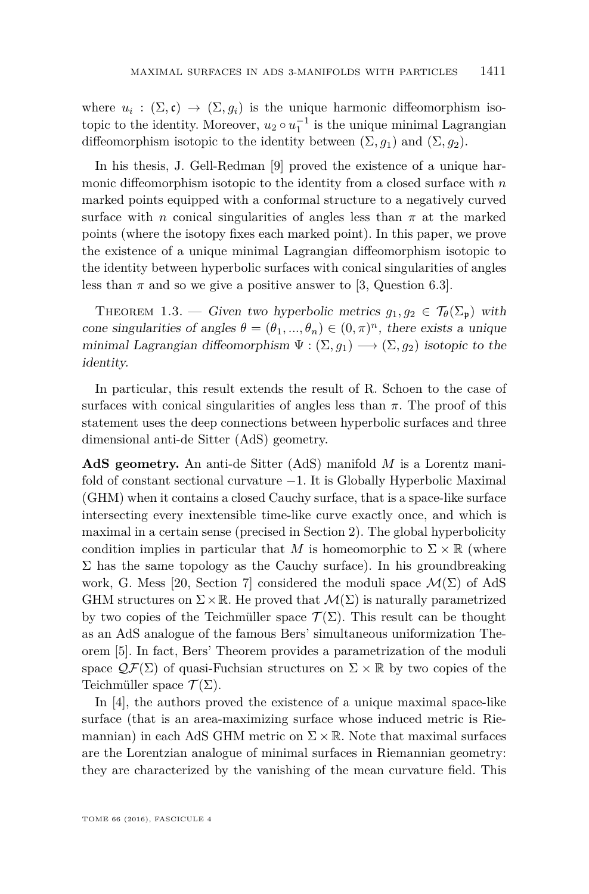where $u_i : (\Sigma, \mathfrak{c}) \to (\Sigma, g_i)$ is the unique harmonic diffeomorphism isotopic to the identity. Moreover, $u_2 \circ u_1^{-1}$ is the unique minimal Lagrangian diffeomorphism isotopic to the identity between $(\Sigma, g_1)$ and $(\Sigma, g_2)$.

In his thesis, J. Gell-Redman [9] proved the existence of a unique harmonic diffeomorphism isotopic to the identity from a closed surface with $n$ marked points equipped with a conformal structure to a negatively curved surface with $n$ conical singularities of angles less than $\pi$ at the marked points (where the isotopy fixes each marked point). In this paper, we prove the existence of a unique minimal Lagrangian diffeomorphism isotopic to the identity between hyperbolic surfaces with conical singularities of angles less than $\pi$ and so we give a positive answer to [3, Question 6.3].

Theorem 1.3. — *Given two hyperbolic metrics $g_1, g_2 \in \mathcal{T}_\theta(\Sigma_\mathfrak{p})$ with cone singularities of angles $\theta = (\theta_1, ..., \theta_n) \in (0, \pi)^n$, there exists a unique minimal Lagrangian diffeomorphism $\Psi : (\Sigma, g_1) \longrightarrow (\Sigma, g_2)$ isotopic to the identity.*

In particular, this result extends the result of R. Schoen to the case of surfaces with conical singularities of angles less than $\pi$. The proof of this statement uses the deep connections between hyperbolic surfaces and three dimensional anti-de Sitter (AdS) geometry.

**AdS geometry.** An anti-de Sitter (AdS) manifold $M$ is a Lorentz manifold of constant sectional curvature $-1$. It is Globally Hyperbolic Maximal (GHM) when it contains a closed Cauchy surface, that is a space-like surface intersecting every inextensible time-like curve exactly once, and which is maximal in a certain sense (precised in Section 2). The global hyperbolicity condition implies in particular that $M$ is homeomorphic to $\Sigma \times \mathbb{R}$ (where $\Sigma$ has the same topology as the Cauchy surface). In his groundbreaking work, G. Mess [20, Section 7] considered the moduli space $\mathcal{M}(\Sigma)$ of AdS GHM structures on $\Sigma \times \mathbb{R}$. He proved that $\mathcal{M}(\Sigma)$ is naturally parametrized by two copies of the Teichmüller space $\mathcal{T}(\Sigma)$. This result can be thought as an AdS analogue of the famous Bers' simultaneous uniformization Theorem [5]. In fact, Bers' Theorem provides a parametrization of the moduli space $\mathcal{QF}(\Sigma)$ of quasi-Fuchsian structures on $\Sigma \times \mathbb{R}$ by two copies of the Teichmüller space $\mathcal{T}(\Sigma)$.

In [4], the authors proved the existence of a unique maximal space-like surface (that is an area-maximizing surface whose induced metric is Riemannian) in each AdS GHM metric on $\Sigma \times \mathbb{R}$. Note that maximal surfaces are the Lorentzian analogue of minimal surfaces in Riemannian geometry: they are characterized by the vanishing of the mean curvature field. This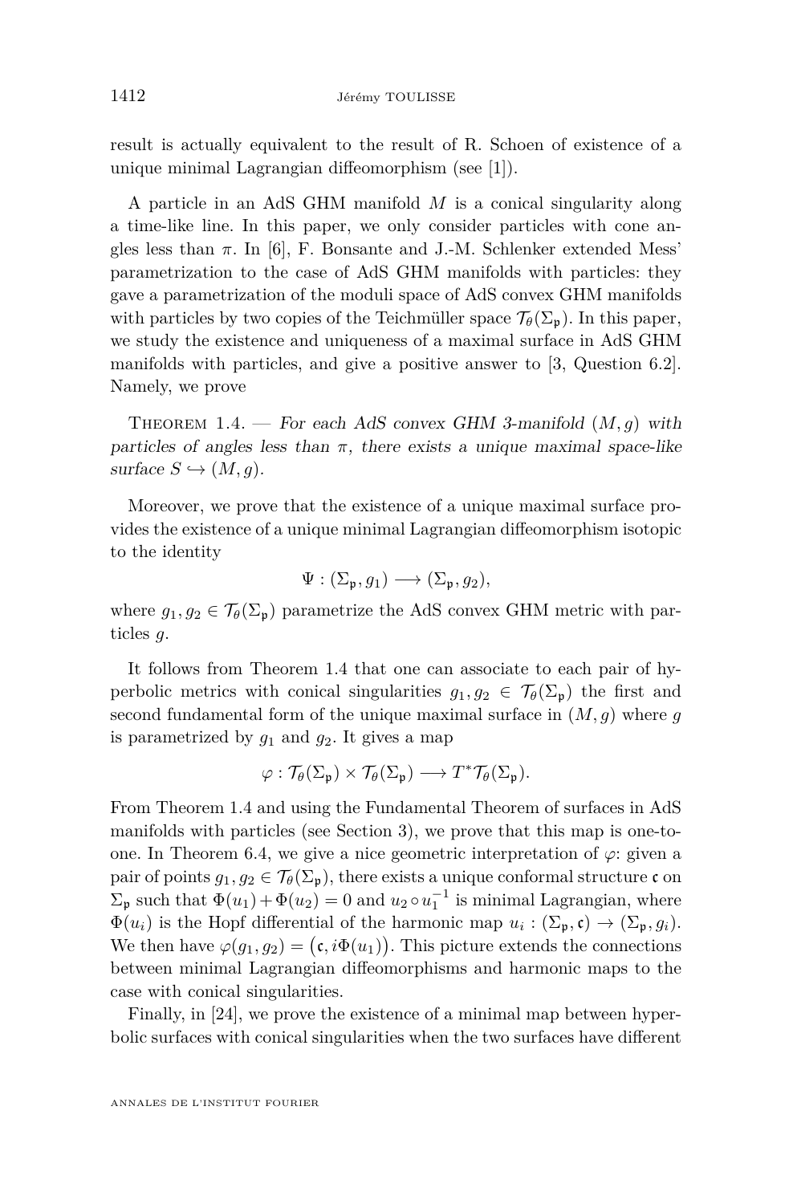result is actually equivalent to the result of R. Schoen of existence of a unique minimal Lagrangian diffeomorphism (see [1]).

A particle in an AdS GHM manifold $M$ is a conical singularity along a time-like line. In this paper, we only consider particles with cone angles less than $\pi$. In [6], F. Bonsante and J.-M. Schlenker extended Mess' parametrization to the case of AdS GHM manifolds with particles: they gave a parametrization of the moduli space of AdS convex GHM manifolds with particles by two copies of the Teichmüller space $\mathcal{T}_\theta(\Sigma_\mathfrak{p})$. In this paper, we study the existence and uniqueness of a maximal surface in AdS GHM manifolds with particles, and give a positive answer to [3, Question 6.2]. Namely, we prove

Theorem 1.4. — *For each AdS convex GHM 3-manifold $(M, g)$ with particles of angles less than $\pi$, there exists a unique maximal space-like surface $S \hookrightarrow (M, g)$.*

Moreover, we prove that the existence of a unique maximal surface provides the existence of a unique minimal Lagrangian diffeomorphism isotopic to the identity

$$\Psi : (\Sigma_\mathfrak{p}, g_1) \longrightarrow (\Sigma_\mathfrak{p}, g_2),$$

where $g_1, g_2 \in \mathcal{T}_\theta(\Sigma_\mathfrak{p})$ parametrize the AdS convex GHM metric with particles $g$.

It follows from Theorem 1.4 that one can associate to each pair of hyperbolic metrics with conical singularities $g_1, g_2 \in \mathcal{T}_\theta(\Sigma_\mathfrak{p})$ the first and second fundamental form of the unique maximal surface in $(M, g)$ where $g$ is parametrized by $g_1$ and $g_2$. It gives a map

$$\varphi : \mathcal{T}_\theta(\Sigma_\mathfrak{p}) \times \mathcal{T}_\theta(\Sigma_\mathfrak{p}) \longrightarrow T^*\mathcal{T}_\theta(\Sigma_\mathfrak{p}).$$

From Theorem 1.4 and using the Fundamental Theorem of surfaces in AdS manifolds with particles (see Section 3), we prove that this map is one-to-one. In Theorem 6.4, we give a nice geometric interpretation of $\varphi$: given a pair of points $g_1, g_2 \in \mathcal{T}_\theta(\Sigma_\mathfrak{p})$, there exists a unique conformal structure $\mathfrak{c}$ on $\Sigma_\mathfrak{p}$ such that $\Phi(u_1) + \Phi(u_2) = 0$ and $u_2 \circ u_1^{-1}$ is minimal Lagrangian, where $\Phi(u_i)$ is the Hopf differential of the harmonic map $u_i : (\Sigma_\mathfrak{p}, \mathfrak{c}) \to (\Sigma_\mathfrak{p}, g_i)$. We then have $\varphi(g_1, g_2) = \big(\mathfrak{c}, i\Phi(u_1)\big)$. This picture extends the connections between minimal Lagrangian diffeomorphisms and harmonic maps to the case with conical singularities.

Finally, in [24], we prove the existence of a minimal map between hyperbolic surfaces with conical singularities when the two surfaces have different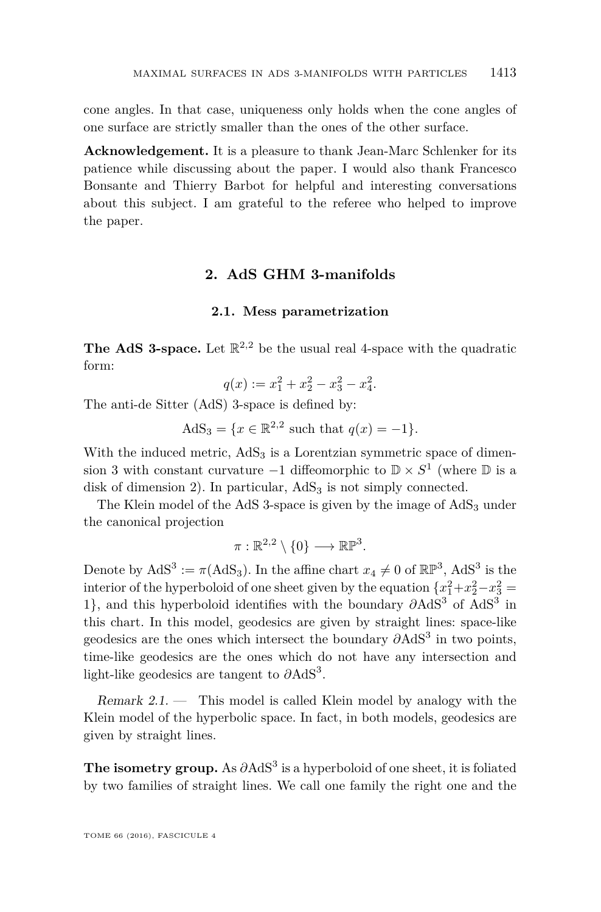cone angles. In that case, uniqueness only holds when the cone angles of one surface are strictly smaller than the ones of the other surface.

**Acknowledgement.** It is a pleasure to thank Jean-Marc Schlenker for its patience while discussing about the paper. I would also thank Francesco Bonsante and Thierry Barbot for helpful and interesting conversations about this subject. I am grateful to the referee who helped to improve the paper.

## 2. AdS GHM 3-manifolds

### 2.1. Mess parametrization

**The AdS 3-space.** Let $\mathbb{R}^{2,2}$ be the usual real 4-space with the quadratic form:

$$q(x) := x_1^2 + x_2^2 - x_3^2 - x_4^2.$$

The anti-de Sitter (AdS) 3-space is defined by:

$$\mathrm{AdS}_3 = \{x \in \mathbb{R}^{2,2} \text{ such that } q(x) = -1\}.$$

With the induced metric, $\mathrm{AdS}_3$ is a Lorentzian symmetric space of dimension 3 with constant curvature $-1$ diffeomorphic to $\mathbb{D} \times S^1$ (where $\mathbb{D}$ is a disk of dimension 2). In particular, $\mathrm{AdS}_3$ is not simply connected.

The Klein model of the AdS 3-space is given by the image of $\mathrm{AdS}_3$ under the canonical projection

$$\pi : \mathbb{R}^{2,2} \setminus \{0\} \longrightarrow \mathbb{RP}^3.$$

Denote by $\mathrm{AdS}^3 := \pi(\mathrm{AdS}_3)$. In the affine chart $x_4 \neq 0$ of $\mathbb{RP}^3$, $\mathrm{AdS}^3$ is the interior of the hyperboloid of one sheet given by the equation $\{x_1^2 + x_2^2 - x_3^2 = 1\}$, and this hyperboloid identifies with the boundary $\partial\mathrm{AdS}^3$ of $\mathrm{AdS}^3$ in this chart. In this model, geodesics are given by straight lines: space-like geodesics are the ones which intersect the boundary $\partial\mathrm{AdS}^3$ in two points, time-like geodesics are the ones which do not have any intersection and light-like geodesics are tangent to $\partial\mathrm{AdS}^3$.

*Remark 2.1.* — This model is called Klein model by analogy with the Klein model of the hyperbolic space. In fact, in both models, geodesics are given by straight lines.

**The isometry group.** As $\partial\mathrm{AdS}^3$ is a hyperboloid of one sheet, it is foliated by two families of straight lines. We call one family the right one and the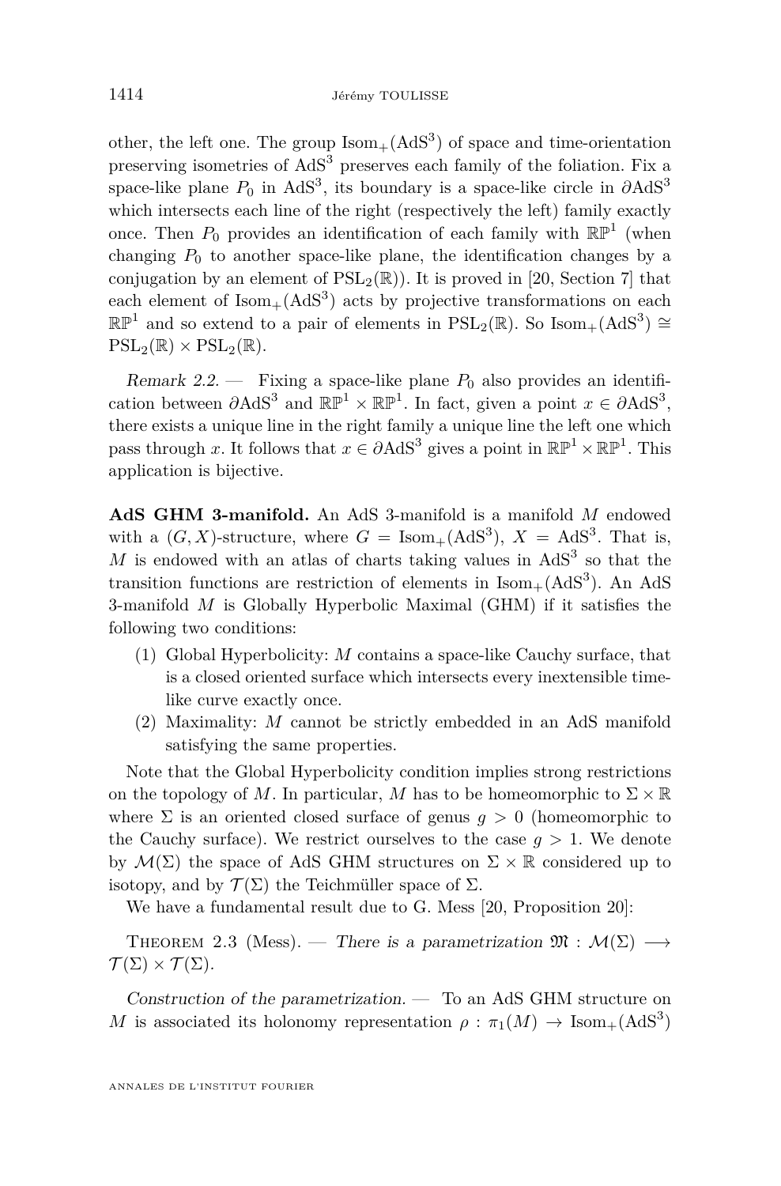other, the left one. The group $\mathrm{Isom}_+(\mathrm{AdS}^3)$ of space and time-orientation preserving isometries of $\mathrm{AdS}^3$ preserves each family of the foliation. Fix a space-like plane $P_0$ in $\mathrm{AdS}^3$, its boundary is a space-like circle in $\partial\mathrm{AdS}^3$ which intersects each line of the right (respectively the left) family exactly once. Then $P_0$ provides an identification of each family with $\mathbb{RP}^1$ (when changing $P_0$ to another space-like plane, the identification changes by a conjugation by an element of $\mathrm{PSL}_2(\mathbb{R})$). It is proved in [20, Section 7] that each element of $\mathrm{Isom}_+(\mathrm{AdS}^3)$ acts by projective transformations on each $\mathbb{RP}^1$ and so extend to a pair of elements in $\mathrm{PSL}_2(\mathbb{R})$. So $\mathrm{Isom}_+(\mathrm{AdS}^3) \cong \mathrm{PSL}_2(\mathbb{R}) \times \mathrm{PSL}_2(\mathbb{R})$.

*Remark 2.2.* — Fixing a space-like plane $P_0$ also provides an identification between $\partial\mathrm{AdS}^3$ and $\mathbb{RP}^1 \times \mathbb{RP}^1$. In fact, given a point $x \in \partial\mathrm{AdS}^3$, there exists a unique line in the right family a unique line the left one which pass through $x$. It follows that $x \in \partial\mathrm{AdS}^3$ gives a point in $\mathbb{RP}^1 \times \mathbb{RP}^1$. This application is bijective.

**AdS GHM 3-manifold.** An AdS 3-manifold is a manifold $M$ endowed with a $(G, X)$-structure, where $G = \mathrm{Isom}_+(\mathrm{AdS}^3)$, $X = \mathrm{AdS}^3$. That is, $M$ is endowed with an atlas of charts taking values in $\mathrm{AdS}^3$ so that the transition functions are restriction of elements in $\mathrm{Isom}_+(\mathrm{AdS}^3)$. An AdS 3-manifold $M$ is Globally Hyperbolic Maximal (GHM) if it satisfies the following two conditions:

1. Global Hyperbolicity: $M$ contains a space-like Cauchy surface, that is a closed oriented surface which intersects every inextensible time-like curve exactly once.
2. Maximality: $M$ cannot be strictly embedded in an AdS manifold satisfying the same properties.

Note that the Global Hyperbolicity condition implies strong restrictions on the topology of $M$. In particular, $M$ has to be homeomorphic to $\Sigma \times \mathbb{R}$ where $\Sigma$ is an oriented closed surface of genus $g > 0$ (homeomorphic to the Cauchy surface). We restrict ourselves to the case $g > 1$. We denote by $\mathcal{M}(\Sigma)$ the space of AdS GHM structures on $\Sigma \times \mathbb{R}$ considered up to isotopy, and by $\mathcal{T}(\Sigma)$ the Teichmüller space of $\Sigma$.

We have a fundamental result due to G. Mess [20, Proposition 20]:

Theorem 2.3 (Mess). — *There is a parametrization $\mathfrak{M} : \mathcal{M}(\Sigma) \longrightarrow \mathcal{T}(\Sigma) \times \mathcal{T}(\Sigma)$.*

*Construction of the parametrization.* — To an AdS GHM structure on $M$ is associated its holonomy representation $\rho : \pi_1(M) \to \mathrm{Isom}_+(\mathrm{AdS}^3)$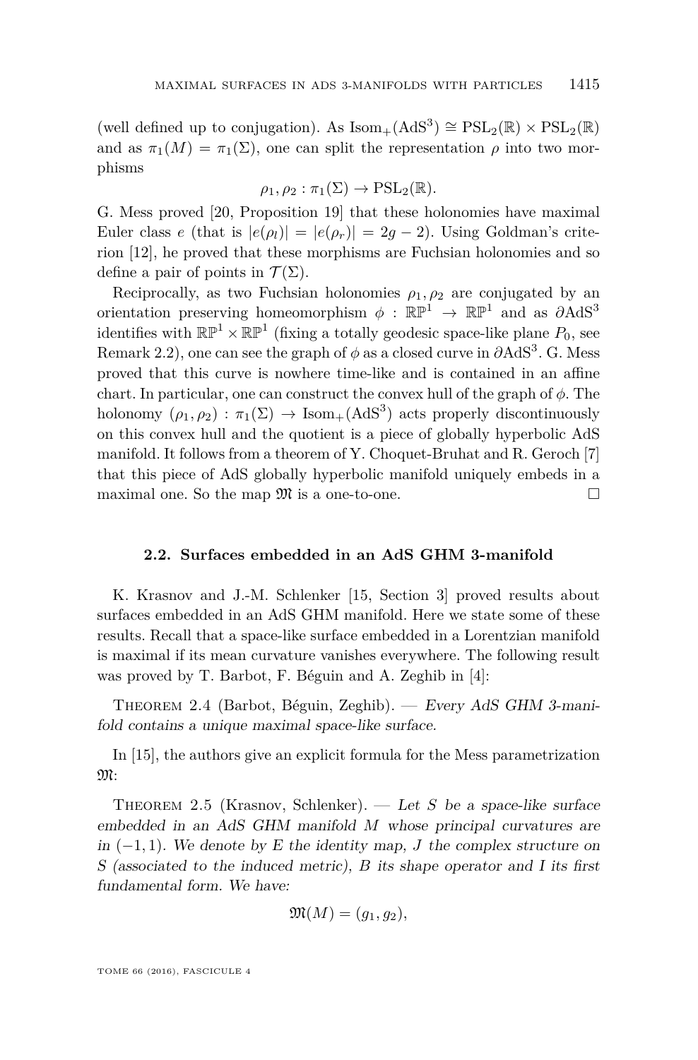(well defined up to conjugation). As $\mathrm{Isom}_+(\mathrm{AdS}^3) \cong \mathrm{PSL}_2(\mathbb{R}) \times \mathrm{PSL}_2(\mathbb{R})$ and as $\pi_1(M) = \pi_1(\Sigma)$, one can split the representation $\rho$ into two morphisms

$$\rho_1, \rho_2 : \pi_1(\Sigma) \to \mathrm{PSL}_2(\mathbb{R}).$$

G. Mess proved [20, Proposition 19] that these holonomies have maximal Euler class $e$ (that is $|e(\rho_l)| = |e(\rho_r)| = 2g - 2$). Using Goldman's criterion [12], he proved that these morphisms are Fuchsian holonomies and so define a pair of points in $\mathcal{T}(\Sigma)$.

Reciprocally, as two Fuchsian holonomies $\rho_1, \rho_2$ are conjugated by an orientation preserving homeomorphism $\phi : \mathbb{RP}^1 \to \mathbb{RP}^1$ and as $\partial\mathrm{AdS}^3$ identifies with $\mathbb{RP}^1 \times \mathbb{RP}^1$ (fixing a totally geodesic space-like plane $P_0$, see Remark 2.2), one can see the graph of $\phi$ as a closed curve in $\partial\mathrm{AdS}^3$. G. Mess proved that this curve is nowhere time-like and is contained in an affine chart. In particular, one can construct the convex hull of the graph of $\phi$. The holonomy $(\rho_1, \rho_2) : \pi_1(\Sigma) \to \mathrm{Isom}_+(\mathrm{AdS}^3)$ acts properly discontinuously on this convex hull and the quotient is a piece of globally hyperbolic AdS manifold. It follows from a theorem of Y. Choquet-Bruhat and R. Geroch [7] that this piece of AdS globally hyperbolic manifold uniquely embeds in a maximal one. So the map $\mathfrak{M}$ is a one-to-one. □

### 2.2. Surfaces embedded in an AdS GHM 3-manifold

K. Krasnov and J.-M. Schlenker [15, Section 3] proved results about surfaces embedded in an AdS GHM manifold. Here we state some of these results. Recall that a space-like surface embedded in a Lorentzian manifold is maximal if its mean curvature vanishes everywhere. The following result was proved by T. Barbot, F. Béguin and A. Zeghib in [4]:

Theorem 2.4 (Barbot, Béguin, Zeghib). — *Every AdS GHM 3-manifold contains a unique maximal space-like surface.*

In [15], the authors give an explicit formula for the Mess parametrization $\mathfrak{M}$:

Theorem 2.5 (Krasnov, Schlenker). — *Let $S$ be a space-like surface embedded in an AdS GHM manifold $M$ whose principal curvatures are in $(-1, 1)$. We denote by $E$ the identity map, $J$ the complex structure on $S$ (associated to the induced metric), $B$ its shape operator and $I$ its first fundamental form. We have:*

$$\mathfrak{M}(M) = (g_1, g_2),$$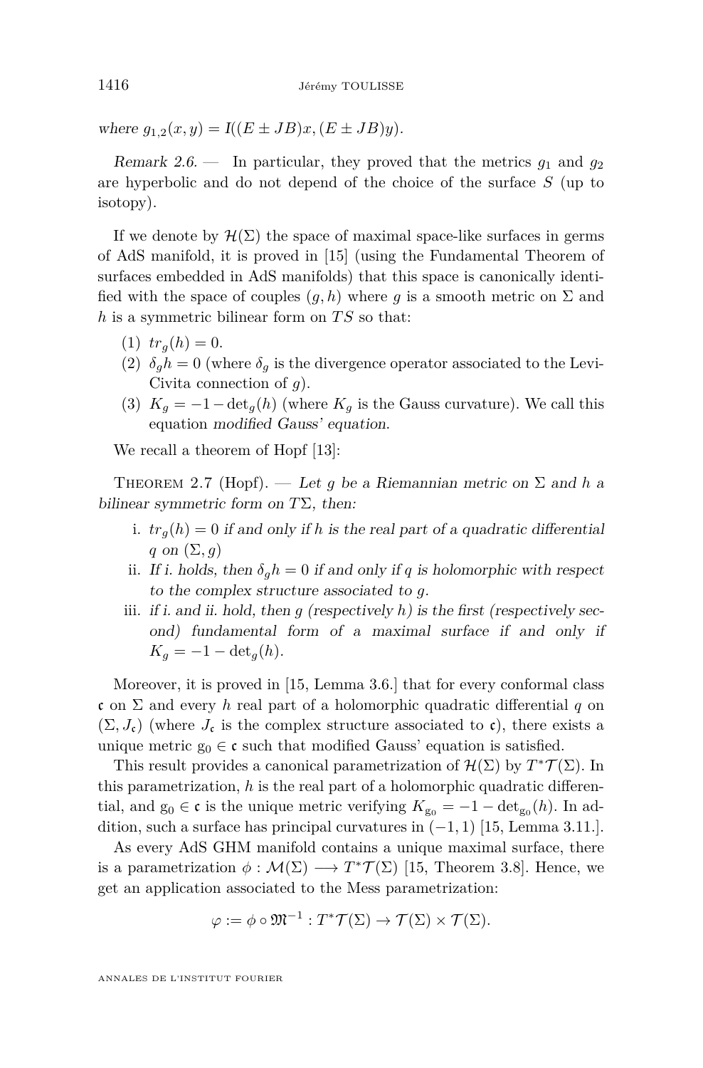where $g_{1,2}(x, y) = I((E \pm JB)x, (E \pm JB)y)$.

*Remark 2.6.* — In particular, they proved that the metrics $g_1$ and $g_2$ are hyperbolic and do not depend of the choice of the surface $S$ (up to isotopy).

If we denote by $\mathcal{H}(\Sigma)$ the space of maximal space-like surfaces in germs of AdS manifold, it is proved in [15] (using the Fundamental Theorem of surfaces embedded in AdS manifolds) that this space is canonically identified with the space of couples $(g, h)$ where $g$ is a smooth metric on $\Sigma$ and $h$ is a symmetric bilinear form on $TS$ so that:

1. $tr_g(h) = 0$.
2. $\delta_g h = 0$ (where $\delta_g$ is the divergence operator associated to the Levi-Civita connection of $g$).
3. $K_g = -1 - \det_g(h)$ (where $K_g$ is the Gauss curvature). We call this equation *modified Gauss' equation*.

We recall a theorem of Hopf [13]:

Theorem 2.7 (Hopf). — *Let $g$ be a Riemannian metric on $\Sigma$ and $h$ a bilinear symmetric form on $T\Sigma$, then:*

i. *$tr_g(h) = 0$ if and only if $h$ is the real part of a quadratic differential $q$ on $(\Sigma, g)$*
ii. *If i. holds, then $\delta_g h = 0$ if and only if $q$ is holomorphic with respect to the complex structure associated to $g$.*
iii. *if i. and ii. hold, then $g$ (respectively $h$) is the first (respectively second) fundamental form of a maximal surface if and only if $K_g = -1 - \det_g(h)$.*

Moreover, it is proved in [15, Lemma 3.6.] that for every conformal class $\mathfrak{c}$ on $\Sigma$ and every $h$ real part of a holomorphic quadratic differential $q$ on $(\Sigma, J_{\mathfrak{c}})$ (where $J_{\mathfrak{c}}$ is the complex structure associated to $\mathfrak{c}$), there exists a unique metric $\mathrm{g}_0 \in \mathfrak{c}$ such that modified Gauss' equation is satisfied.

This result provides a canonical parametrization of $\mathcal{H}(\Sigma)$ by $T^*\mathcal{T}(\Sigma)$. In this parametrization, $h$ is the real part of a holomorphic quadratic differential, and $\mathrm{g}_0 \in \mathfrak{c}$ is the unique metric verifying $K_{\mathrm{g}_0} = -1 - \det_{\mathrm{g}_0}(h)$. In addition, such a surface has principal curvatures in $(-1, 1)$ [15, Lemma 3.11.].

As every AdS GHM manifold contains a unique maximal surface, there is a parametrization $\phi : \mathcal{M}(\Sigma) \longrightarrow T^*\mathcal{T}(\Sigma)$ [15, Theorem 3.8]. Hence, we get an application associated to the Mess parametrization:

$$\varphi := \phi \circ \mathfrak{M}^{-1} : T^*\mathcal{T}(\Sigma) \to \mathcal{T}(\Sigma) \times \mathcal{T}(\Sigma).$$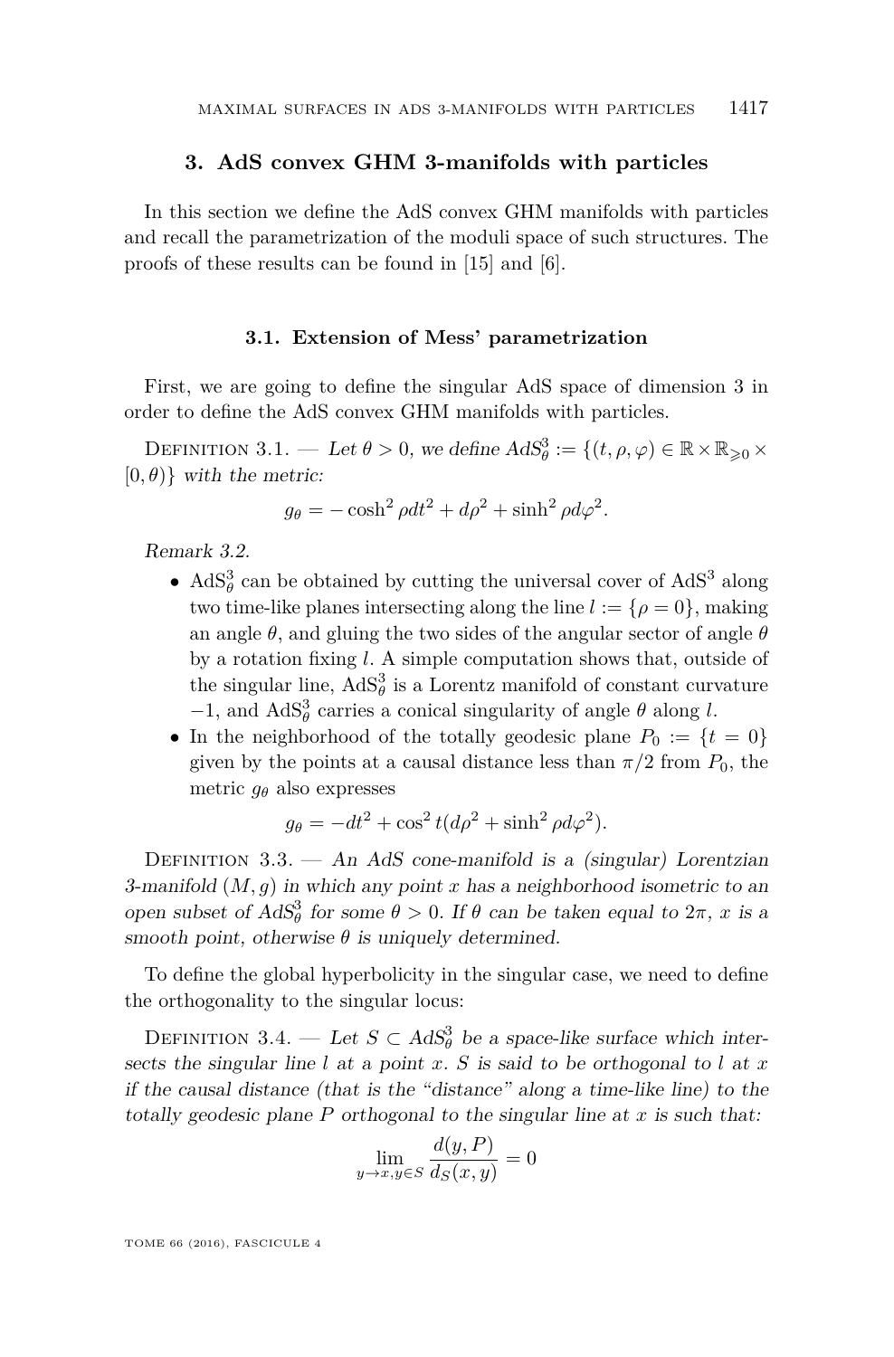## 3. AdS convex GHM 3-manifolds with particles

In this section we define the AdS convex GHM manifolds with particles and recall the parametrization of the moduli space of such structures. The proofs of these results can be found in [15] and [6].

### 3.1. Extension of Mess' parametrization

First, we are going to define the singular AdS space of dimension 3 in order to define the AdS convex GHM manifolds with particles.

Definition 3.1. — *Let $\theta > 0$, we define $AdS^3_\theta := \{(t, \rho, \varphi) \in \mathbb{R} \times \mathbb{R}_{\geqslant 0} \times [0, \theta)\}$ with the metric:*

$$g_\theta = -\cosh^2 \rho dt^2 + d\rho^2 + \sinh^2 \rho d\varphi^2.$$

*Remark 3.2.*

- $\mathrm{AdS}^3_\theta$ can be obtained by cutting the universal cover of $\mathrm{AdS}^3$ along two time-like planes intersecting along the line $l := \{\rho = 0\}$, making an angle $\theta$, and gluing the two sides of the angular sector of angle $\theta$ by a rotation fixing $l$. A simple computation shows that, outside of the singular line, $\mathrm{AdS}^3_\theta$ is a Lorentz manifold of constant curvature $-1$, and $\mathrm{AdS}^3_\theta$ carries a conical singularity of angle $\theta$ along $l$.
- In the neighborhood of the totally geodesic plane $P_0 := \{t = 0\}$ given by the points at a causal distance less than $\pi/2$ from $P_0$, the metric $g_\theta$ also expresses

$$g_\theta = -dt^2 + \cos^2 t(d\rho^2 + \sinh^2 \rho d\varphi^2).$$

Definition 3.3. — *An AdS cone-manifold is a (singular) Lorentzian 3-manifold $(M, g)$ in which any point $x$ has a neighborhood isometric to an open subset of $AdS^3_\theta$ for some $\theta > 0$. If $\theta$ can be taken equal to $2\pi$, $x$ is a smooth point, otherwise $\theta$ is uniquely determined.*

To define the global hyperbolicity in the singular case, we need to define the orthogonality to the singular locus:

Definition 3.4. — *Let $S \subset AdS^3_\theta$ be a space-like surface which intersects the singular line $l$ at a point $x$. $S$ is said to be orthogonal to $l$ at $x$ if the causal distance (that is the "distance" along a time-like line) to the totally geodesic plane $P$ orthogonal to the singular line at $x$ is such that:*

$$\lim_{y \to x, y \in S} \frac{d(y, P)}{d_S(x, y)} = 0$$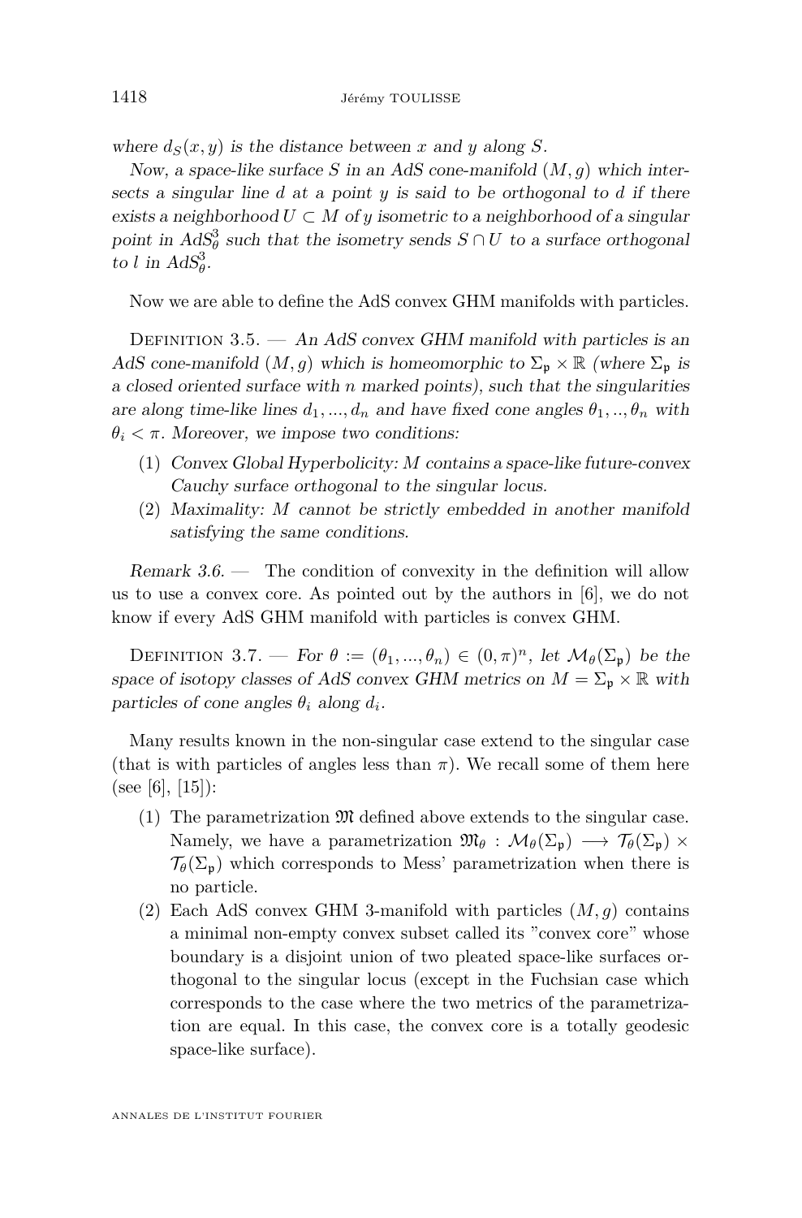where $d_S(x,y)$ is the distance between $x$ and $y$ along $S$.

*Now, a space-like surface $S$ in an AdS cone-manifold $(M,g)$ which intersects a singular line $d$ at a point $y$ is said to be orthogonal to $d$ if there exists a neighborhood $U \subset M$ of $y$ isometric to a neighborhood of a singular point in $AdS^3_\theta$ such that the isometry sends $S \cap U$ to a surface orthogonal to $l$ in $AdS^3_\theta$.*

Now we are able to define the AdS convex GHM manifolds with particles.

Definition 3.5. — *An AdS convex GHM manifold with particles is an AdS cone-manifold $(M,g)$ which is homeomorphic to $\Sigma_\mathfrak{p} \times \mathbb{R}$ (where $\Sigma_\mathfrak{p}$ is a closed oriented surface with $n$ marked points), such that the singularities are along time-like lines $d_1, ..., d_n$ and have fixed cone angles $\theta_1, .., \theta_n$ with $\theta_i < \pi$. Moreover, we impose two conditions:*

1. *Convex Global Hyperbolicity: $M$ contains a space-like future-convex Cauchy surface orthogonal to the singular locus.*
2. *Maximality: $M$ cannot be strictly embedded in another manifold satisfying the same conditions.*

*Remark 3.6.* — The condition of convexity in the definition will allow us to use a convex core. As pointed out by the authors in [6], we do not know if every AdS GHM manifold with particles is convex GHM.

Definition 3.7. — *For $\theta := (\theta_1, ..., \theta_n) \in (0,\pi)^n$, let $\mathcal{M}_\theta(\Sigma_\mathfrak{p})$ be the space of isotopy classes of AdS convex GHM metrics on $M = \Sigma_\mathfrak{p} \times \mathbb{R}$ with particles of cone angles $\theta_i$ along $d_i$.*

Many results known in the non-singular case extend to the singular case (that is with particles of angles less than $\pi$). We recall some of them here (see [6], [15]):

1. The parametrization $\mathfrak{M}$ defined above extends to the singular case. Namely, we have a parametrization $\mathfrak{M}_\theta : \mathcal{M}_\theta(\Sigma_\mathfrak{p}) \longrightarrow \mathcal{T}_\theta(\Sigma_\mathfrak{p}) \times \mathcal{T}_\theta(\Sigma_\mathfrak{p})$ which corresponds to Mess' parametrization when there is no particle.
2. Each AdS convex GHM 3-manifold with particles $(M,g)$ contains a minimal non-empty convex subset called its "convex core" whose boundary is a disjoint union of two pleated space-like surfaces orthogonal to the singular locus (except in the Fuchsian case which corresponds to the case where the two metrics of the parametrization are equal. In this case, the convex core is a totally geodesic space-like surface).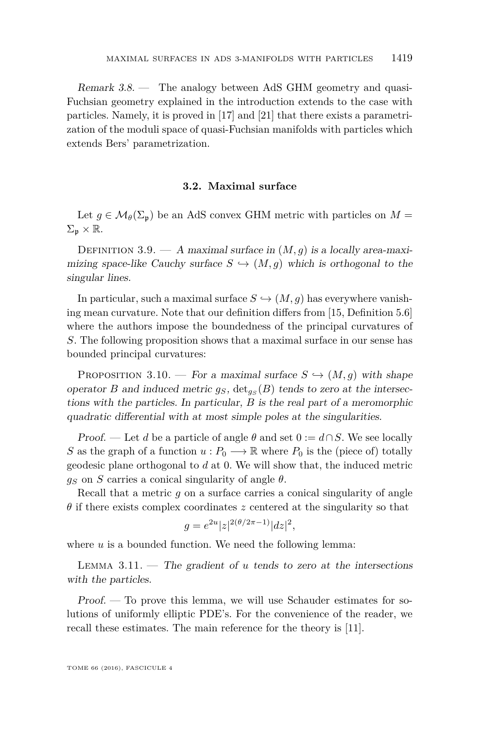*Remark 3.8.* — The analogy between AdS GHM geometry and quasi-Fuchsian geometry explained in the introduction extends to the case with particles. Namely, it is proved in [17] and [21] that there exists a parametrization of the moduli space of quasi-Fuchsian manifolds with particles which extends Bers' parametrization.

### 3.2. Maximal surface

Let $g \in \mathcal{M}_\theta(\Sigma_\mathfrak{p})$ be an AdS convex GHM metric with particles on $M = \Sigma_\mathfrak{p} \times \mathbb{R}$.

Definition 3.9. — *A maximal surface in $(M, g)$ is a locally area-maximizing space-like Cauchy surface $S \hookrightarrow (M, g)$ which is orthogonal to the singular lines.*

In particular, such a maximal surface $S \hookrightarrow (M, g)$ has everywhere vanishing mean curvature. Note that our definition differs from [15, Definition 5.6] where the authors impose the boundedness of the principal curvatures of $S$. The following proposition shows that a maximal surface in our sense has bounded principal curvatures:

Proposition 3.10. — *For a maximal surface $S \hookrightarrow (M, g)$ with shape operator $B$ and induced metric $g_S$, $\det_{g_S}(B)$ tends to zero at the intersections with the particles. In particular, $B$ is the real part of a meromorphic quadratic differential with at most simple poles at the singularities.*

*Proof.* — Let $d$ be a particle of angle $\theta$ and set $0 := d \cap S$. We see locally $S$ as the graph of a function $u : P_0 \longrightarrow \mathbb{R}$ where $P_0$ is the (piece of) totally geodesic plane orthogonal to $d$ at 0. We will show that, the induced metric $g_S$ on $S$ carries a conical singularity of angle $\theta$.

Recall that a metric $g$ on a surface carries a conical singularity of angle $\theta$ if there exists complex coordinates $z$ centered at the singularity so that

$$g = e^{2u}|z|^{2(\theta/2\pi - 1)}|dz|^2,$$

where $u$ is a bounded function. We need the following lemma:

Lemma 3.11. — *The gradient of $u$ tends to zero at the intersections with the particles.*

*Proof.* — To prove this lemma, we will use Schauder estimates for solutions of uniformly elliptic PDE's. For the convenience of the reader, we recall these estimates. The main reference for the theory is [11].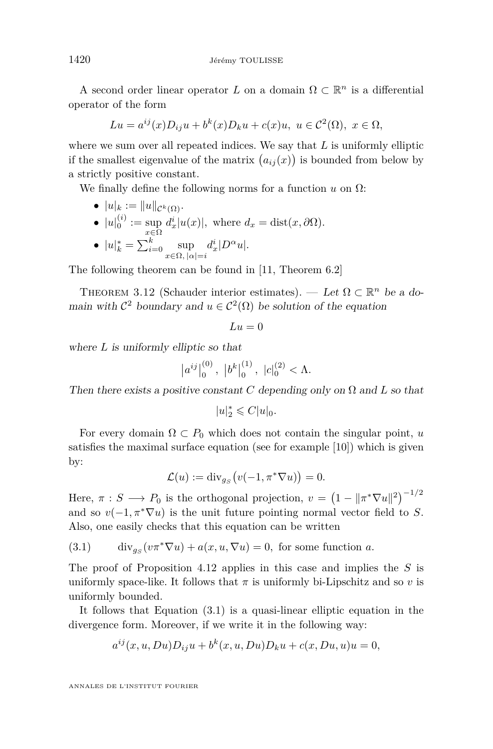A second order linear operator $L$ on a domain $\Omega \subset \mathbb{R}^n$ is a differential operator of the form

$$Lu = a^{ij}(x)D_{ij}u + b^k(x)D_k u + c(x)u,\ u \in \mathcal{C}^2(\Omega),\ x \in \Omega,$$

where we sum over all repeated indices. We say that $L$ is uniformly elliptic if the smallest eigenvalue of the matrix $\big(a_{ij}(x)\big)$ is bounded from below by a strictly positive constant.

We finally define the following norms for a function $u$ on $\Omega$:

- $|u|_k := \|u\|_{\mathcal{C}^k(\Omega)}$.
- $|u|_0^{(i)} := \sup_{x\in\Omega} d_x^i |u(x)|$, where $d_x = \mathrm{dist}(x, \partial\Omega)$.
- $|u|_k^* = \sum_{i=0}^k \sup_{x\in\Omega,\, |\alpha|=i} d_x^i |D^\alpha u|$.

The following theorem can be found in [11, Theorem 6.2]

Theorem 3.12 (Schauder interior estimates). — *Let $\Omega \subset \mathbb{R}^n$ be a domain with $\mathcal{C}^2$ boundary and $u \in \mathcal{C}^2(\Omega)$ be solution of the equation*

$$Lu = 0$$

*where $L$ is uniformly elliptic so that*

$$\left|a^{ij}\right|_0^{(0)},\ \left|b^k\right|_0^{(1)},\ |c|_0^{(2)} < \Lambda.$$

*Then there exists a positive constant $C$ depending only on $\Omega$ and $L$ so that*

$$|u|_2^* \leqslant C|u|_0.$$

For every domain $\Omega \subset P_0$ which does not contain the singular point, $u$ satisfies the maximal surface equation (see for example [10]) which is given by:

$$\mathcal{L}(u) := \mathrm{div}_{g_S}\big(v(-1, \pi^*\nabla u)\big) = 0.$$

Here, $\pi : S \longrightarrow P_0$ is the orthogonal projection, $v = \big(1 - \|\pi^*\nabla u\|^2\big)^{-1/2}$ and so $v(-1, \pi^*\nabla u)$ is the unit future pointing normal vector field to $S$. Also, one easily checks that this equation can be written

$$\mathrm{div}_{g_S}(v\pi^*\nabla u) + a(x, u, \nabla u) = 0, \text{ for some function } a. \tag{3.1}$$

The proof of Proposition 4.12 applies in this case and implies the $S$ is uniformly space-like. It follows that $\pi$ is uniformly bi-Lipschitz and so $v$ is uniformly bounded.

It follows that Equation (3.1) is a quasi-linear elliptic equation in the divergence form. Moreover, if we write it in the following way:

$$a^{ij}(x, u, Du)D_{ij}u + b^k(x, u, Du)D_k u + c(x, Du, u)u = 0,$$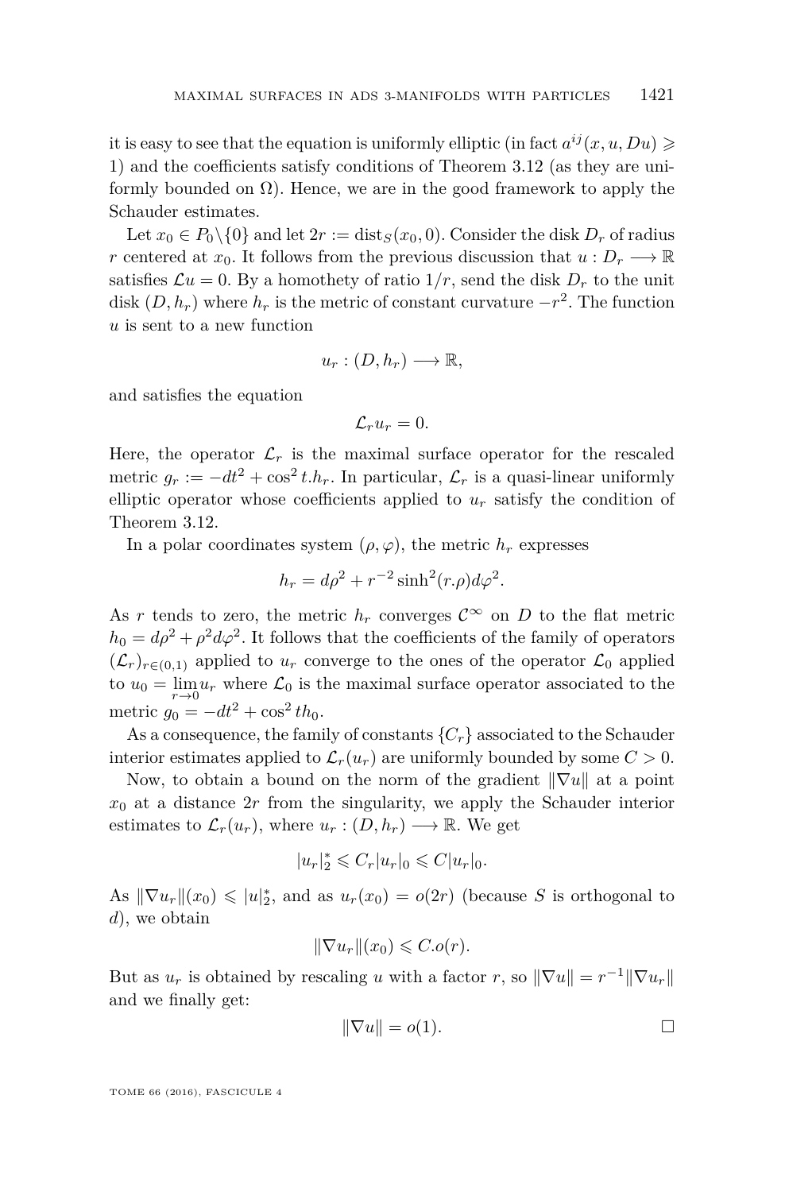it is easy to see that the equation is uniformly elliptic (in fact $a^{ij}(x,u,Du) \geqslant 1$) and the coefficients satisfy conditions of Theorem 3.12 (as they are uniformly bounded on $\Omega$). Hence, we are in the good framework to apply the Schauder estimates.

Let $x_0 \in P_0\backslash\{0\}$ and let $2r := \mathrm{dist}_S(x_0, 0)$. Consider the disk $D_r$ of radius $r$ centered at $x_0$. It follows from the previous discussion that $u : D_r \longrightarrow \mathbb{R}$ satisfies $\mathcal{L}u = 0$. By a homothety of ratio $1/r$, send the disk $D_r$ to the unit disk $(D, h_r)$ where $h_r$ is the metric of constant curvature $-r^2$. The function $u$ is sent to a new function

$$u_r : (D, h_r) \longrightarrow \mathbb{R},$$

and satisfies the equation

$$\mathcal{L}_r u_r = 0.$$

Here, the operator $\mathcal{L}_r$ is the maximal surface operator for the rescaled metric $g_r := -dt^2 + \cos^2 t.h_r$. In particular, $\mathcal{L}_r$ is a quasi-linear uniformly elliptic operator whose coefficients applied to $u_r$ satisfy the condition of Theorem 3.12.

In a polar coordinates system $(\rho, \varphi)$, the metric $h_r$ expresses

$$h_r = d\rho^2 + r^{-2}\sinh^2(r.\rho)d\varphi^2.$$

As $r$ tends to zero, the metric $h_r$ converges $\mathcal{C}^\infty$ on $D$ to the flat metric $h_0 = d\rho^2 + \rho^2 d\varphi^2$. It follows that the coefficients of the family of operators $(\mathcal{L}_r)_{r\in(0,1)}$ applied to $u_r$ converge to the ones of the operator $\mathcal{L}_0$ applied to $u_0 = \lim_{r\to 0} u_r$ where $\mathcal{L}_0$ is the maximal surface operator associated to the metric $g_0 = -dt^2 + \cos^2 th_0$.

As a consequence, the family of constants $\{C_r\}$ associated to the Schauder interior estimates applied to $\mathcal{L}_r(u_r)$ are uniformly bounded by some $C > 0$.

Now, to obtain a bound on the norm of the gradient $\|\nabla u\|$ at a point $x_0$ at a distance $2r$ from the singularity, we apply the Schauder interior estimates to $\mathcal{L}_r(u_r)$, where $u_r : (D, h_r) \longrightarrow \mathbb{R}$. We get

$$|u_r|_2^* \leqslant C_r |u_r|_0 \leqslant C|u_r|_0.$$

As $\|\nabla u_r\|(x_0) \leqslant |u|_2^*$, and as $u_r(x_0) = o(2r)$ (because $S$ is orthogonal to $d$), we obtain

$$\|\nabla u_r\|(x_0) \leqslant C.o(r).$$

But as $u_r$ is obtained by rescaling $u$ with a factor $r$, so $\|\nabla u\| = r^{-1}\|\nabla u_r\|$ and we finally get:

$$\|\nabla u\| = o(1). \qquad \square$$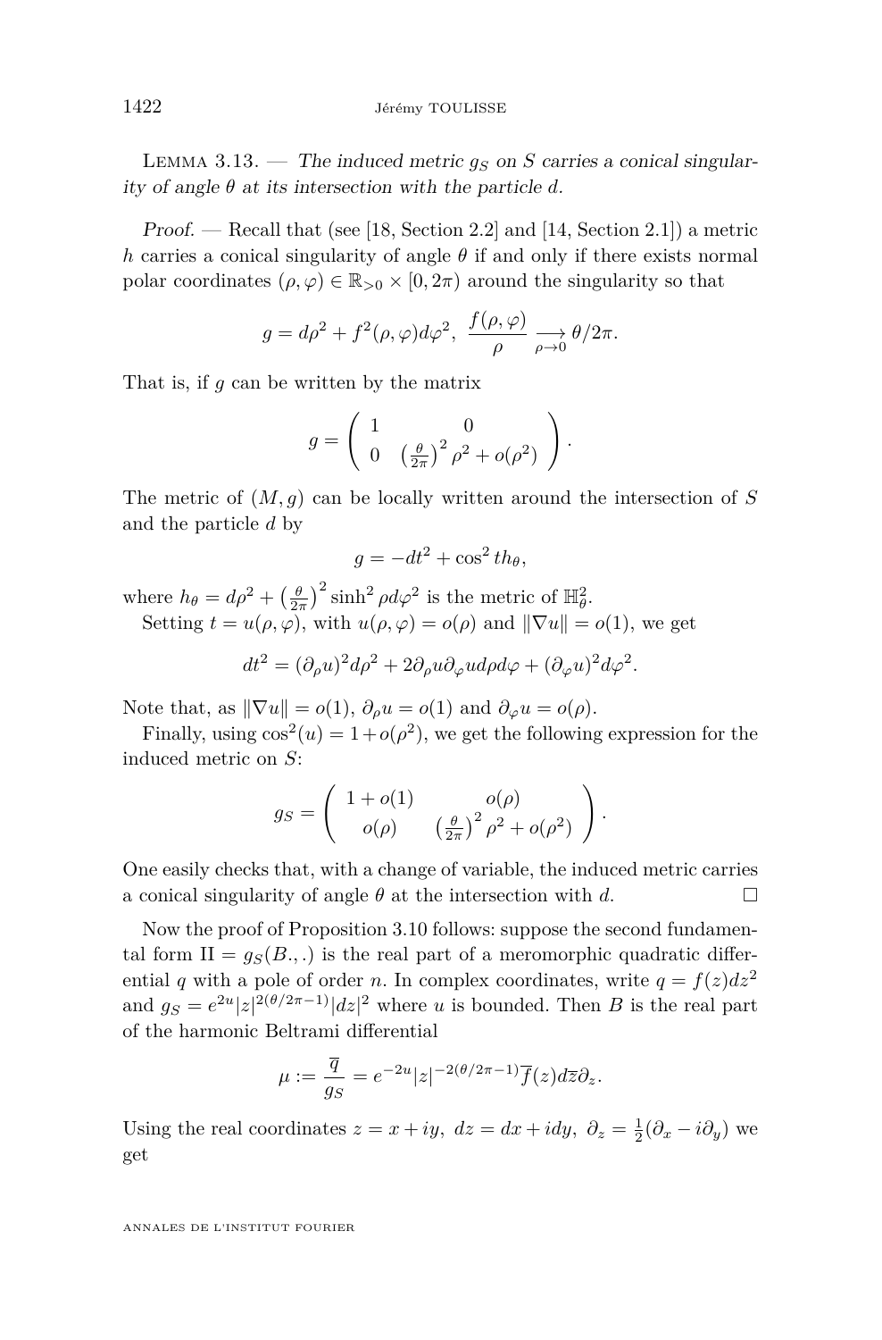Lemma 3.13. — *The induced metric $g_S$ on $S$ carries a conical singularity of angle $\theta$ at its intersection with the particle $d$.*

*Proof.* — Recall that (see [18, Section 2.2] and [14, Section 2.1]) a metric $h$ carries a conical singularity of angle $\theta$ if and only if there exists normal polar coordinates $(\rho,\varphi)\in\mathbb{R}_{>0}\times[0,2\pi)$ around the singularity so that

$$g = d\rho^2 + f^2(\rho,\varphi)d\varphi^2,\ \ \frac{f(\rho,\varphi)}{\rho}\underset{\rho\to 0}{\longrightarrow}\theta/2\pi.$$

That is, if $g$ can be written by the matrix

$$g=\begin{pmatrix} 1 & 0 \\ 0 & \left(\frac{\theta}{2\pi}\right)^2\rho^2+o(\rho^2)\end{pmatrix}.$$

The metric of $(M,g)$ can be locally written around the intersection of $S$ and the particle $d$ by

$$g=-dt^2+\cos^2 t h_\theta,$$

where $h_\theta = d\rho^2+\left(\frac{\theta}{2\pi}\right)^2\sinh^2\rho d\varphi^2$ is the metric of $\mathbb{H}^2_\theta$.

Setting $t=u(\rho,\varphi)$, with $u(\rho,\varphi)=o(\rho)$ and $\|\nabla u\|=o(1)$, we get

$$dt^2 = (\partial_\rho u)^2 d\rho^2 + 2\partial_\rho u\partial_\varphi u d\rho d\varphi + (\partial_\varphi u)^2 d\varphi^2.$$

Note that, as $\|\nabla u\|=o(1)$, $\partial_\rho u = o(1)$ and $\partial_\varphi u = o(\rho)$.

Finally, using $\cos^2(u)=1+o(\rho^2)$, we get the following expression for the induced metric on $S$:

$$g_S=\begin{pmatrix} 1+o(1) & o(\rho) \\ o(\rho) & \left(\frac{\theta}{2\pi}\right)^2\rho^2+o(\rho^2)\end{pmatrix}.$$

One easily checks that, with a change of variable, the induced metric carries a conical singularity of angle $\theta$ at the intersection with $d$. □

Now the proof of Proposition 3.10 follows: suppose the second fundamental form $\mathrm{II}=g_S(B.,.)$ is the real part of a meromorphic quadratic differential $q$ with a pole of order $n$. In complex coordinates, write $q=f(z)dz^2$ and $g_S = e^{2u}|z|^{2(\theta/2\pi-1)}|dz|^2$ where $u$ is bounded. Then $B$ is the real part of the harmonic Beltrami differential

$$\mu := \frac{\overline{q}}{g_S} = e^{-2u}|z|^{-2(\theta/2\pi-1)}\overline{f}(z)d\overline{z}\partial_z.$$

Using the real coordinates $z=x+iy,\ dz=dx+idy,\ \partial_z=\frac{1}{2}(\partial_x-i\partial_y)$ we get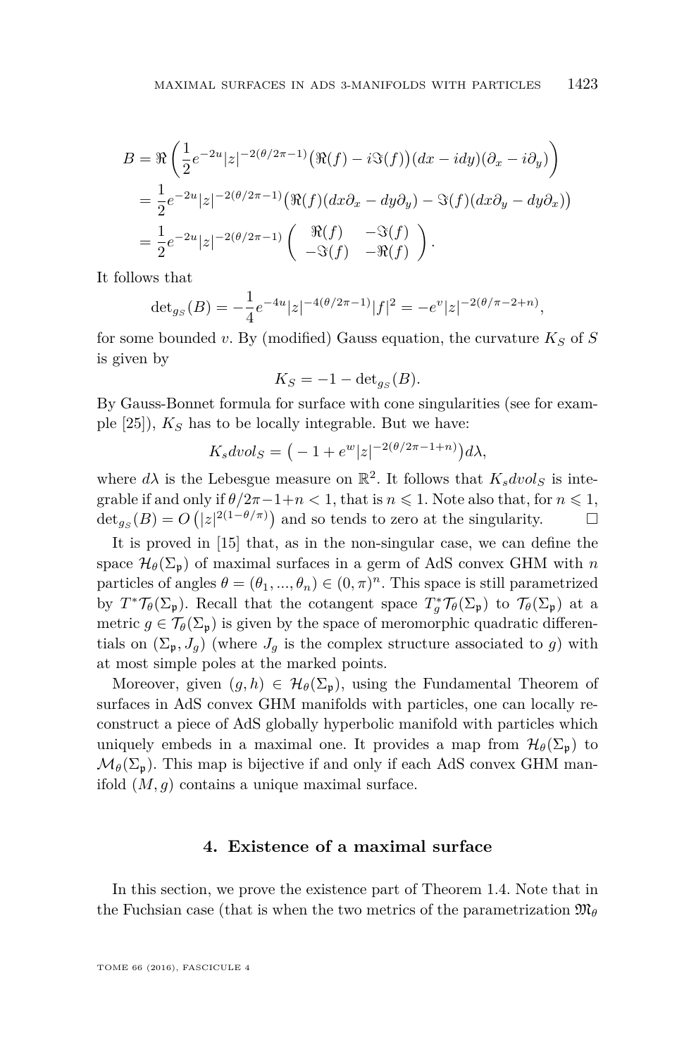$$
\begin{aligned}
B &= \Re\left(\frac{1}{2}e^{-2u}|z|^{-2(\theta/2\pi-1)}\big(\Re(f)-i\Im(f)\big)(dx-idy)(\partial_x-i\partial_y)\right)\\
&= \frac{1}{2}e^{-2u}|z|^{-2(\theta/2\pi-1)}\big(\Re(f)(dx\partial_x-dy\partial_y)-\Im(f)(dx\partial_y-dy\partial_x)\big)\\
&= \frac{1}{2}e^{-2u}|z|^{-2(\theta/2\pi-1)}\begin{pmatrix} \Re(f) & -\Im(f)\\ -\Im(f) & -\Re(f)\end{pmatrix}.
\end{aligned}
$$

It follows that

$$
\det_{g_S}(B) = -\frac{1}{4}e^{-4u}|z|^{-4(\theta/2\pi-1)}|f|^2 = -e^{v}|z|^{-2(\theta/\pi-2+n)},
$$

for some bounded $v$. By (modified) Gauss equation, the curvature $K_S$ of $S$ is given by

$$
K_S = -1-\det_{g_S}(B).
$$

By Gauss-Bonnet formula for surface with cone singularities (see for example [25]), $K_S$ has to be locally integrable. But we have:

$$
K_s dvol_S = \big(-1+e^{w}|z|^{-2(\theta/2\pi-1+n)}\big)d\lambda,
$$

where $d\lambda$ is the Lebesgue measure on $\mathbb{R}^2$. It follows that $K_s dvol_S$ is integrable if and only if $\theta/2\pi-1+n<1$, that is $n\leqslant 1$. Note also that, for $n\leqslant 1$, $\det_{g_S}(B)=O\left(|z|^{2(1-\theta/\pi)}\right)$ and so tends to zero at the singularity. $\square$

It is proved in [15] that, as in the non-singular case, we can define the space $\mathcal{H}_\theta(\Sigma_\mathfrak{p})$ of maximal surfaces in a germ of AdS convex GHM with $n$ particles of angles $\theta=(\theta_1,...,\theta_n)\in(0,\pi)^n$. This space is still parametrized by $T^*\mathcal{T}_\theta(\Sigma_\mathfrak{p})$. Recall that the cotangent space $T^*_g\mathcal{T}_\theta(\Sigma_\mathfrak{p})$ to $\mathcal{T}_\theta(\Sigma_\mathfrak{p})$ at a metric $g\in\mathcal{T}_\theta(\Sigma_\mathfrak{p})$ is given by the space of meromorphic quadratic differentials on $(\Sigma_\mathfrak{p},J_g)$ (where $J_g$ is the complex structure associated to $g$) with at most simple poles at the marked points.

Moreover, given $(g,h)\in\mathcal{H}_\theta(\Sigma_\mathfrak{p})$, using the Fundamental Theorem of surfaces in AdS convex GHM manifolds with particles, one can locally reconstruct a piece of AdS globally hyperbolic manifold with particles which uniquely embeds in a maximal one. It provides a map from $\mathcal{H}_\theta(\Sigma_\mathfrak{p})$ to $\mathcal{M}_\theta(\Sigma_\mathfrak{p})$. This map is bijective if and only if each AdS convex GHM manifold $(M,g)$ contains a unique maximal surface.

## 4. Existence of a maximal surface

In this section, we prove the existence part of Theorem 1.4. Note that in the Fuchsian case (that is when the two metrics of the parametrization $\mathfrak{M}_\theta$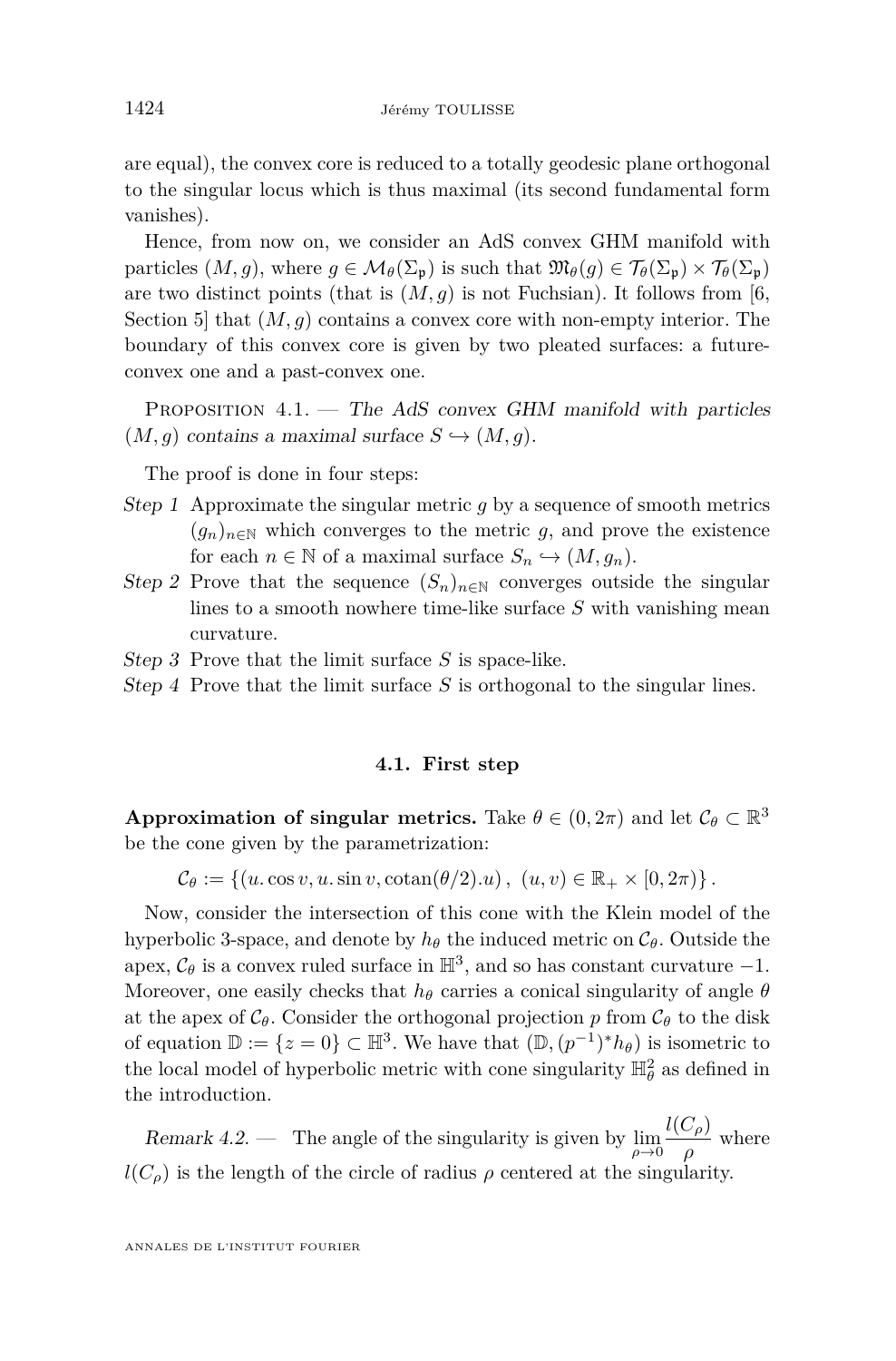are equal), the convex core is reduced to a totally geodesic plane orthogonal to the singular locus which is thus maximal (its second fundamental form vanishes).

Hence, from now on, we consider an AdS convex GHM manifold with particles $(M, g)$, where $g \in \mathcal{M}_\theta(\Sigma_\mathfrak{p})$ is such that $\mathfrak{M}_\theta(g) \in \mathcal{T}_\theta(\Sigma_\mathfrak{p}) \times \mathcal{T}_\theta(\Sigma_\mathfrak{p})$ are two distinct points (that is $(M, g)$ is not Fuchsian). It follows from [6, Section 5] that $(M, g)$ contains a convex core with non-empty interior. The boundary of this convex core is given by two pleated surfaces: a future-convex one and a past-convex one.

Proposition 4.1. — *The AdS convex GHM manifold with particles $(M, g)$ contains a maximal surface $S \hookrightarrow (M, g)$.*

The proof is done in four steps:

- *Step 1* Approximate the singular metric $g$ by a sequence of smooth metrics $(g_n)_{n\in\mathbb{N}}$ which converges to the metric $g$, and prove the existence for each $n \in \mathbb{N}$ of a maximal surface $S_n \hookrightarrow (M, g_n)$.
- *Step 2* Prove that the sequence $(S_n)_{n\in\mathbb{N}}$ converges outside the singular lines to a smooth nowhere time-like surface $S$ with vanishing mean curvature.
- *Step 3* Prove that the limit surface $S$ is space-like.
- *Step 4* Prove that the limit surface $S$ is orthogonal to the singular lines.

### 4.1. First step

**Approximation of singular metrics.** Take $\theta \in (0, 2\pi)$ and let $\mathcal{C}_\theta \subset \mathbb{R}^3$ be the cone given by the parametrization:

$$\mathcal{C}_\theta := \{(u.\cos v, u.\sin v, \operatorname{cotan}(\theta/2).u)\,,\ (u, v) \in \mathbb{R}_+ \times [0, 2\pi)\}\,.$$

Now, consider the intersection of this cone with the Klein model of the hyperbolic 3-space, and denote by $h_\theta$ the induced metric on $\mathcal{C}_\theta$. Outside the apex, $\mathcal{C}_\theta$ is a convex ruled surface in $\mathbb{H}^3$, and so has constant curvature $-1$. Moreover, one easily checks that $h_\theta$ carries a conical singularity of angle $\theta$ at the apex of $\mathcal{C}_\theta$. Consider the orthogonal projection $p$ from $\mathcal{C}_\theta$ to the disk of equation $\mathbb{D} := \{z = 0\} \subset \mathbb{H}^3$. We have that $(\mathbb{D}, (p^{-1})^* h_\theta)$ is isometric to the local model of hyperbolic metric with cone singularity $\mathbb{H}^2_\theta$ as defined in the introduction.

*Remark 4.2.* — The angle of the singularity is given by $\lim_{\rho\to 0} \dfrac{l(C_\rho)}{\rho}$ where $l(C_\rho)$ is the length of the circle of radius $\rho$ centered at the singularity.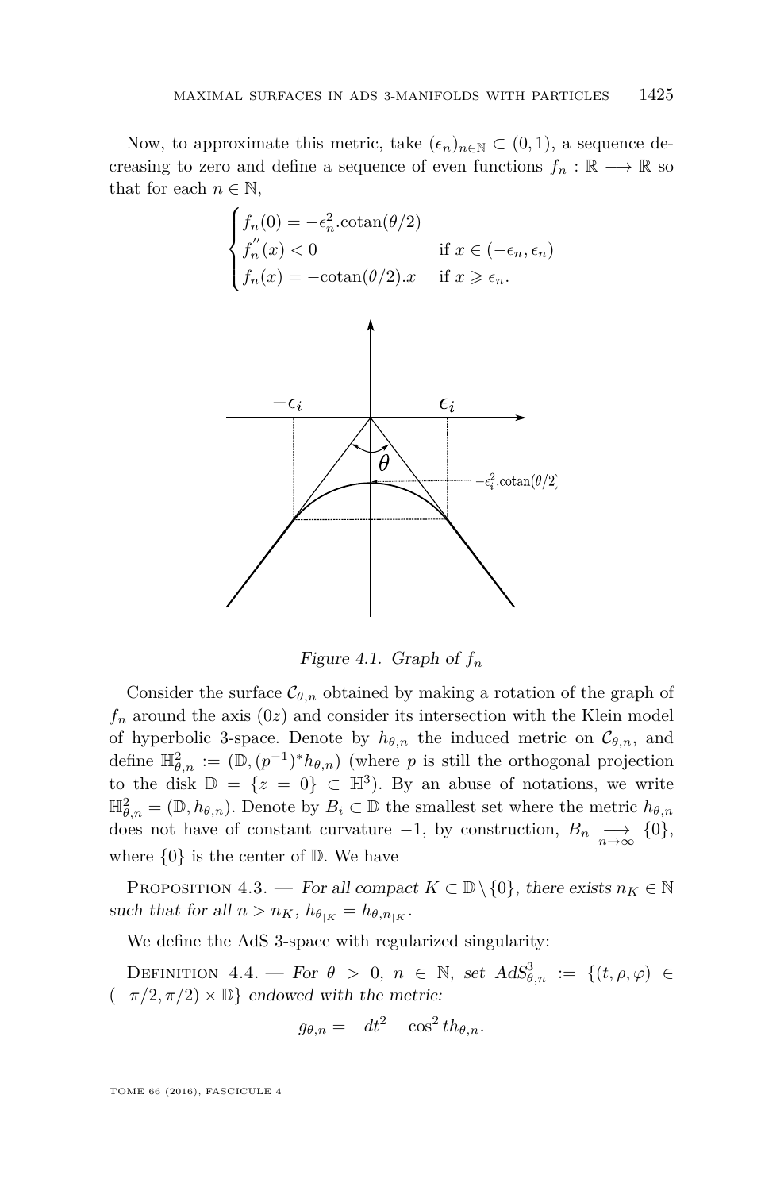Now, to approximate this metric, take $(\epsilon_n)_{n\in\mathbb{N}} \subset (0,1)$, a sequence decreasing to zero and define a sequence of even functions $f_n : \mathbb{R} \longrightarrow \mathbb{R}$ so that for each $n \in \mathbb{N}$,

$$\begin{cases} f_n(0) = -\epsilon_n^2.\text{cotan}(\theta/2) & \\ f_n''(x) < 0 & \text{if } x \in (-\epsilon_n, \epsilon_n) \\ f_n(x) = -\text{cotan}(\theta/2).x & \text{if } x \geqslant \epsilon_n. \end{cases}$$

*Figure 4.1. Graph of $f_n$*

Consider the surface $\mathcal{C}_{\theta,n}$ obtained by making a rotation of the graph of $f_n$ around the axis $(0z)$ and consider its intersection with the Klein model of hyperbolic 3-space. Denote by $h_{\theta,n}$ the induced metric on $\mathcal{C}_{\theta,n}$, and define $\mathbb{H}^2_{\theta,n} := (\mathbb{D}, (p^{-1})^* h_{\theta,n})$ (where $p$ is still the orthogonal projection to the disk $\mathbb{D} = \{z = 0\} \subset \mathbb{H}^3$). By an abuse of notations, we write $\mathbb{H}^2_{\theta,n} = (\mathbb{D}, h_{\theta,n})$. Denote by $B_i \subset \mathbb{D}$ the smallest set where the metric $h_{\theta,n}$ does not have of constant curvature $-1$, by construction, $B_n \underset{n\to\infty}{\longrightarrow} \{0\}$, where $\{0\}$ is the center of $\mathbb{D}$. We have

Proposition 4.3. — *For all compact $K \subset \mathbb{D}\setminus\{0\}$, there exists $n_K \in \mathbb{N}$ such that for all $n > n_K$, $h_{\theta_{|K}} = h_{\theta,n_{|K}}$.*

We define the AdS 3-space with regularized singularity:

Definition 4.4. — *For $\theta > 0$, $n \in \mathbb{N}$, set $AdS^3_{\theta,n} := \{(t,\rho,\varphi) \in (-\pi/2, \pi/2) \times \mathbb{D}\}$ endowed with the metric:*

$$g_{\theta,n} = -dt^2 + \cos^2 t h_{\theta,n}.$$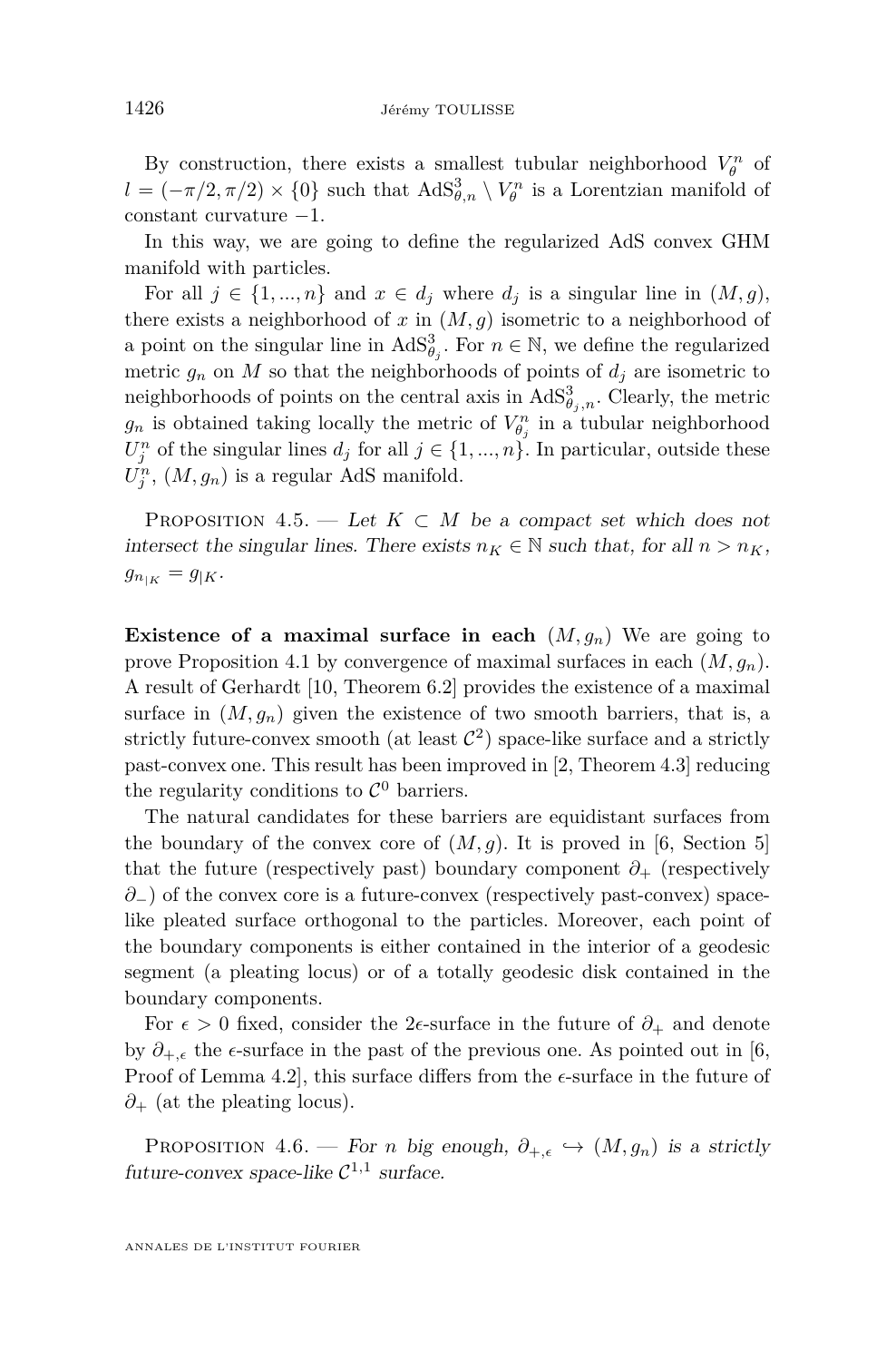By construction, there exists a smallest tubular neighborhood $V_\theta^n$ of $l = (-\pi/2, \pi/2) \times \{0\}$ such that $\mathrm{AdS}^3_{\theta,n} \setminus V_\theta^n$ is a Lorentzian manifold of constant curvature $-1$.

In this way, we are going to define the regularized AdS convex GHM manifold with particles.

For all $j \in \{1, ..., n\}$ and $x \in d_j$ where $d_j$ is a singular line in $(M, g)$, there exists a neighborhood of $x$ in $(M, g)$ isometric to a neighborhood of a point on the singular line in $\mathrm{AdS}^3_{\theta_j}$. For $n \in \mathbb{N}$, we define the regularized metric $g_n$ on $M$ so that the neighborhoods of points of $d_j$ are isometric to neighborhoods of points on the central axis in $\mathrm{AdS}^3_{\theta_j,n}$. Clearly, the metric $g_n$ is obtained taking locally the metric of $V_{\theta_j}^n$ in a tubular neighborhood $U_j^n$ of the singular lines $d_j$ for all $j \in \{1, ..., n\}$. In particular, outside these $U_j^n$, $(M, g_n)$ is a regular AdS manifold.

Proposition 4.5. — *Let $K \subset M$ be a compact set which does not intersect the singular lines. There exists $n_K \in \mathbb{N}$ such that, for all $n > n_K$, $g_{n|K} = g_{|K}$.*

**Existence of a maximal surface in each** $(M, g_n)$ We are going to prove Proposition 4.1 by convergence of maximal surfaces in each $(M, g_n)$. A result of Gerhardt [10, Theorem 6.2] provides the existence of a maximal surface in $(M, g_n)$ given the existence of two smooth barriers, that is, a strictly future-convex smooth (at least $\mathcal{C}^2$) space-like surface and a strictly past-convex one. This result has been improved in [2, Theorem 4.3] reducing the regularity conditions to $\mathcal{C}^0$ barriers.

The natural candidates for these barriers are equidistant surfaces from the boundary of the convex core of $(M, g)$. It is proved in [6, Section 5] that the future (respectively past) boundary component $\partial_+$ (respectively $\partial_-$) of the convex core is a future-convex (respectively past-convex) space-like pleated surface orthogonal to the particles. Moreover, each point of the boundary components is either contained in the interior of a geodesic segment (a pleating locus) or of a totally geodesic disk contained in the boundary components.

For $\epsilon > 0$ fixed, consider the $2\epsilon$-surface in the future of $\partial_+$ and denote by $\partial_{+,\epsilon}$ the $\epsilon$-surface in the past of the previous one. As pointed out in [6, Proof of Lemma 4.2], this surface differs from the $\epsilon$-surface in the future of $\partial_+$ (at the pleating locus).

Proposition 4.6. — *For $n$ big enough, $\partial_{+,\epsilon} \hookrightarrow (M, g_n)$ is a strictly future-convex space-like $\mathcal{C}^{1,1}$ surface.*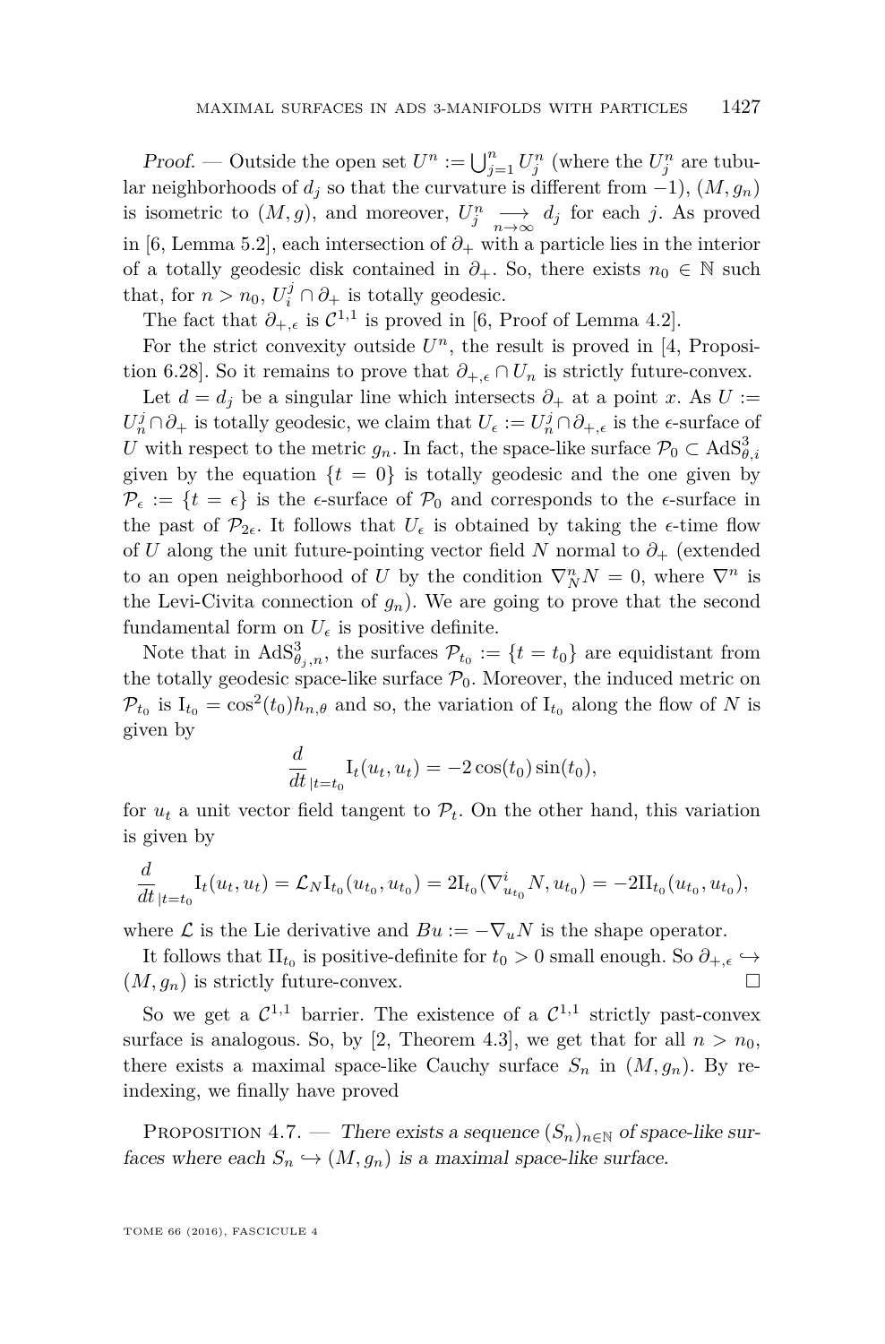*Proof.* — Outside the open set $U^n := \bigcup_{j=1}^n U_j^n$ (where the $U_j^n$ are tubular neighborhoods of $d_j$ so that the curvature is different from $-1$), $(M, g_n)$ is isometric to $(M, g)$, and moreover, $U_j^n \underset{n\to\infty}{\longrightarrow} d_j$ for each $j$. As proved in [6, Lemma 5.2], each intersection of $\partial_+$ with a particle lies in the interior of a totally geodesic disk contained in $\partial_+$. So, there exists $n_0 \in \mathbb{N}$ such that, for $n > n_0$, $U_i^j \cap \partial_+$ is totally geodesic.

The fact that $\partial_{+,\epsilon}$ is $\mathcal{C}^{1,1}$ is proved in [6, Proof of Lemma 4.2].

For the strict convexity outside $U^n$, the result is proved in [4, Proposition 6.28]. So it remains to prove that $\partial_{+,\epsilon} \cap U_n$ is strictly future-convex.

Let $d = d_j$ be a singular line which intersects $\partial_+$ at a point $x$. As $U := U_n^j \cap \partial_+$ is totally geodesic, we claim that $U_\epsilon := U_n^j \cap \partial_{+,\epsilon}$ is the $\epsilon$-surface of $U$ with respect to the metric $g_n$. In fact, the space-like surface $\mathcal{P}_0 \subset \mathrm{AdS}^3_{\theta,i}$ given by the equation $\{t = 0\}$ is totally geodesic and the one given by $\mathcal{P}_\epsilon := \{t = \epsilon\}$ is the $\epsilon$-surface of $\mathcal{P}_0$ and corresponds to the $\epsilon$-surface in the past of $\mathcal{P}_{2\epsilon}$. It follows that $U_\epsilon$ is obtained by taking the $\epsilon$-time flow of $U$ along the unit future-pointing vector field $N$ normal to $\partial_+$ (extended to an open neighborhood of $U$ by the condition $\nabla^n_N N = 0$, where $\nabla^n$ is the Levi-Civita connection of $g_n$). We are going to prove that the second fundamental form on $U_\epsilon$ is positive definite.

Note that in $\mathrm{AdS}^3_{\theta_j,n}$, the surfaces $\mathcal{P}_{t_0} := \{t = t_0\}$ are equidistant from the totally geodesic space-like surface $\mathcal{P}_0$. Moreover, the induced metric on $\mathcal{P}_{t_0}$ is $\mathrm{I}_{t_0} = \cos^2(t_0) h_{n,\theta}$ and so, the variation of $\mathrm{I}_{t_0}$ along the flow of $N$ is given by

$$\frac{d}{dt}_{|t=t_0} \mathrm{I}_t(u_t, u_t) = -2\cos(t_0)\sin(t_0),$$

for $u_t$ a unit vector field tangent to $\mathcal{P}_t$. On the other hand, this variation is given by

$$\frac{d}{dt}_{|t=t_0} \mathrm{I}_t(u_t, u_t) = \mathcal{L}_N \mathrm{I}_{t_0}(u_{t_0}, u_{t_0}) = 2\mathrm{I}_{t_0}(\nabla^i_{u_{t_0}} N, u_{t_0}) = -2\mathrm{II}_{t_0}(u_{t_0}, u_{t_0}),$$

where $\mathcal{L}$ is the Lie derivative and $Bu := -\nabla_u N$ is the shape operator.

It follows that $\mathrm{II}_{t_0}$ is positive-definite for $t_0 > 0$ small enough. So $\partial_{+,\epsilon} \hookrightarrow (M, g_n)$ is strictly future-convex. $\square$

So we get a $\mathcal{C}^{1,1}$ barrier. The existence of a $\mathcal{C}^{1,1}$ strictly past-convex surface is analogous. So, by [2, Theorem 4.3], we get that for all $n > n_0$, there exists a maximal space-like Cauchy surface $S_n$ in $(M, g_n)$. By re-indexing, we finally have proved

Proposition 4.7. — *There exists a sequence $(S_n)_{n\in\mathbb{N}}$ of space-like surfaces where each $S_n \hookrightarrow (M, g_n)$ is a maximal space-like surface.*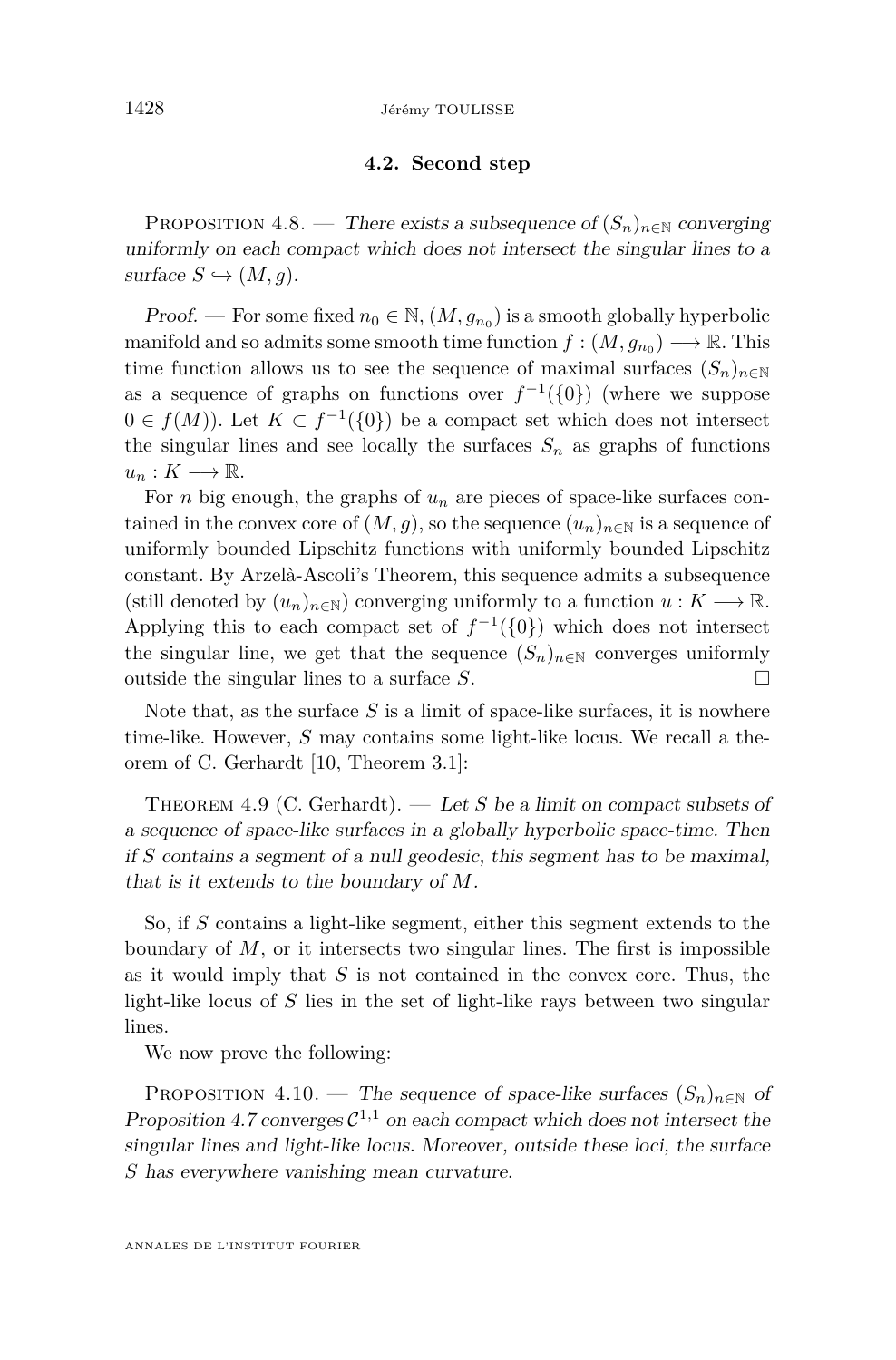### 4.2. Second step

Proposition 4.8. — *There exists a subsequence of $(S_n)_{n\in\mathbb{N}}$ converging uniformly on each compact which does not intersect the singular lines to a surface $S \hookrightarrow (M, g)$.*

*Proof.* — For some fixed $n_0 \in \mathbb{N}$, $(M, g_{n_0})$ is a smooth globally hyperbolic manifold and so admits some smooth time function $f : (M, g_{n_0}) \longrightarrow \mathbb{R}$. This time function allows us to see the sequence of maximal surfaces $(S_n)_{n\in\mathbb{N}}$ as a sequence of graphs on functions over $f^{-1}(\{0\})$ (where we suppose $0 \in f(M)$). Let $K \subset f^{-1}(\{0\})$ be a compact set which does not intersect the singular lines and see locally the surfaces $S_n$ as graphs of functions $u_n : K \longrightarrow \mathbb{R}$.

For $n$ big enough, the graphs of $u_n$ are pieces of space-like surfaces contained in the convex core of $(M, g)$, so the sequence $(u_n)_{n\in\mathbb{N}}$ is a sequence of uniformly bounded Lipschitz functions with uniformly bounded Lipschitz constant. By Arzelà-Ascoli's Theorem, this sequence admits a subsequence (still denoted by $(u_n)_{n\in\mathbb{N}}$) converging uniformly to a function $u : K \longrightarrow \mathbb{R}$. Applying this to each compact set of $f^{-1}(\{0\})$ which does not intersect the singular line, we get that the sequence $(S_n)_{n\in\mathbb{N}}$ converges uniformly outside the singular lines to a surface $S$. □

Note that, as the surface $S$ is a limit of space-like surfaces, it is nowhere time-like. However, $S$ may contains some light-like locus. We recall a theorem of C. Gerhardt [10, Theorem 3.1]:

Theorem 4.9 (C. Gerhardt). — *Let $S$ be a limit on compact subsets of a sequence of space-like surfaces in a globally hyperbolic space-time. Then if $S$ contains a segment of a null geodesic, this segment has to be maximal, that is it extends to the boundary of $M$.*

So, if $S$ contains a light-like segment, either this segment extends to the boundary of $M$, or it intersects two singular lines. The first is impossible as it would imply that $S$ is not contained in the convex core. Thus, the light-like locus of $S$ lies in the set of light-like rays between two singular lines.

We now prove the following:

Proposition 4.10. — *The sequence of space-like surfaces $(S_n)_{n\in\mathbb{N}}$ of Proposition 4.7 converges $\mathcal{C}^{1,1}$ on each compact which does not intersect the singular lines and light-like locus. Moreover, outside these loci, the surface $S$ has everywhere vanishing mean curvature.*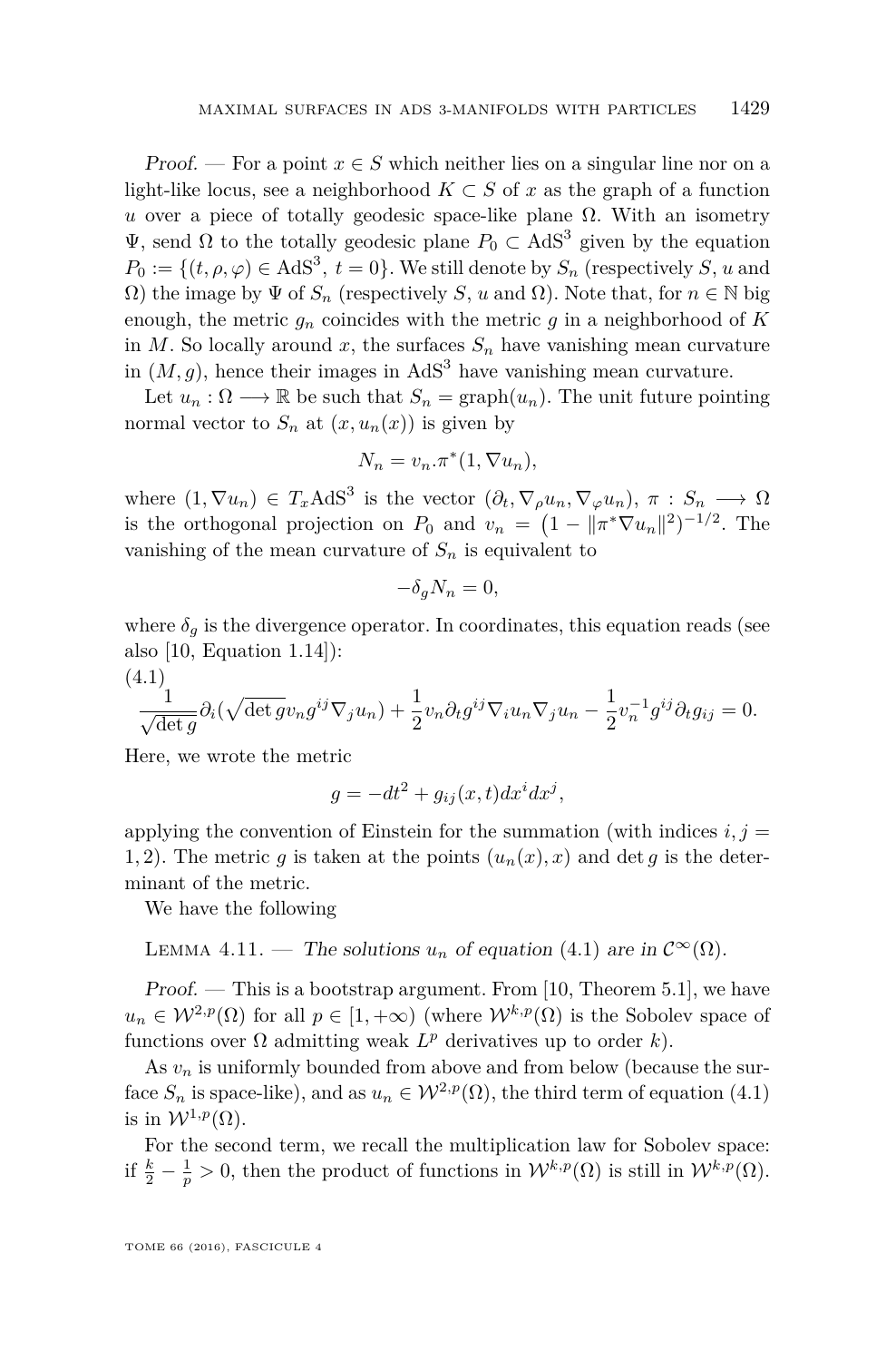*Proof.* — For a point $x \in S$ which neither lies on a singular line nor on a light-like locus, see a neighborhood $K \subset S$ of $x$ as the graph of a function $u$ over a piece of totally geodesic space-like plane $\Omega$. With an isometry $\Psi$, send $\Omega$ to the totally geodesic plane $P_0 \subset \mathrm{AdS}^3$ given by the equation $P_0 := \{(t, \rho, \varphi) \in \mathrm{AdS}^3,\ t = 0\}$. We still denote by $S_n$ (respectively $S$, $u$ and $\Omega$) the image by $\Psi$ of $S_n$ (respectively $S$, $u$ and $\Omega$). Note that, for $n \in \mathbb{N}$ big enough, the metric $g_n$ coincides with the metric $g$ in a neighborhood of $K$ in $M$. So locally around $x$, the surfaces $S_n$ have vanishing mean curvature in $(M, g)$, hence their images in $\mathrm{AdS}^3$ have vanishing mean curvature.

Let $u_n : \Omega \longrightarrow \mathbb{R}$ be such that $S_n = \mathrm{graph}(u_n)$. The unit future pointing normal vector to $S_n$ at $(x, u_n(x))$ is given by

$$N_n = v_n.\pi^*(1, \nabla u_n),$$

where $(1, \nabla u_n) \in T_x\mathrm{AdS}^3$ is the vector $(\partial_t, \nabla_\rho u_n, \nabla_\varphi u_n)$, $\pi : S_n \longrightarrow \Omega$ is the orthogonal projection on $P_0$ and $v_n = \left(1 - \|\pi^* \nabla u_n\|^2\right)^{-1/2}$. The vanishing of the mean curvature of $S_n$ is equivalent to

$$-\delta_g N_n = 0,$$

where $\delta_g$ is the divergence operator. In coordinates, this equation reads (see also [10, Equation 1.14]):

$$\frac{1}{\sqrt{\det g}}\partial_i(\sqrt{\det g}\, v_n g^{ij}\nabla_j u_n) + \frac{1}{2} v_n \partial_t g^{ij} \nabla_i u_n \nabla_j u_n - \frac{1}{2} v_n^{-1} g^{ij}\partial_t g_{ij} = 0. \tag{4.1}$$

Here, we wrote the metric

$$g = -dt^2 + g_{ij}(x,t)dx^i dx^j,$$

applying the convention of Einstein for the summation (with indices $i, j = 1, 2$). The metric $g$ is taken at the points $(u_n(x), x)$ and $\det g$ is the determinant of the metric.

We have the following

Lemma 4.11. — *The solutions $u_n$ of equation (4.1) are in $\mathcal{C}^\infty(\Omega)$.*

*Proof.* — This is a bootstrap argument. From [10, Theorem 5.1], we have $u_n \in \mathcal{W}^{2,p}(\Omega)$ for all $p \in [1, +\infty)$ (where $\mathcal{W}^{k,p}(\Omega)$ is the Sobolev space of functions over $\Omega$ admitting weak $L^p$ derivatives up to order $k$).

As $v_n$ is uniformly bounded from above and from below (because the surface $S_n$ is space-like), and as $u_n \in \mathcal{W}^{2,p}(\Omega)$, the third term of equation (4.1) is in $\mathcal{W}^{1,p}(\Omega)$.

For the second term, we recall the multiplication law for Sobolev space: if $\frac{k}{2} - \frac{1}{p} > 0$, then the product of functions in $\mathcal{W}^{k,p}(\Omega)$ is still in $\mathcal{W}^{k,p}(\Omega)$.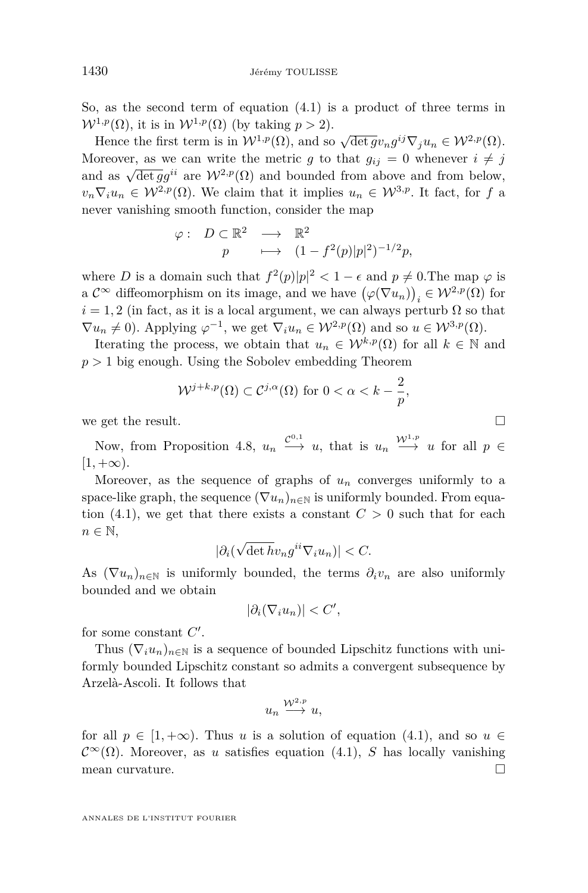So, as the second term of equation (4.1) is a product of three terms in $\mathcal{W}^{1,p}(\Omega)$, it is in $\mathcal{W}^{1,p}(\Omega)$ (by taking $p > 2$).

Hence the first term is in $\mathcal{W}^{1,p}(\Omega)$, and so $\sqrt{\det g} v_n g^{ij} \nabla_j u_n \in \mathcal{W}^{2,p}(\Omega)$. Moreover, as we can write the metric $g$ to that $g_{ij} = 0$ whenever $i \neq j$ and as $\sqrt{\det g} g^{ii}$ are $\mathcal{W}^{2,p}(\Omega)$ and bounded from above and from below, $v_n \nabla_i u_n \in \mathcal{W}^{2,p}(\Omega)$. We claim that it implies $u_n \in \mathcal{W}^{3,p}$. It fact, for $f$ a never vanishing smooth function, consider the map

$$
\begin{array}{rccl}
\varphi : & D \subset \mathbb{R}^2 & \longrightarrow & \mathbb{R}^2 \\
 & p & \longmapsto & (1 - f^2(p)|p|^2)^{-1/2} p,
\end{array}
$$

where $D$ is a domain such that $f^2(p)|p|^2 < 1 - \epsilon$ and $p \neq 0$.The map $\varphi$ is a $\mathcal{C}^\infty$ diffeomorphism on its image, and we have $\big(\varphi(\nabla u_n)\big)_i \in \mathcal{W}^{2,p}(\Omega)$ for $i = 1, 2$ (in fact, as it is a local argument, we can always perturb $\Omega$ so that $\nabla u_n \neq 0$). Applying $\varphi^{-1}$, we get $\nabla_i u_n \in \mathcal{W}^{2,p}(\Omega)$ and so $u \in \mathcal{W}^{3,p}(\Omega)$.

Iterating the process, we obtain that $u_n \in \mathcal{W}^{k,p}(\Omega)$ for all $k \in \mathbb{N}$ and $p > 1$ big enough. Using the Sobolev embedding Theorem

$$
\mathcal{W}^{j+k,p}(\Omega) \subset \mathcal{C}^{j,\alpha}(\Omega) \text{ for } 0 < \alpha < k - \frac{2}{p},
$$

we get the result. □

Now, from Proposition 4.8, $u_n \overset{\mathcal{C}^{0,1}}{\longrightarrow} u$, that is $u_n \overset{\mathcal{W}^{1,p}}{\longrightarrow} u$ for all $p \in [1, +\infty)$.

Moreover, as the sequence of graphs of $u_n$ converges uniformly to a space-like graph, the sequence $(\nabla u_n)_{n \in \mathbb{N}}$ is uniformly bounded. From equation (4.1), we get that there exists a constant $C > 0$ such that for each $n \in \mathbb{N}$,

$$
|\partial_i(\sqrt{\det h} v_n g^{ii} \nabla_i u_n)| < C.
$$

As $(\nabla u_n)_{n \in \mathbb{N}}$ is uniformly bounded, the terms $\partial_i v_n$ are also uniformly bounded and we obtain

$$
|\partial_i(\nabla_i u_n)| < C',
$$

for some constant $C'$.

Thus $(\nabla_i u_n)_{n \in \mathbb{N}}$ is a sequence of bounded Lipschitz functions with uniformly bounded Lipschitz constant so admits a convergent subsequence by Arzelà-Ascoli. It follows that

$$
u_n \overset{\mathcal{W}^{2,p}}{\longrightarrow} u,
$$

for all $p \in [1, +\infty)$. Thus $u$ is a solution of equation (4.1), and so $u \in \mathcal{C}^\infty(\Omega)$. Moreover, as $u$ satisfies equation (4.1), $S$ has locally vanishing mean curvature. □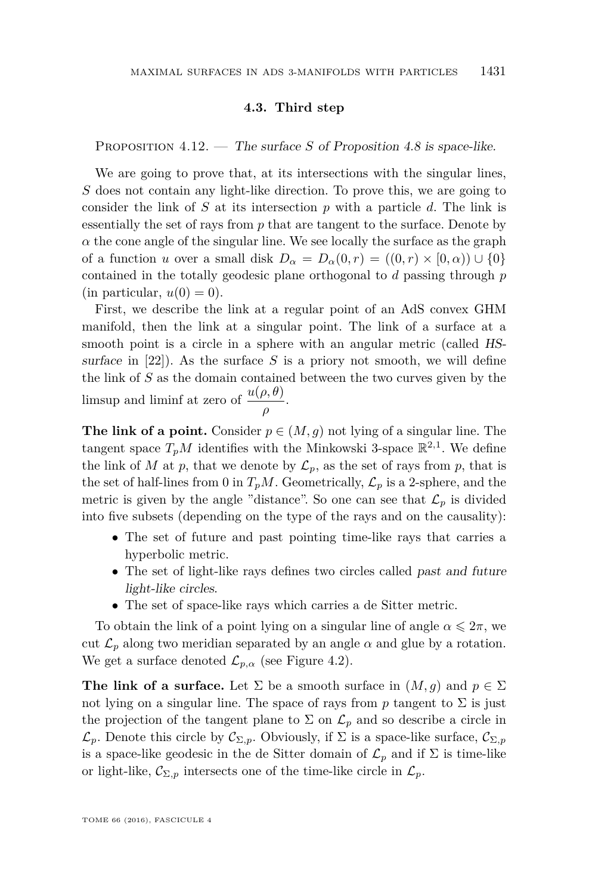### 4.3. Third step

Proposition 4.12. — *The surface $S$ of Proposition 4.8 is space-like.*

We are going to prove that, at its intersections with the singular lines, $S$ does not contain any light-like direction. To prove this, we are going to consider the link of $S$ at its intersection $p$ with a particle $d$. The link is essentially the set of rays from $p$ that are tangent to the surface. Denote by $\alpha$ the cone angle of the singular line. We see locally the surface as the graph of a function $u$ over a small disk $D_\alpha = D_\alpha(0,r) = ((0,r) \times [0,\alpha)) \cup \{0\}$ contained in the totally geodesic plane orthogonal to $d$ passing through $p$ (in particular, $u(0) = 0$).

First, we describe the link at a regular point of an AdS convex GHM manifold, then the link at a singular point. The link of a surface at a smooth point is a circle in a sphere with an angular metric (called *HS-surface* in [22]). As the surface $S$ is a priory not smooth, we will define the link of $S$ as the domain contained between the two curves given by the limsup and liminf at zero of $\dfrac{u(\rho,\theta)}{\rho}$.

**The link of a point.** Consider $p \in (M,g)$ not lying of a singular line. The tangent space $T_pM$ identifies with the Minkowski 3-space $\mathbb{R}^{2,1}$. We define the link of $M$ at $p$, that we denote by $\mathcal{L}_p$, as the set of rays from $p$, that is the set of half-lines from 0 in $T_pM$. Geometrically, $\mathcal{L}_p$ is a 2-sphere, and the metric is given by the angle "distance". So one can see that $\mathcal{L}_p$ is divided into five subsets (depending on the type of the rays and on the causality):

- The set of future and past pointing time-like rays that carries a hyperbolic metric.
- The set of light-like rays defines two circles called *past and future light-like circles*.
- The set of space-like rays which carries a de Sitter metric.

To obtain the link of a point lying on a singular line of angle $\alpha \leqslant 2\pi$, we cut $\mathcal{L}_p$ along two meridian separated by an angle $\alpha$ and glue by a rotation. We get a surface denoted $\mathcal{L}_{p,\alpha}$ (see Figure 4.2).

**The link of a surface.** Let $\Sigma$ be a smooth surface in $(M,g)$ and $p \in \Sigma$ not lying on a singular line. The space of rays from $p$ tangent to $\Sigma$ is just the projection of the tangent plane to $\Sigma$ on $\mathcal{L}_p$ and so describe a circle in $\mathcal{L}_p$. Denote this circle by $\mathcal{C}_{\Sigma,p}$. Obviously, if $\Sigma$ is a space-like surface, $\mathcal{C}_{\Sigma,p}$ is a space-like geodesic in the de Sitter domain of $\mathcal{L}_p$ and if $\Sigma$ is time-like or light-like, $\mathcal{C}_{\Sigma,p}$ intersects one of the time-like circle in $\mathcal{L}_p$.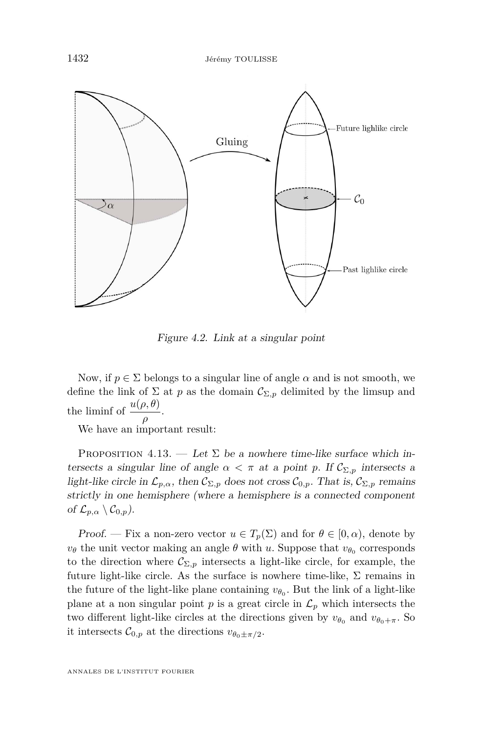Figure 4.2. Link at a singular point

Now, if $p \in \Sigma$ belongs to a singular line of angle $\alpha$ and is not smooth, we define the link of $\Sigma$ at $p$ as the domain $\mathcal{C}_{\Sigma,p}$ delimited by the limsup and the liminf of $\dfrac{u(\rho,\theta)}{\rho}$.

We have an important result:

Proposition 4.13. — *Let $\Sigma$ be a nowhere time-like surface which intersects a singular line of angle $\alpha < \pi$ at a point $p$. If $\mathcal{C}_{\Sigma,p}$ intersects a light-like circle in $\mathcal{L}_{p,\alpha}$, then $\mathcal{C}_{\Sigma,p}$ does not cross $\mathcal{C}_{0,p}$. That is, $\mathcal{C}_{\Sigma,p}$ remains strictly in one hemisphere (where a hemisphere is a connected component of $\mathcal{L}_{p,\alpha} \setminus \mathcal{C}_{0,p}$).*

*Proof.* — Fix a non-zero vector $u \in T_p(\Sigma)$ and for $\theta \in [0,\alpha)$, denote by $v_\theta$ the unit vector making an angle $\theta$ with $u$. Suppose that $v_{\theta_0}$ corresponds to the direction where $\mathcal{C}_{\Sigma,p}$ intersects a light-like circle, for example, the future light-like circle. As the surface is nowhere time-like, $\Sigma$ remains in the future of the light-like plane containing $v_{\theta_0}$. But the link of a light-like plane at a non singular point $p$ is a great circle in $\mathcal{L}_p$ which intersects the two different light-like circles at the directions given by $v_{\theta_0}$ and $v_{\theta_0+\pi}$. So it intersects $\mathcal{C}_{0,p}$ at the directions $v_{\theta_0 \pm \pi/2}$.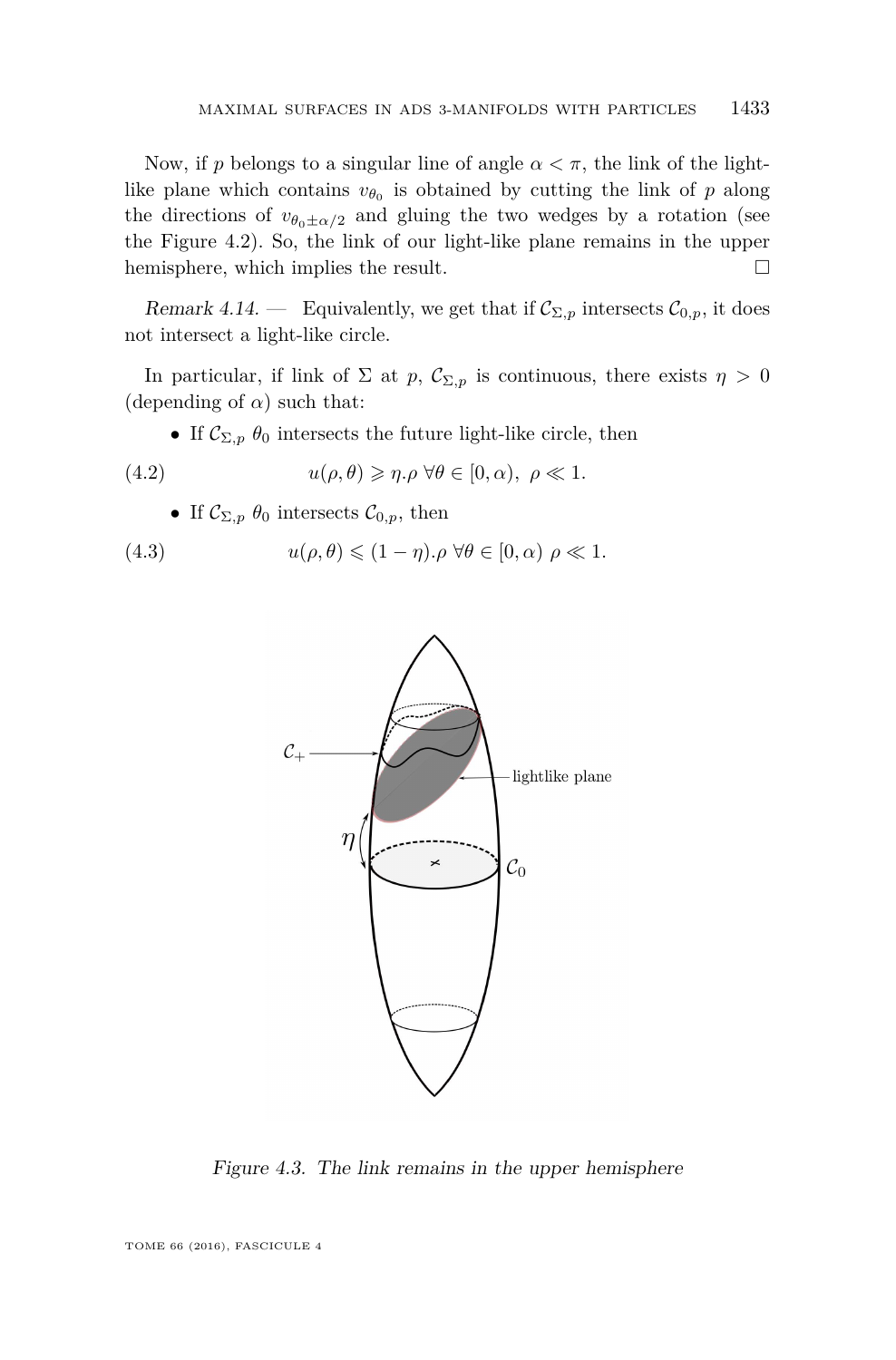Now, if $p$ belongs to a singular line of angle $\alpha < \pi$, the link of the light-like plane which contains $v_{\theta_0}$ is obtained by cutting the link of $p$ along the directions of $v_{\theta_0 \pm \alpha/2}$ and gluing the two wedges by a rotation (see the Figure 4.2). So, the link of our light-like plane remains in the upper hemisphere, which implies the result. $\square$

*Remark 4.14.* — Equivalently, we get that if $\mathcal{C}_{\Sigma,p}$ intersects $\mathcal{C}_{0,p}$, it does not intersect a light-like circle.

In particular, if link of $\Sigma$ at $p$, $\mathcal{C}_{\Sigma,p}$ is continuous, there exists $\eta > 0$ (depending of $\alpha$) such that:

- If $\mathcal{C}_{\Sigma,p}$ $\theta_0$ intersects the future light-like circle, then

$$u(\rho,\theta) \geqslant \eta.\rho \ \forall \theta \in [0,\alpha), \ \rho \ll 1. \tag{4.2}$$

- If $\mathcal{C}_{\Sigma,p}$ $\theta_0$ intersects $\mathcal{C}_{0,p}$, then

$$u(\rho,\theta) \leqslant (1-\eta).\rho \ \forall \theta \in [0,\alpha) \ \rho \ll 1. \tag{4.3}$$

Figure 4.3. The link remains in the upper hemisphere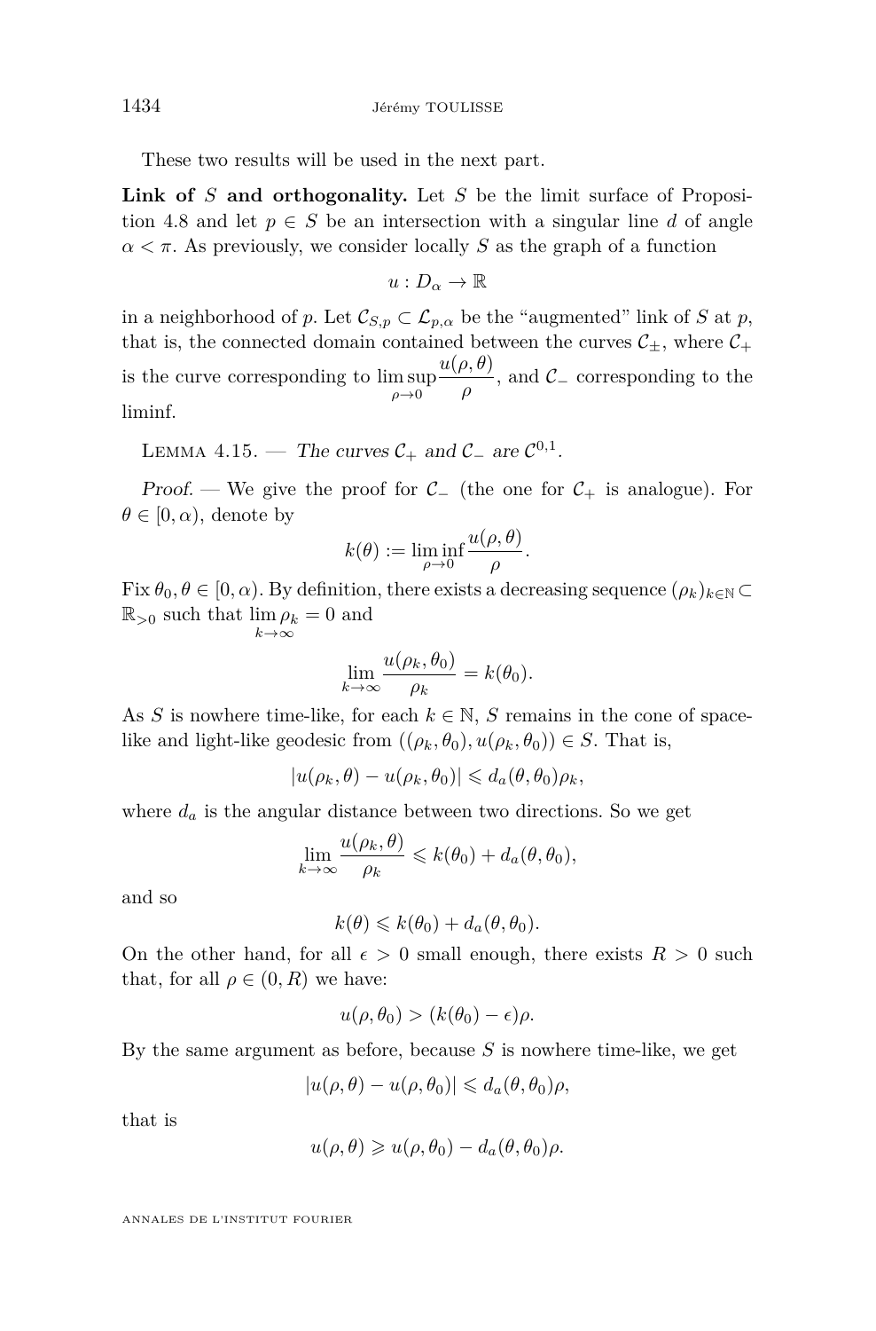These two results will be used in the next part.

**Link of $S$ and orthogonality.** Let $S$ be the limit surface of Proposition 4.8 and let $p \in S$ be an intersection with a singular line $d$ of angle $\alpha < \pi$. As previously, we consider locally $S$ as the graph of a function

$$u : D_\alpha \to \mathbb{R}$$

in a neighborhood of $p$. Let $\mathcal{C}_{S,p} \subset \mathcal{L}_{p,\alpha}$ be the "augmented" link of $S$ at $p$, that is, the connected domain contained between the curves $\mathcal{C}_\pm$, where $\mathcal{C}_+$ is the curve corresponding to $\limsup_{\rho \to 0} \dfrac{u(\rho,\theta)}{\rho}$, and $\mathcal{C}_-$ corresponding to the liminf.

Lemma 4.15. — *The curves $\mathcal{C}_+$ and $\mathcal{C}_-$ are $\mathcal{C}^{0,1}$.*

*Proof.* — We give the proof for $\mathcal{C}_-$ (the one for $\mathcal{C}_+$ is analogue). For $\theta \in [0, \alpha)$, denote by

$$k(\theta) := \liminf_{\rho \to 0} \frac{u(\rho,\theta)}{\rho}.$$

Fix $\theta_0, \theta \in [0, \alpha)$. By definition, there exists a decreasing sequence $(\rho_k)_{k \in \mathbb{N}} \subset \mathbb{R}_{>0}$ such that $\lim_{k \to \infty} \rho_k = 0$ and

$$\lim_{k \to \infty} \frac{u(\rho_k, \theta_0)}{\rho_k} = k(\theta_0).$$

As $S$ is nowhere time-like, for each $k \in \mathbb{N}$, $S$ remains in the cone of space-like and light-like geodesic from $((\rho_k, \theta_0), u(\rho_k, \theta_0)) \in S$. That is,

$$|u(\rho_k, \theta) - u(\rho_k, \theta_0)| \leqslant d_a(\theta, \theta_0)\rho_k,$$

where $d_a$ is the angular distance between two directions. So we get

$$\lim_{k \to \infty} \frac{u(\rho_k, \theta)}{\rho_k} \leqslant k(\theta_0) + d_a(\theta, \theta_0),$$

and so

$$k(\theta) \leqslant k(\theta_0) + d_a(\theta, \theta_0).$$

On the other hand, for all $\epsilon > 0$ small enough, there exists $R > 0$ such that, for all $\rho \in (0, R)$ we have:

$$u(\rho, \theta_0) > (k(\theta_0) - \epsilon)\rho.$$

By the same argument as before, because $S$ is nowhere time-like, we get

$$|u(\rho, \theta) - u(\rho, \theta_0)| \leqslant d_a(\theta, \theta_0)\rho,$$

that is

$$u(\rho, \theta) \geqslant u(\rho, \theta_0) - d_a(\theta, \theta_0)\rho.$$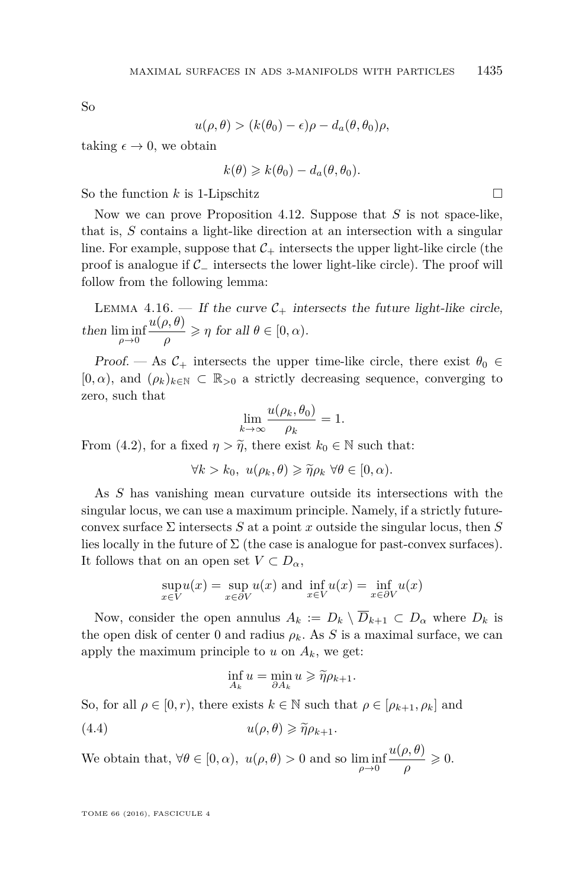So

$$u(\rho,\theta) > (k(\theta_0) - \epsilon)\rho - d_a(\theta,\theta_0)\rho,$$

taking $\epsilon \to 0$, we obtain

$$k(\theta) \geqslant k(\theta_0) - d_a(\theta,\theta_0).$$

So the function $k$ is 1-Lipschitz □

Now we can prove Proposition 4.12. Suppose that $S$ is not space-like, that is, $S$ contains a light-like direction at an intersection with a singular line. For example, suppose that $\mathcal{C}_+$ intersects the upper light-like circle (the proof is analogue if $\mathcal{C}_-$ intersects the lower light-like circle). The proof will follow from the following lemma:

Lemma 4.16. — *If the curve $\mathcal{C}_+$ intersects the future light-like circle, then $\liminf_{\rho\to 0} \dfrac{u(\rho,\theta)}{\rho} \geqslant \eta$ for all $\theta \in [0,\alpha)$.*

*Proof.* — As $\mathcal{C}_+$ intersects the upper time-like circle, there exist $\theta_0 \in [0,\alpha)$, and $(\rho_k)_{k\in\mathbb{N}} \subset \mathbb{R}_{>0}$ a strictly decreasing sequence, converging to zero, such that

$$\lim_{k\to\infty} \frac{u(\rho_k,\theta_0)}{\rho_k} = 1.$$

From (4.2), for a fixed $\eta > \widetilde{\eta}$, there exist $k_0 \in \mathbb{N}$ such that:

$$\forall k > k_0,\ u(\rho_k,\theta) \geqslant \widetilde{\eta}\rho_k\ \forall\theta \in [0,\alpha).$$

As $S$ has vanishing mean curvature outside its intersections with the singular locus, we can use a maximum principle. Namely, if a strictly future-convex surface $\Sigma$ intersects $S$ at a point $x$ outside the singular locus, then $S$ lies locally in the future of $\Sigma$ (the case is analogue for past-convex surfaces). It follows that on an open set $V \subset D_\alpha$,

$$\sup_{x\in V} u(x) = \sup_{x\in\partial V} u(x) \text{ and } \inf_{x\in V} u(x) = \inf_{x\in\partial V} u(x)$$

Now, consider the open annulus $A_k := D_k \setminus \overline{D}_{k+1} \subset D_\alpha$ where $D_k$ is the open disk of center 0 and radius $\rho_k$. As $S$ is a maximal surface, we can apply the maximum principle to $u$ on $A_k$, we get:

$$\inf_{A_k} u = \min_{\partial A_k} u \geqslant \widetilde{\eta}\rho_{k+1}.$$

So, for all $\rho \in [0,r)$, there exists $k \in \mathbb{N}$ such that $\rho \in [\rho_{k+1},\rho_k]$ and

$$u(\rho,\theta) \geqslant \widetilde{\eta}\rho_{k+1}. \tag{4.4}$$

We obtain that, $\forall\theta \in [0,\alpha),\ u(\rho,\theta) > 0$ and so $\liminf_{\rho\to 0} \dfrac{u(\rho,\theta)}{\rho} \geqslant 0$.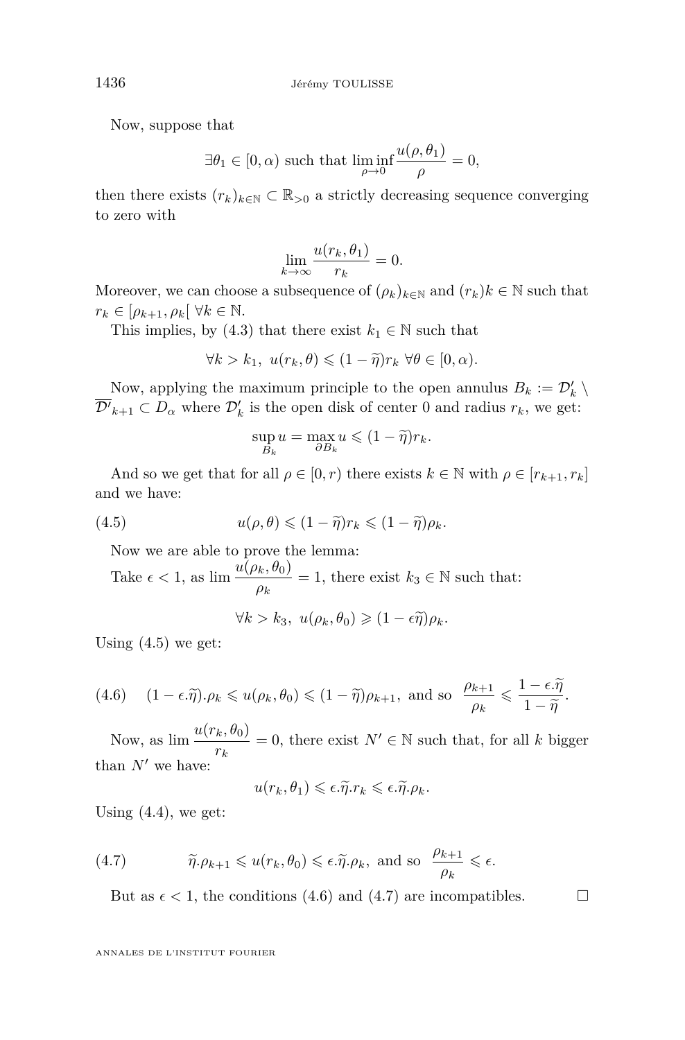Now, suppose that

$$\exists \theta_1 \in [0, \alpha) \text{ such that } \liminf_{\rho \to 0} \frac{u(\rho, \theta_1)}{\rho} = 0,$$

then there exists $(r_k)_{k \in \mathbb{N}} \subset \mathbb{R}_{>0}$ a strictly decreasing sequence converging to zero with

$$\lim_{k \to \infty} \frac{u(r_k, \theta_1)}{r_k} = 0.$$

Moreover, we can choose a subsequence of $(\rho_k)_{k \in \mathbb{N}}$ and $(r_k)k \in \mathbb{N}$ such that $r_k \in [\rho_{k+1}, \rho_k[\ \forall k \in \mathbb{N}$.

This implies, by (4.3) that there exist $k_1 \in \mathbb{N}$ such that

$$\forall k > k_1,\ u(r_k, \theta) \leqslant (1 - \widetilde{\eta}) r_k \ \forall \theta \in [0, \alpha).$$

Now, applying the maximum principle to the open annulus $B_k := \mathcal{D}'_k \setminus \overline{\mathcal{D}'}_{k+1} \subset D_\alpha$ where $\mathcal{D}'_k$ is the open disk of center 0 and radius $r_k$, we get:

$$\sup_{B_k} u = \max_{\partial B_k} u \leqslant (1 - \widetilde{\eta}) r_k.$$

And so we get that for all $\rho \in [0, r)$ there exists $k \in \mathbb{N}$ with $\rho \in [r_{k+1}, r_k]$ and we have:

$$u(\rho, \theta) \leqslant (1 - \widetilde{\eta}) r_k \leqslant (1 - \widetilde{\eta}) \rho_k. \tag{4.5}$$

Now we are able to prove the lemma:

Take $\epsilon < 1$, as $\lim \dfrac{u(\rho_k, \theta_0)}{\rho_k} = 1$, there exist $k_3 \in \mathbb{N}$ such that:

$$\forall k > k_3,\ u(\rho_k, \theta_0) \geqslant (1 - \epsilon \widetilde{\eta}) \rho_k.$$

Using (4.5) we get:

$$(1 - \epsilon.\widetilde{\eta}).\rho_k \leqslant u(\rho_k, \theta_0) \leqslant (1 - \widetilde{\eta}) \rho_{k+1}, \text{ and so } \frac{\rho_{k+1}}{\rho_k} \leqslant \frac{1 - \epsilon.\widetilde{\eta}}{1 - \widetilde{\eta}}. \tag{4.6}$$

Now, as $\lim \dfrac{u(r_k, \theta_0)}{r_k} = 0$, there exist $N' \in \mathbb{N}$ such that, for all $k$ bigger than $N'$ we have:

$$u(r_k, \theta_1) \leqslant \epsilon.\widetilde{\eta}.r_k \leqslant \epsilon.\widetilde{\eta}.\rho_k.$$

Using (4.4), we get:

$$\widetilde{\eta}.\rho_{k+1} \leqslant u(r_k, \theta_0) \leqslant \epsilon.\widetilde{\eta}.\rho_k, \text{ and so } \frac{\rho_{k+1}}{\rho_k} \leqslant \epsilon. \tag{4.7}$$

But as $\epsilon < 1$, the conditions (4.6) and (4.7) are incompatibles. $\square$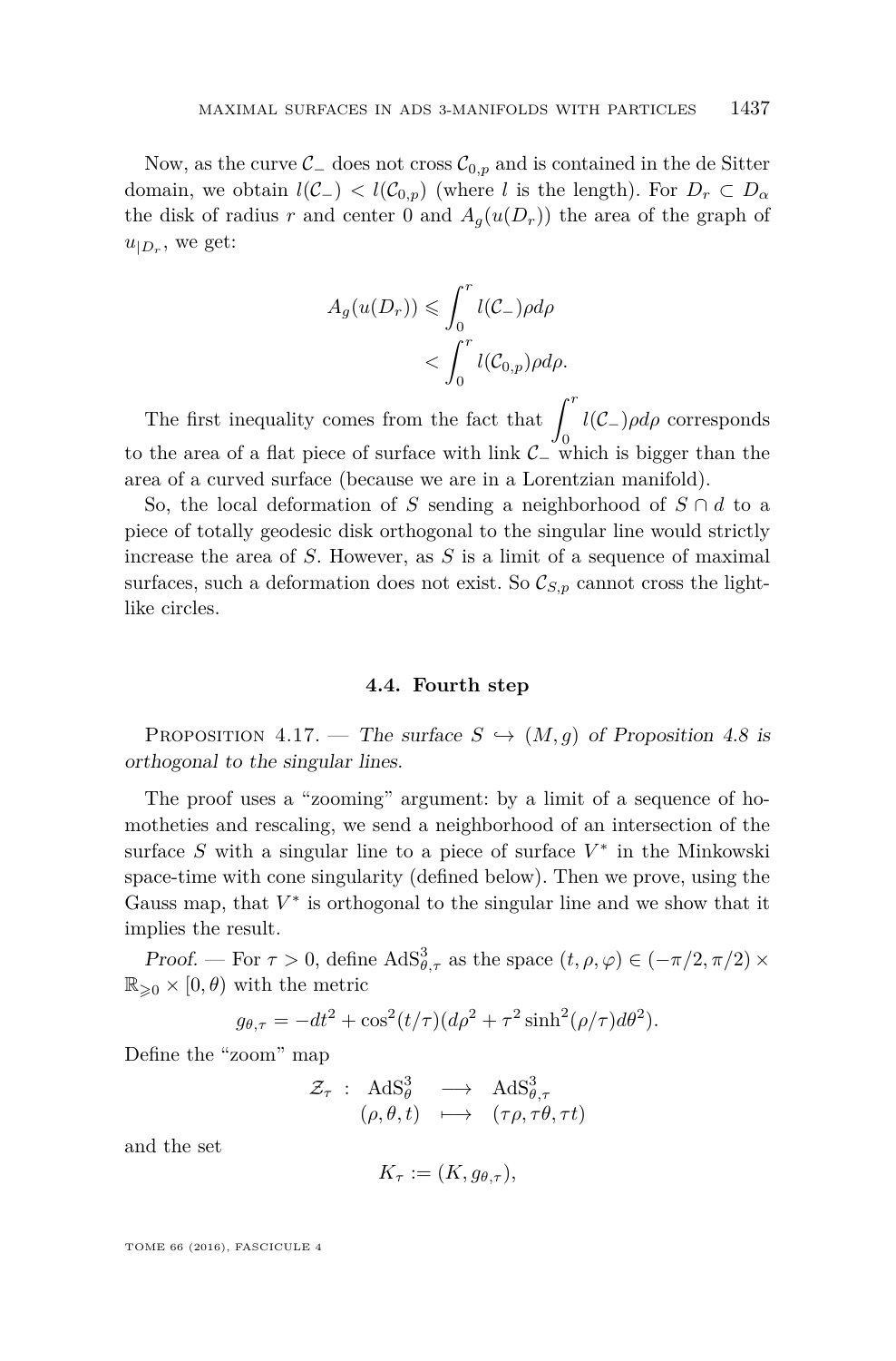Now, as the curve $\mathcal{C}_-$ does not cross $\mathcal{C}_{0,p}$ and is contained in the de Sitter domain, we obtain $l(\mathcal{C}_-) < l(\mathcal{C}_{0,p})$ (where $l$ is the length). For $D_r \subset D_\alpha$ the disk of radius $r$ and center 0 and $A_g(u(D_r))$ the area of the graph of $u_{|D_r}$, we get:

$$\begin{aligned} A_g(u(D_r)) &\leqslant \int_0^r l(\mathcal{C}_-)\rho d\rho \\ &< \int_0^r l(\mathcal{C}_{0,p})\rho d\rho. \end{aligned}$$

The first inequality comes from the fact that $\int_0^r l(\mathcal{C}_-)\rho d\rho$ corresponds to the area of a flat piece of surface with link $\mathcal{C}_-$ which is bigger than the area of a curved surface (because we are in a Lorentzian manifold).

So, the local deformation of $S$ sending a neighborhood of $S \cap d$ to a piece of totally geodesic disk orthogonal to the singular line would strictly increase the area of $S$. However, as $S$ is a limit of a sequence of maximal surfaces, such a deformation does not exist. So $\mathcal{C}_{S,p}$ cannot cross the light-like circles.

### 4.4. Fourth step

Proposition 4.17. — *The surface $S \hookrightarrow (M, g)$ of Proposition 4.8 is orthogonal to the singular lines.*

The proof uses a "zooming" argument: by a limit of a sequence of homotheties and rescaling, we send a neighborhood of an intersection of the surface $S$ with a singular line to a piece of surface $V^*$ in the Minkowski space-time with cone singularity (defined below). Then we prove, using the Gauss map, that $V^*$ is orthogonal to the singular line and we show that it implies the result.

*Proof.* — For $\tau > 0$, define $\mathrm{AdS}^3_{\theta,\tau}$ as the space $(t, \rho, \varphi) \in (-\pi/2, \pi/2) \times \mathbb{R}_{\geqslant 0} \times [0, \theta)$ with the metric

$$g_{\theta,\tau} = -dt^2 + \cos^2(t/\tau)(d\rho^2 + \tau^2 \sinh^2(\rho/\tau)d\theta^2).$$

Define the "zoom" map

$$\begin{array}{rccc} \mathcal{Z}_\tau : & \mathrm{AdS}^3_\theta & \longrightarrow & \mathrm{AdS}^3_{\theta,\tau} \\ & (\rho, \theta, t) & \longmapsto & (\tau\rho, \tau\theta, \tau t) \end{array}$$

and the set

$$K_\tau := (K, g_{\theta,\tau}),$$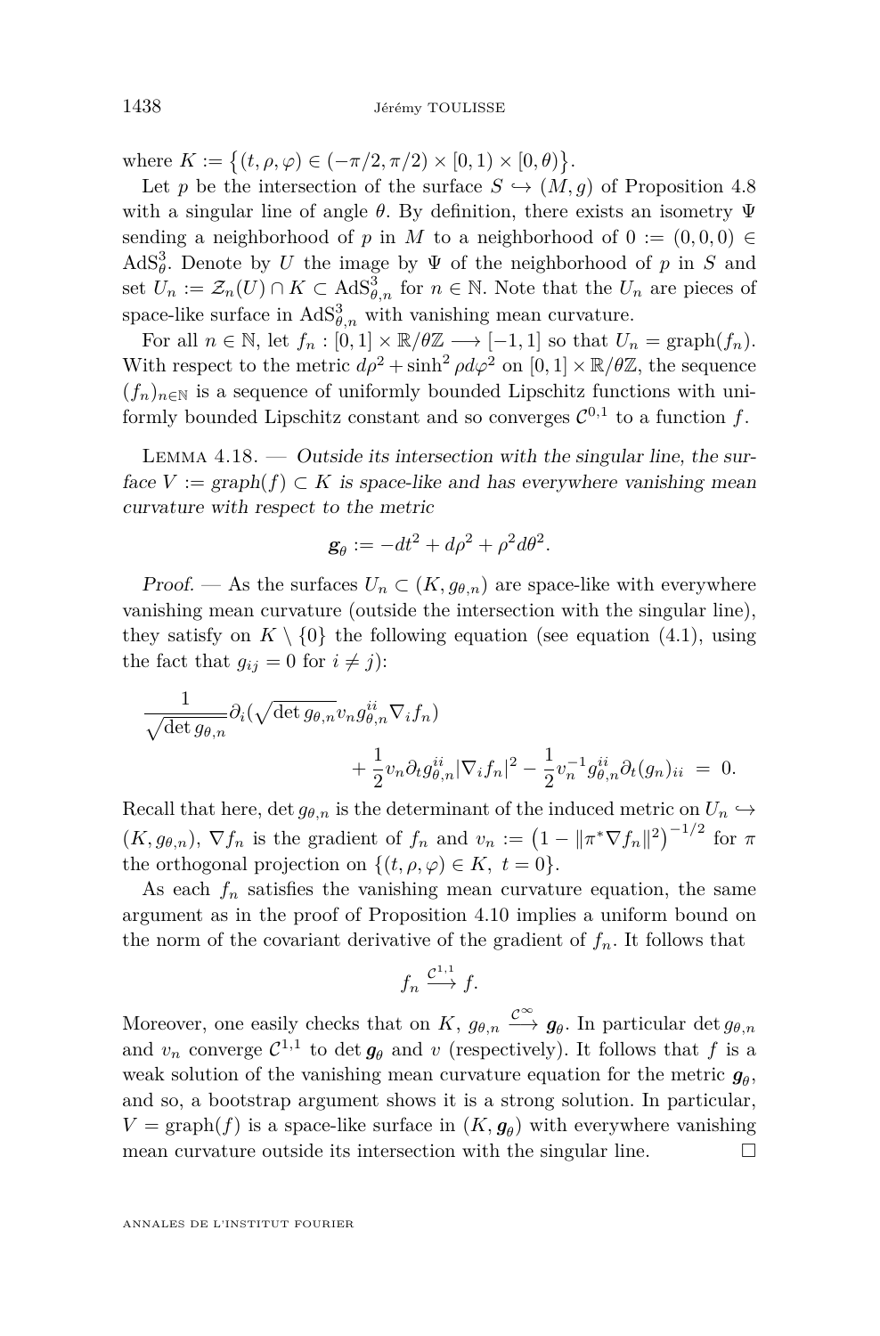where $K := \{(t, \rho, \varphi) \in (-\pi/2, \pi/2) \times [0, 1) \times [0, \theta)\}$.

Let $p$ be the intersection of the surface $S \hookrightarrow (M, g)$ of Proposition 4.8 with a singular line of angle $\theta$. By definition, there exists an isometry $\Psi$ sending a neighborhood of $p$ in $M$ to a neighborhood of $0 := (0, 0, 0) \in \mathrm{AdS}^3_\theta$. Denote by $U$ the image by $\Psi$ of the neighborhood of $p$ in $S$ and set $U_n := \mathcal{Z}_n(U) \cap K \subset \mathrm{AdS}^3_{\theta,n}$ for $n \in \mathbb{N}$. Note that the $U_n$ are pieces of space-like surface in $\mathrm{AdS}^3_{\theta,n}$ with vanishing mean curvature.

For all $n \in \mathbb{N}$, let $f_n : [0, 1] \times \mathbb{R}/\theta\mathbb{Z} \longrightarrow [-1, 1]$ so that $U_n = \mathrm{graph}(f_n)$. With respect to the metric $d\rho^2 + \sinh^2 \rho d\varphi^2$ on $[0, 1] \times \mathbb{R}/\theta\mathbb{Z}$, the sequence $(f_n)_{n\in\mathbb{N}}$ is a sequence of uniformly bounded Lipschitz functions with uniformly bounded Lipschitz constant and so converges $\mathcal{C}^{0,1}$ to a function $f$.

Lemma 4.18. — *Outside its intersection with the singular line, the surface $V := \mathrm{graph}(f) \subset K$ is space-like and has everywhere vanishing mean curvature with respect to the metric*

$$\boldsymbol{g}_\theta := -dt^2 + d\rho^2 + \rho^2 d\theta^2.$$

*Proof.* — As the surfaces $U_n \subset (K, g_{\theta,n})$ are space-like with everywhere vanishing mean curvature (outside the intersection with the singular line), they satisfy on $K \setminus \{0\}$ the following equation (see equation (4.1), using the fact that $g_{ij} = 0$ for $i \neq j$):

$$\frac{1}{\sqrt{\det g_{\theta,n}}} \partial_i(\sqrt{\det g_{\theta,n}} v_n g^{ii}_{\theta,n} \nabla_i f_n) + \frac{1}{2} v_n \partial_t g^{ii}_{\theta,n} |\nabla_i f_n|^2 - \frac{1}{2} v_n^{-1} g^{ii}_{\theta,n} \partial_t (g_n)_{ii} = 0.$$

Recall that here, $\det g_{\theta,n}$ is the determinant of the induced metric on $U_n \hookrightarrow (K, g_{\theta,n})$, $\nabla f_n$ is the gradient of $f_n$ and $v_n := \left(1 - \|\pi^* \nabla f_n\|^2\right)^{-1/2}$ for $\pi$ the orthogonal projection on $\{(t, \rho, \varphi) \in K,\ t = 0\}$.

As each $f_n$ satisfies the vanishing mean curvature equation, the same argument as in the proof of Proposition 4.10 implies a uniform bound on the norm of the covariant derivative of the gradient of $f_n$. It follows that

$$f_n \xrightarrow{\mathcal{C}^{1,1}} f.$$

Moreover, one easily checks that on $K$, $g_{\theta,n} \xrightarrow{\mathcal{C}^\infty} \boldsymbol{g}_\theta$. In particular $\det g_{\theta,n}$ and $v_n$ converge $\mathcal{C}^{1,1}$ to $\det \boldsymbol{g}_\theta$ and $v$ (respectively). It follows that $f$ is a weak solution of the vanishing mean curvature equation for the metric $\boldsymbol{g}_\theta$, and so, a bootstrap argument shows it is a strong solution. In particular, $V = \mathrm{graph}(f)$ is a space-like surface in $(K, \boldsymbol{g}_\theta)$ with everywhere vanishing mean curvature outside its intersection with the singular line. □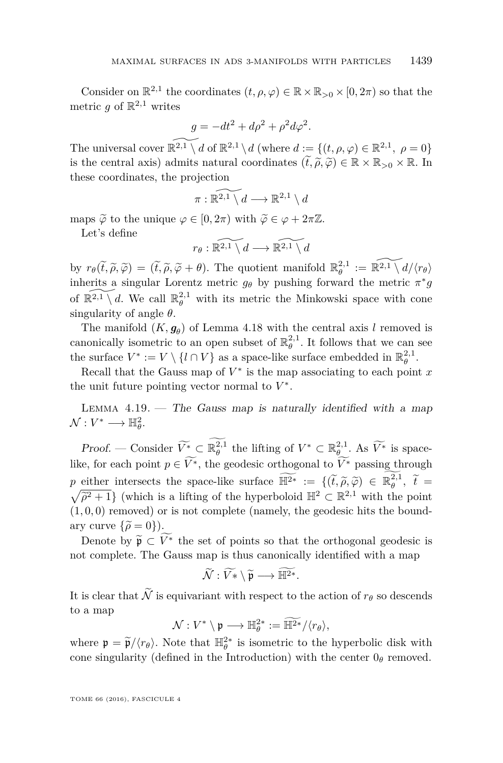Consider on $\mathbb{R}^{2,1}$ the coordinates $(t, \rho, \varphi) \in \mathbb{R} \times \mathbb{R}_{>0} \times [0, 2\pi)$ so that the metric $g$ of $\mathbb{R}^{2,1}$ writes

$$g = -dt^2 + d\rho^2 + \rho^2 d\varphi^2.$$

The universal cover $\widetilde{\mathbb{R}^{2,1} \setminus d}$ of $\mathbb{R}^{2,1} \setminus d$ (where $d := \{(t, \rho, \varphi) \in \mathbb{R}^{2,1},\ \rho = 0\}$ is the central axis) admits natural coordinates $(\widetilde{t}, \widetilde{\rho}, \widetilde{\varphi}) \in \mathbb{R} \times \mathbb{R}_{>0} \times \mathbb{R}$. In these coordinates, the projection

$$\pi : \widetilde{\mathbb{R}^{2,1} \setminus d} \longrightarrow \mathbb{R}^{2,1} \setminus d$$

maps $\widetilde{\varphi}$ to the unique $\varphi \in [0, 2\pi)$ with $\widetilde{\varphi} \in \varphi + 2\pi\mathbb{Z}$.

Let's define

$$r_\theta : \widetilde{\mathbb{R}^{2,1} \setminus d} \longrightarrow \widetilde{\mathbb{R}^{2,1} \setminus d}$$

by $r_\theta(\widetilde{t}, \widetilde{\rho}, \widetilde{\varphi}) = (\widetilde{t}, \widetilde{\rho}, \widetilde{\varphi} + \theta)$. The quotient manifold $\mathbb{R}^{2,1}_\theta := \widetilde{\mathbb{R}^{2,1} \setminus d}/\langle r_\theta \rangle$ inherits a singular Lorentz metric $g_\theta$ by pushing forward the metric $\pi^* g$ of $\widetilde{\mathbb{R}^{2,1} \setminus d}$. We call $\mathbb{R}^{2,1}_\theta$ with its metric the Minkowski space with cone singularity of angle $\theta$.

The manifold $(K, \boldsymbol{g_\theta})$ of Lemma 4.18 with the central axis $l$ removed is canonically isometric to an open subset of $\mathbb{R}^{2,1}_\theta$. It follows that we can see the surface $V^* := V \setminus \{l \cap V\}$ as a space-like surface embedded in $\mathbb{R}^{2,1}_\theta$.

Recall that the Gauss map of $V^*$ is the map associating to each point $x$ the unit future pointing vector normal to $V^*$.

Lemma 4.19. — *The Gauss map is naturally identified with a map $\mathcal{N} : V^* \longrightarrow \mathbb{H}^2_\theta$.*

*Proof.* — Consider $\widetilde{V^*} \subset \widetilde{\mathbb{R}^{2,1}_\theta}$ the lifting of $V^* \subset \mathbb{R}^{2,1}_\theta$. As $\widetilde{V^*}$ is space-like, for each point $p \in \widetilde{V^*}$, the geodesic orthogonal to $\widetilde{V^*}$ passing through $p$ either intersects the space-like surface $\widetilde{\mathbb{H}^{2*}} := \{(\widetilde{t}, \widetilde{\rho}, \widetilde{\varphi}) \in \widetilde{\mathbb{R}^{2,1}_\theta},\ \widetilde{t} = \sqrt{\widetilde{\rho}^2 + 1}\}$ (which is a lifting of the hyperboloid $\mathbb{H}^2 \subset \mathbb{R}^{2,1}$ with the point $(1, 0, 0)$ removed) or is not complete (namely, the geodesic hits the boundary curve $\{\widetilde{\rho} = 0\}$).

Denote by $\widetilde{\mathfrak{p}} \subset \widetilde{V^*}$ the set of points so that the orthogonal geodesic is not complete. The Gauss map is thus canonically identified with a map

$$\widetilde{\mathcal{N}} : \widetilde{V^*} \setminus \widetilde{\mathfrak{p}} \longrightarrow \widetilde{\mathbb{H}^{2*}}.$$

It is clear that $\widetilde{\mathcal{N}}$ is equivariant with respect to the action of $r_\theta$ so descends to a map

$$\mathcal{N} : V^* \setminus \mathfrak{p} \longrightarrow \mathbb{H}^{2*}_\theta := \widetilde{\mathbb{H}^{2*}}/\langle r_\theta \rangle,$$

where $\mathfrak{p} = \widetilde{\mathfrak{p}}/\langle r_\theta \rangle$. Note that $\mathbb{H}^{2*}_\theta$ is isometric to the hyperbolic disk with cone singularity (defined in the Introduction) with the center $0_\theta$ removed.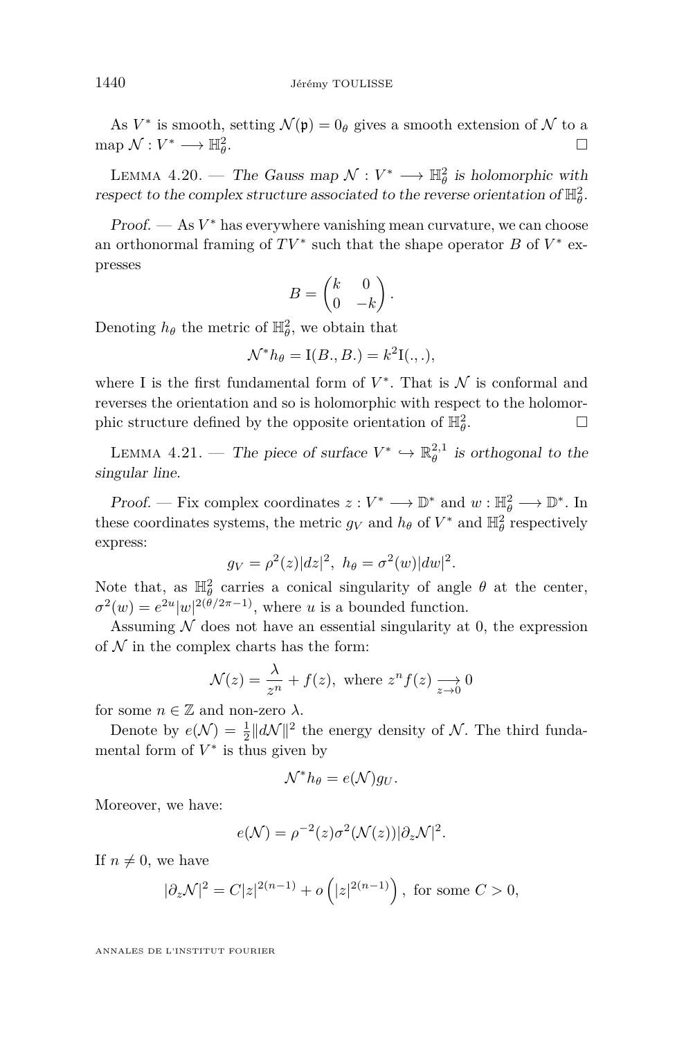As $V^*$ is smooth, setting $\mathcal{N}(\mathfrak{p}) = 0_\theta$ gives a smooth extension of $\mathcal{N}$ to a map $\mathcal{N} : V^* \longrightarrow \mathbb{H}^2_\theta$. □

Lemma 4.20. — *The Gauss map $\mathcal{N} : V^* \longrightarrow \mathbb{H}^2_\theta$ is holomorphic with respect to the complex structure associated to the reverse orientation of $\mathbb{H}^2_\theta$.*

*Proof.* — As $V^*$ has everywhere vanishing mean curvature, we can choose an orthonormal framing of $TV^*$ such that the shape operator $B$ of $V^*$ expresses

$$B = \begin{pmatrix} k & 0 \\ 0 & -k \end{pmatrix}.$$

Denoting $h_\theta$ the metric of $\mathbb{H}^2_\theta$, we obtain that

$$\mathcal{N}^* h_\theta = \mathrm{I}(B., B.) = k^2 \mathrm{I}(.,.),$$

where I is the first fundamental form of $V^*$. That is $\mathcal{N}$ is conformal and reverses the orientation and so is holomorphic with respect to the holomorphic structure defined by the opposite orientation of $\mathbb{H}^2_\theta$. □

Lemma 4.21. — *The piece of surface $V^* \hookrightarrow \mathbb{R}^{2,1}_\theta$ is orthogonal to the singular line.*

*Proof.* — Fix complex coordinates $z : V^* \longrightarrow \mathbb{D}^*$ and $w : \mathbb{H}^2_\theta \longrightarrow \mathbb{D}^*$. In these coordinates systems, the metric $g_V$ and $h_\theta$ of $V^*$ and $\mathbb{H}^2_\theta$ respectively express:

$$g_V = \rho^2(z)|dz|^2, \ h_\theta = \sigma^2(w)|dw|^2.$$

Note that, as $\mathbb{H}^2_\theta$ carries a conical singularity of angle $\theta$ at the center, $\sigma^2(w) = e^{2u}|w|^{2(\theta/2\pi - 1)}$, where $u$ is a bounded function.

Assuming $\mathcal{N}$ does not have an essential singularity at 0, the expression of $\mathcal{N}$ in the complex charts has the form:

$$\mathcal{N}(z) = \frac{\lambda}{z^n} + f(z), \text{ where } z^n f(z) \underset{z \to 0}{\longrightarrow} 0$$

for some $n \in \mathbb{Z}$ and non-zero $\lambda$.

Denote by $e(\mathcal{N}) = \frac{1}{2}\|d\mathcal{N}\|^2$ the energy density of $\mathcal{N}$. The third fundamental form of $V^*$ is thus given by

$$\mathcal{N}^* h_\theta = e(\mathcal{N}) g_U.$$

Moreover, we have:

$$e(\mathcal{N}) = \rho^{-2}(z)\sigma^2(\mathcal{N}(z))|\partial_z \mathcal{N}|^2.$$

If $n \neq 0$, we have

$$|\partial_z \mathcal{N}|^2 = C|z|^{2(n-1)} + o\left(|z|^{2(n-1)}\right), \text{ for some } C > 0,$$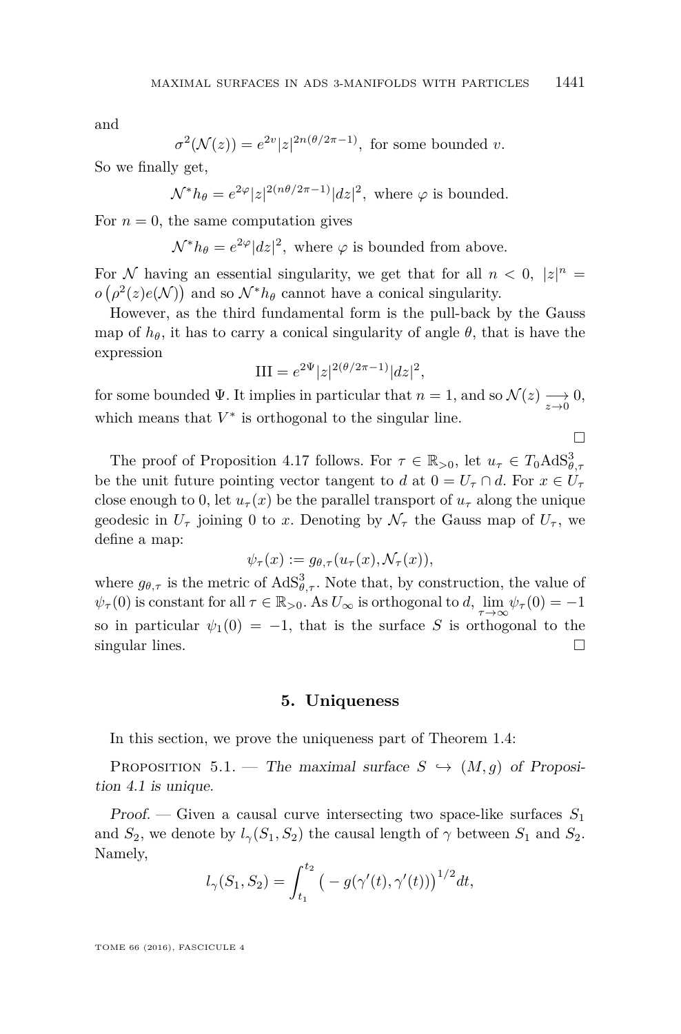and

$$\sigma^2(\mathcal{N}(z)) = e^{2v}|z|^{2n(\theta/2\pi-1)}, \text{ for some bounded } v.$$

So we finally get,

$$\mathcal{N}^* h_\theta = e^{2\varphi}|z|^{2(n\theta/2\pi-1)}|dz|^2, \text{ where } \varphi \text{ is bounded.}$$

For $n = 0$, the same computation gives

$$\mathcal{N}^* h_\theta = e^{2\varphi}|dz|^2, \text{ where } \varphi \text{ is bounded from above.}$$

For $\mathcal{N}$ having an essential singularity, we get that for all $n < 0$, $|z|^n = o\big(\rho^2(z)e(\mathcal{N})\big)$ and so $\mathcal{N}^* h_\theta$ cannot have a conical singularity.

However, as the third fundamental form is the pull-back by the Gauss map of $h_\theta$, it has to carry a conical singularity of angle $\theta$, that is have the expression

$$\mathrm{III} = e^{2\Psi}|z|^{2(\theta/2\pi-1)}|dz|^2,$$

for some bounded $\Psi$. It implies in particular that $n = 1$, and so $\mathcal{N}(z) \underset{z\to 0}{\longrightarrow} 0$, which means that $V^*$ is orthogonal to the singular line. □

The proof of Proposition 4.17 follows. For $\tau \in \mathbb{R}_{>0}$, let $u_\tau \in T_0\mathrm{AdS}^3_{\theta,\tau}$ be the unit future pointing vector tangent to $d$ at $0 = U_\tau \cap d$. For $x \in U_\tau$ close enough to 0, let $u_\tau(x)$ be the parallel transport of $u_\tau$ along the unique geodesic in $U_\tau$ joining 0 to $x$. Denoting by $\mathcal{N}_\tau$ the Gauss map of $U_\tau$, we define a map:

$$\psi_\tau(x) := g_{\theta,\tau}(u_\tau(x), \mathcal{N}_\tau(x)),$$

where $g_{\theta,\tau}$ is the metric of $\mathrm{AdS}^3_{\theta,\tau}$. Note that, by construction, the value of $\psi_\tau(0)$ is constant for all $\tau \in \mathbb{R}_{>0}$. As $U_\infty$ is orthogonal to $d$, $\lim_{\tau\to\infty}\psi_\tau(0) = -1$ so in particular $\psi_1(0) = -1$, that is the surface $S$ is orthogonal to the singular lines. □

## 5. Uniqueness

In this section, we prove the uniqueness part of Theorem 1.4:

Proposition 5.1. — *The maximal surface $S \hookrightarrow (M, g)$ of Proposition 4.1 is unique.*

*Proof.* — Given a causal curve intersecting two space-like surfaces $S_1$ and $S_2$, we denote by $l_\gamma(S_1, S_2)$ the causal length of $\gamma$ between $S_1$ and $S_2$. Namely,

$$l_\gamma(S_1, S_2) = \int_{t_1}^{t_2} \big(-g(\gamma'(t), \gamma'(t))\big)^{1/2} dt,$$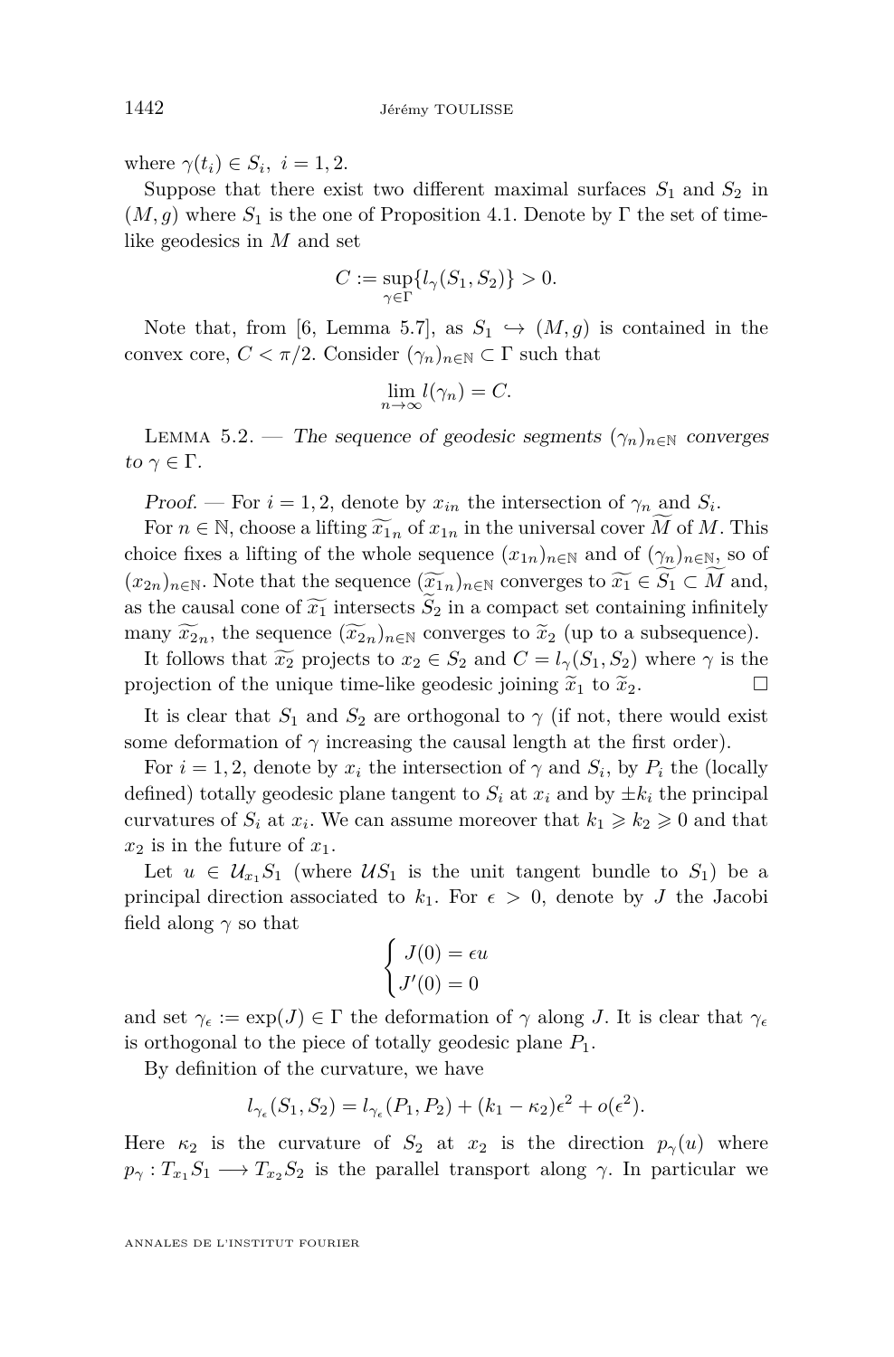where $\gamma(t_i) \in S_i,\ i=1,2$.

Suppose that there exist two different maximal surfaces $S_1$ and $S_2$ in $(M,g)$ where $S_1$ is the one of Proposition 4.1. Denote by $\Gamma$ the set of time-like geodesics in $M$ and set

$$C := \sup_{\gamma\in\Gamma}\{l_\gamma(S_1,S_2)\} > 0.$$

Note that, from [6, Lemma 5.7], as $S_1 \hookrightarrow (M,g)$ is contained in the convex core, $C < \pi/2$. Consider $(\gamma_n)_{n\in\mathbb{N}} \subset \Gamma$ such that

$$\lim_{n\to\infty} l(\gamma_n) = C.$$

Lemma 5.2. — *The sequence of geodesic segments $(\gamma_n)_{n\in\mathbb{N}}$ converges to $\gamma \in \Gamma$.*

*Proof.* — For $i=1,2$, denote by $x_{in}$ the intersection of $\gamma_n$ and $S_i$.

For $n\in\mathbb{N}$, choose a lifting $\widetilde{x_{1n}}$ of $x_{1n}$ in the universal cover $\widetilde{M}$ of $M$. This choice fixes a lifting of the whole sequence $(x_{1n})_{n\in\mathbb{N}}$ and of $(\gamma_n)_{n\in\mathbb{N}}$, so of $(x_{2n})_{n\in\mathbb{N}}$. Note that the sequence $(\widetilde{x_{1n}})_{n\in\mathbb{N}}$ converges to $\widetilde{x_1} \in \widetilde{S_1} \subset \widetilde{M}$ and, as the causal cone of $\widetilde{x_1}$ intersects $\widetilde{S}_2$ in a compact set containing infinitely many $\widetilde{x_{2n}}$, the sequence $(\widetilde{x_{2n}})_{n\in\mathbb{N}}$ converges to $\widetilde{x}_2$ (up to a subsequence).

It follows that $\widetilde{x_2}$ projects to $x_2 \in S_2$ and $C = l_\gamma(S_1,S_2)$ where $\gamma$ is the projection of the unique time-like geodesic joining $\widetilde{x}_1$ to $\widetilde{x}_2$. $\square$

It is clear that $S_1$ and $S_2$ are orthogonal to $\gamma$ (if not, there would exist some deformation of $\gamma$ increasing the causal length at the first order).

For $i=1,2$, denote by $x_i$ the intersection of $\gamma$ and $S_i$, by $P_i$ the (locally defined) totally geodesic plane tangent to $S_i$ at $x_i$ and by $\pm k_i$ the principal curvatures of $S_i$ at $x_i$. We can assume moreover that $k_1 \geqslant k_2 \geqslant 0$ and that $x_2$ is in the future of $x_1$.

Let $u \in \mathcal{U}_{x_1}S_1$ (where $\mathcal{U}S_1$ is the unit tangent bundle to $S_1$) be a principal direction associated to $k_1$. For $\epsilon > 0$, denote by $J$ the Jacobi field along $\gamma$ so that

$$\begin{cases} J(0) = \epsilon u \\ J'(0) = 0 \end{cases}$$

and set $\gamma_\epsilon := \exp(J) \in \Gamma$ the deformation of $\gamma$ along $J$. It is clear that $\gamma_\epsilon$ is orthogonal to the piece of totally geodesic plane $P_1$.

By definition of the curvature, we have

$$l_{\gamma_\epsilon}(S_1,S_2) = l_{\gamma_\epsilon}(P_1,P_2) + (k_1 - \kappa_2)\epsilon^2 + o(\epsilon^2).$$

Here $\kappa_2$ is the curvature of $S_2$ at $x_2$ is the direction $p_\gamma(u)$ where $p_\gamma : T_{x_1}S_1 \longrightarrow T_{x_2}S_2$ is the parallel transport along $\gamma$. In particular we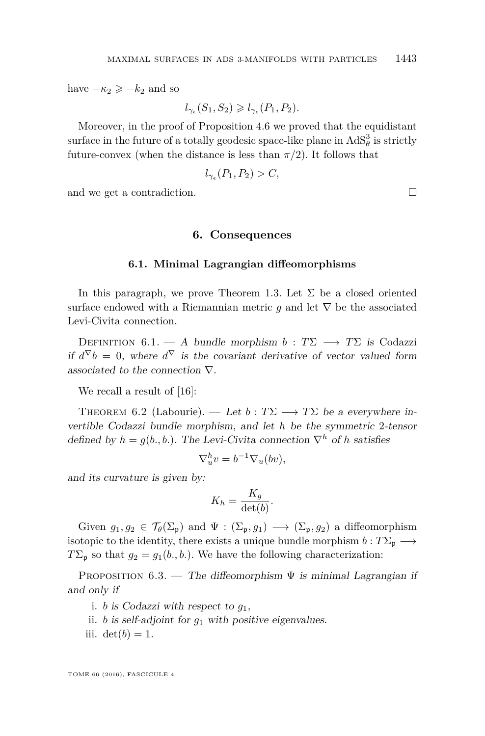have $-\kappa_2 \geqslant -k_2$ and so

$$l_{\gamma_\epsilon}(S_1, S_2) \geqslant l_{\gamma_\epsilon}(P_1, P_2).$$

Moreover, in the proof of Proposition 4.6 we proved that the equidistant surface in the future of a totally geodesic space-like plane in $\mathrm{AdS}^3_\theta$ is strictly future-convex (when the distance is less than $\pi/2$). It follows that

$$l_{\gamma_\epsilon}(P_1, P_2) > C,$$

and we get a contradiction. □

## 6. Consequences

### 6.1. Minimal Lagrangian diffeomorphisms

In this paragraph, we prove Theorem 1.3. Let $\Sigma$ be a closed oriented surface endowed with a Riemannian metric $g$ and let $\nabla$ be the associated Levi-Civita connection.

Definition 6.1. — *A bundle morphism $b : T\Sigma \longrightarrow T\Sigma$ is* Codazzi *if $d^\nabla b = 0$, where $d^\nabla$ is the covariant derivative of vector valued form associated to the connection $\nabla$.*

We recall a result of [16]:

Theorem 6.2 (Labourie). — *Let $b : T\Sigma \longrightarrow T\Sigma$ be a everywhere invertible Codazzi bundle morphism, and let $h$ be the symmetric 2-tensor defined by $h = g(b., b.)$. The Levi-Civita connection $\nabla^h$ of $h$ satisfies*

$$\nabla^h_u v = b^{-1}\nabla_u(bv),$$

*and its curvature is given by:*

$$K_h = \frac{K_g}{\det(b)}.$$

Given $g_1, g_2 \in \mathcal{T}_\theta(\Sigma_\mathfrak{p})$ and $\Psi : (\Sigma_\mathfrak{p}, g_1) \longrightarrow (\Sigma_\mathfrak{p}, g_2)$ a diffeomorphism isotopic to the identity, there exists a unique bundle morphism $b : T\Sigma_\mathfrak{p} \longrightarrow T\Sigma_\mathfrak{p}$ so that $g_2 = g_1(b., b.)$. We have the following characterization:

Proposition 6.3. — *The diffeomorphism $\Psi$ is minimal Lagrangian if and only if*

i. *$b$ is Codazzi with respect to $g_1$,*
ii. *$b$ is self-adjoint for $g_1$ with positive eigenvalues.*
iii. *$\det(b) = 1$.*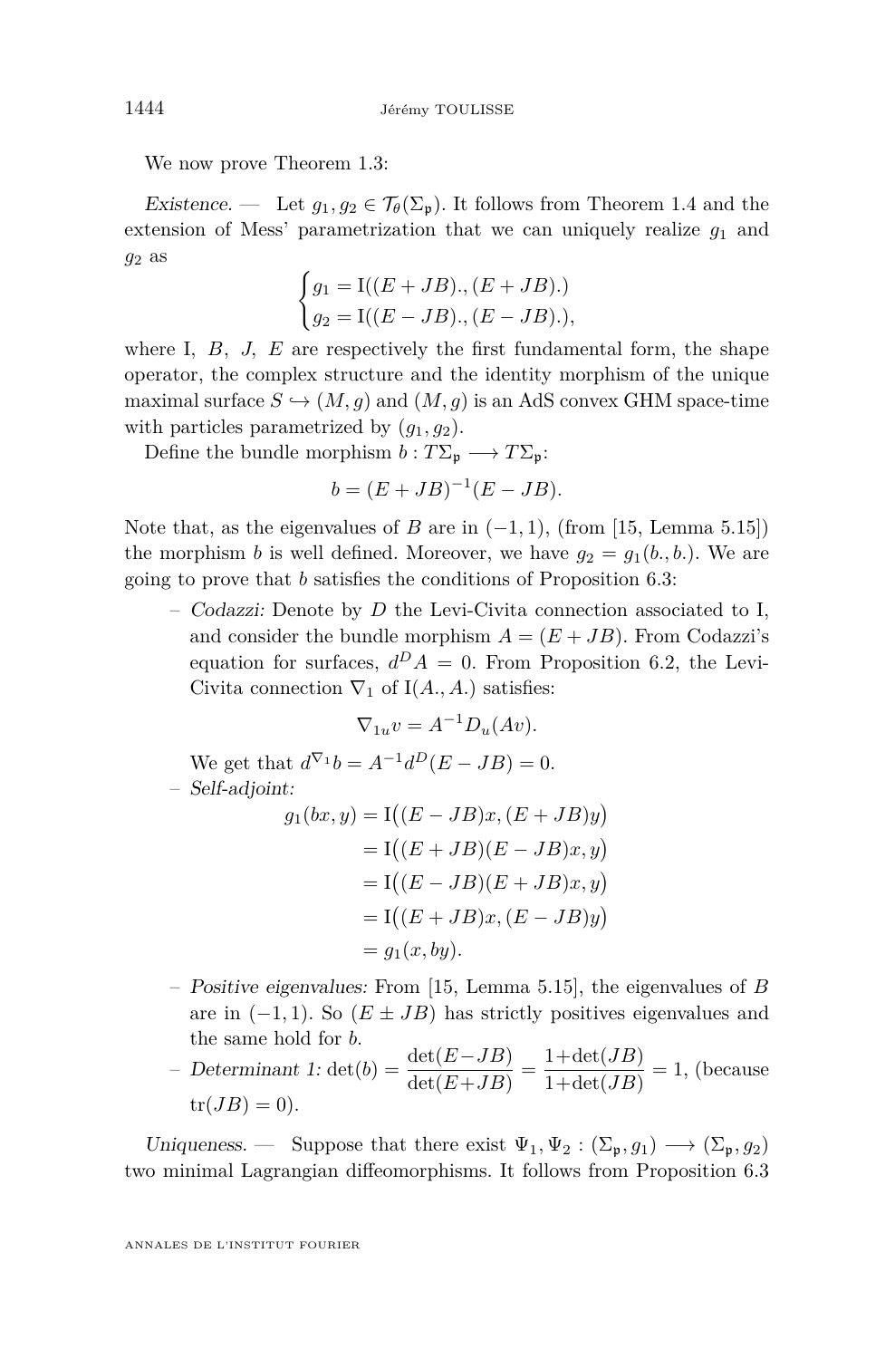We now prove Theorem 1.3:

*Existence.* — Let $g_1, g_2 \in \mathcal{T}_\theta(\Sigma_\mathfrak{p})$. It follows from Theorem 1.4 and the extension of Mess' parametrization that we can uniquely realize $g_1$ and $g_2$ as

$$\begin{cases} g_1 = \mathrm{I}((E+JB).,(E+JB).) \\ g_2 = \mathrm{I}((E-JB).,(E-JB).), \end{cases}$$

where I, $B$, $J$, $E$ are respectively the first fundamental form, the shape operator, the complex structure and the identity morphism of the unique maximal surface $S \hookrightarrow (M,g)$ and $(M,g)$ is an AdS convex GHM space-time with particles parametrized by $(g_1, g_2)$.

Define the bundle morphism $b : T\Sigma_\mathfrak{p} \longrightarrow T\Sigma_\mathfrak{p}$:

$$b = (E+JB)^{-1}(E-JB).$$

Note that, as the eigenvalues of $B$ are in $(-1,1)$, (from [15, Lemma 5.15]) the morphism $b$ is well defined. Moreover, we have $g_2 = g_1(b.,b.)$. We are going to prove that $b$ satisfies the conditions of Proposition 6.3:

- *Codazzi:* Denote by $D$ the Levi-Civita connection associated to I, and consider the bundle morphism $A = (E+JB)$. From Codazzi's equation for surfaces, $d^D A = 0$. From Proposition 6.2, the Levi-Civita connection $\nabla_1$ of $\mathrm{I}(A.,A.)$ satisfies:

$$\nabla_{1u} v = A^{-1} D_u(Av).$$

  We get that $d^{\nabla_1} b = A^{-1} d^D (E-JB) = 0$.
- *Self-adjoint:*

$$\begin{aligned} g_1(bx,y) &= \mathrm{I}\big((E-JB)x,(E+JB)y\big) \\ &= \mathrm{I}\big((E+JB)(E-JB)x,y\big) \\ &= \mathrm{I}\big((E-JB)(E+JB)x,y\big) \\ &= \mathrm{I}\big((E+JB)x,(E-JB)y\big) \\ &= g_1(x,by). \end{aligned}$$

- *Positive eigenvalues:* From [15, Lemma 5.15], the eigenvalues of $B$ are in $(-1,1)$. So $(E \pm JB)$ has strictly positives eigenvalues and the same hold for $b$.
- *Determinant 1:* $\det(b) = \dfrac{\det(E-JB)}{\det(E+JB)} = \dfrac{1+\det(JB)}{1+\det(JB)} = 1$, (because $\mathrm{tr}(JB) = 0$).

*Uniqueness.* — Suppose that there exist $\Psi_1, \Psi_2 : (\Sigma_\mathfrak{p}, g_1) \longrightarrow (\Sigma_\mathfrak{p}, g_2)$ two minimal Lagrangian diffeomorphisms. It follows from Proposition 6.3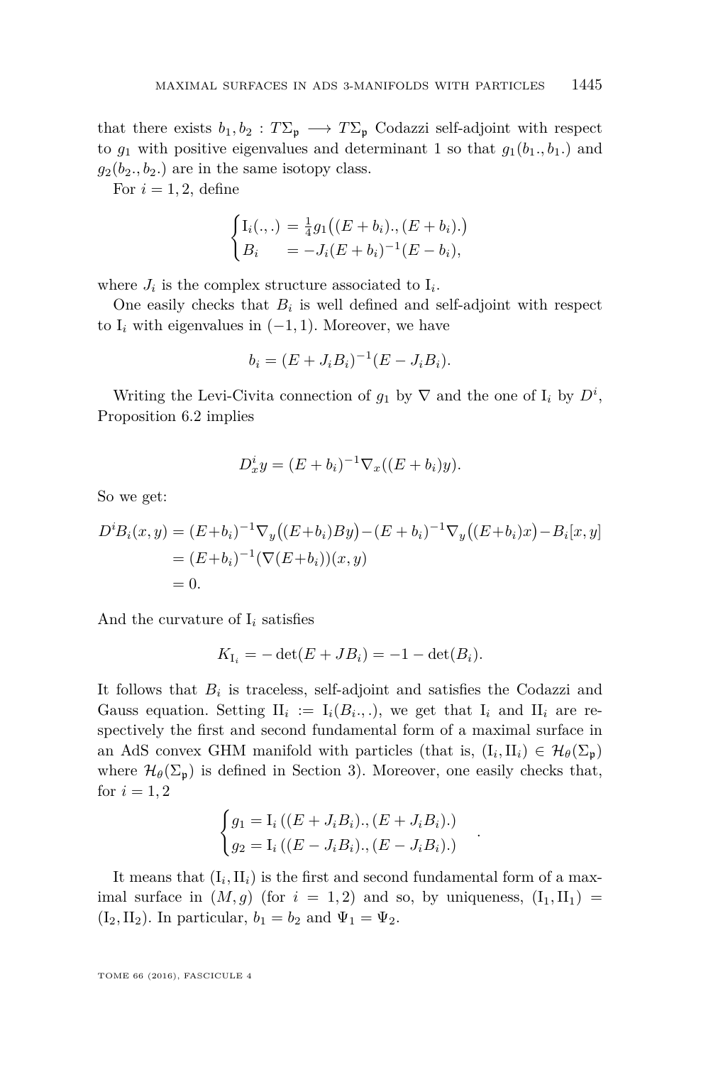that there exists $b_1, b_2 : T\Sigma_{\mathfrak{p}} \longrightarrow T\Sigma_{\mathfrak{p}}$ Codazzi self-adjoint with respect to $g_1$ with positive eigenvalues and determinant 1 so that $g_1(b_1., b_1.)$ and $g_2(b_2., b_2.)$ are in the same isotopy class.

For $i = 1, 2$, define

$$\begin{cases} \mathrm{I}_i(.,.) &= \frac{1}{4} g_1\big((E+b_i).,(E+b_i).\big) \\ B_i &= -J_i(E+b_i)^{-1}(E-b_i), \end{cases}$$

where $J_i$ is the complex structure associated to $\mathrm{I}_i$.

One easily checks that $B_i$ is well defined and self-adjoint with respect to $\mathrm{I}_i$ with eigenvalues in $(-1, 1)$. Moreover, we have

$$b_i = (E + J_i B_i)^{-1}(E - J_i B_i).$$

Writing the Levi-Civita connection of $g_1$ by $\nabla$ and the one of $\mathrm{I}_i$ by $D^i$, Proposition 6.2 implies

$$D^i_x y = (E+b_i)^{-1}\nabla_x((E+b_i)y).$$

So we get:

$$\begin{aligned} D^i B_i(x,y) &= (E+b_i)^{-1}\nabla_y\big((E+b_i)By\big) - (E+b_i)^{-1}\nabla_y\big((E+b_i)x\big) - B_i[x,y] \\ &= (E+b_i)^{-1}(\nabla(E+b_i))(x,y) \\ &= 0. \end{aligned}$$

And the curvature of $\mathrm{I}_i$ satisfies

$$K_{\mathrm{I}_i} = -\det(E + JB_i) = -1 - \det(B_i).$$

It follows that $B_i$ is traceless, self-adjoint and satisfies the Codazzi and Gauss equation. Setting $\mathrm{II}_i := \mathrm{I}_i(B_i.,.)$, we get that $\mathrm{I}_i$ and $\mathrm{II}_i$ are respectively the first and second fundamental form of a maximal surface in an AdS convex GHM manifold with particles (that is, $(\mathrm{I}_i, \mathrm{II}_i) \in \mathcal{H}_\theta(\Sigma_{\mathfrak{p}})$ where $\mathcal{H}_\theta(\Sigma_{\mathfrak{p}})$ is defined in Section 3). Moreover, one easily checks that, for $i = 1, 2$

$$\begin{cases} g_1 = \mathrm{I}_i\left((E + J_i B_i).,(E + J_i B_i).\right) \\ g_2 = \mathrm{I}_i\left((E - J_i B_i).,(E - J_i B_i).\right) \end{cases}.$$

It means that $(\mathrm{I}_i, \mathrm{II}_i)$ is the first and second fundamental form of a maximal surface in $(M, g)$ (for $i = 1, 2$) and so, by uniqueness, $(\mathrm{I}_1, \mathrm{II}_1) = (\mathrm{I}_2, \mathrm{II}_2)$. In particular, $b_1 = b_2$ and $\Psi_1 = \Psi_2$.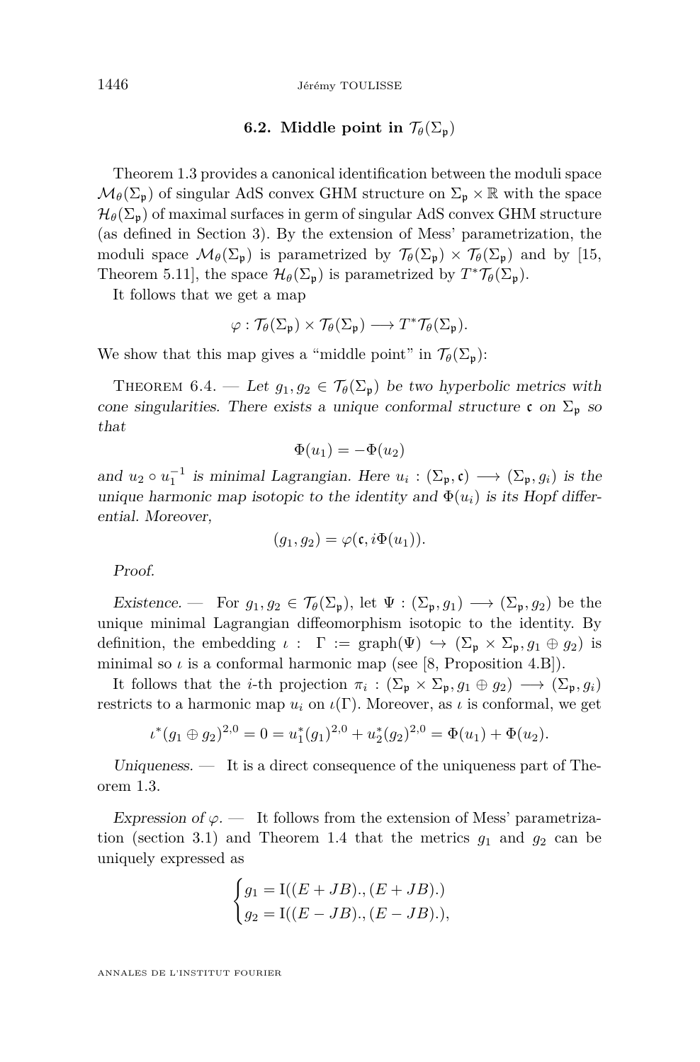### 6.2. Middle point in $\mathcal{T}_\theta(\Sigma_\mathfrak{p})$

Theorem 1.3 provides a canonical identification between the moduli space $\mathcal{M}_\theta(\Sigma_\mathfrak{p})$ of singular AdS convex GHM structure on $\Sigma_\mathfrak{p} \times \mathbb{R}$ with the space $\mathcal{H}_\theta(\Sigma_\mathfrak{p})$ of maximal surfaces in germ of singular AdS convex GHM structure (as defined in Section 3). By the extension of Mess' parametrization, the moduli space $\mathcal{M}_\theta(\Sigma_\mathfrak{p})$ is parametrized by $\mathcal{T}_\theta(\Sigma_\mathfrak{p}) \times \mathcal{T}_\theta(\Sigma_\mathfrak{p})$ and by [15, Theorem 5.11], the space $\mathcal{H}_\theta(\Sigma_\mathfrak{p})$ is parametrized by $T^*\mathcal{T}_\theta(\Sigma_\mathfrak{p})$.

It follows that we get a map

$$\varphi : \mathcal{T}_\theta(\Sigma_\mathfrak{p}) \times \mathcal{T}_\theta(\Sigma_\mathfrak{p}) \longrightarrow T^*\mathcal{T}_\theta(\Sigma_\mathfrak{p}).$$

We show that this map gives a "middle point" in $\mathcal{T}_\theta(\Sigma_\mathfrak{p})$:

Theorem 6.4. — *Let $g_1, g_2 \in \mathcal{T}_\theta(\Sigma_\mathfrak{p})$ be two hyperbolic metrics with cone singularities. There exists a unique conformal structure $\mathfrak{c}$ on $\Sigma_\mathfrak{p}$ so that*

$$\Phi(u_1) = -\Phi(u_2)$$

*and $u_2 \circ u_1^{-1}$ is minimal Lagrangian. Here $u_i : (\Sigma_\mathfrak{p}, \mathfrak{c}) \longrightarrow (\Sigma_\mathfrak{p}, g_i)$ is the unique harmonic map isotopic to the identity and $\Phi(u_i)$ is its Hopf differential. Moreover,*

$$(g_1, g_2) = \varphi(\mathfrak{c}, i\Phi(u_1)).$$

*Proof.*

*Existence.* — For $g_1, g_2 \in \mathcal{T}_\theta(\Sigma_\mathfrak{p})$, let $\Psi : (\Sigma_\mathfrak{p}, g_1) \longrightarrow (\Sigma_\mathfrak{p}, g_2)$ be the unique minimal Lagrangian diffeomorphism isotopic to the identity. By definition, the embedding $\iota : \ \Gamma := \mathrm{graph}(\Psi) \hookrightarrow (\Sigma_\mathfrak{p} \times \Sigma_\mathfrak{p}, g_1 \oplus g_2)$ is minimal so $\iota$ is a conformal harmonic map (see [8, Proposition 4.B]).

It follows that the $i$-th projection $\pi_i : (\Sigma_\mathfrak{p} \times \Sigma_\mathfrak{p}, g_1 \oplus g_2) \longrightarrow (\Sigma_\mathfrak{p}, g_i)$ restricts to a harmonic map $u_i$ on $\iota(\Gamma)$. Moreover, as $\iota$ is conformal, we get

$$\iota^*(g_1 \oplus g_2)^{2,0} = 0 = u_1^*(g_1)^{2,0} + u_2^*(g_2)^{2,0} = \Phi(u_1) + \Phi(u_2).$$

*Uniqueness.* — It is a direct consequence of the uniqueness part of Theorem 1.3.

*Expression of $\varphi$.* — It follows from the extension of Mess' parametrization (section 3.1) and Theorem 1.4 that the metrics $g_1$ and $g_2$ can be uniquely expressed as

$$\begin{cases} g_1 = \mathrm{I}((E + JB).,(E + JB).) \\ g_2 = \mathrm{I}((E - JB).,(E - JB).), \end{cases}$$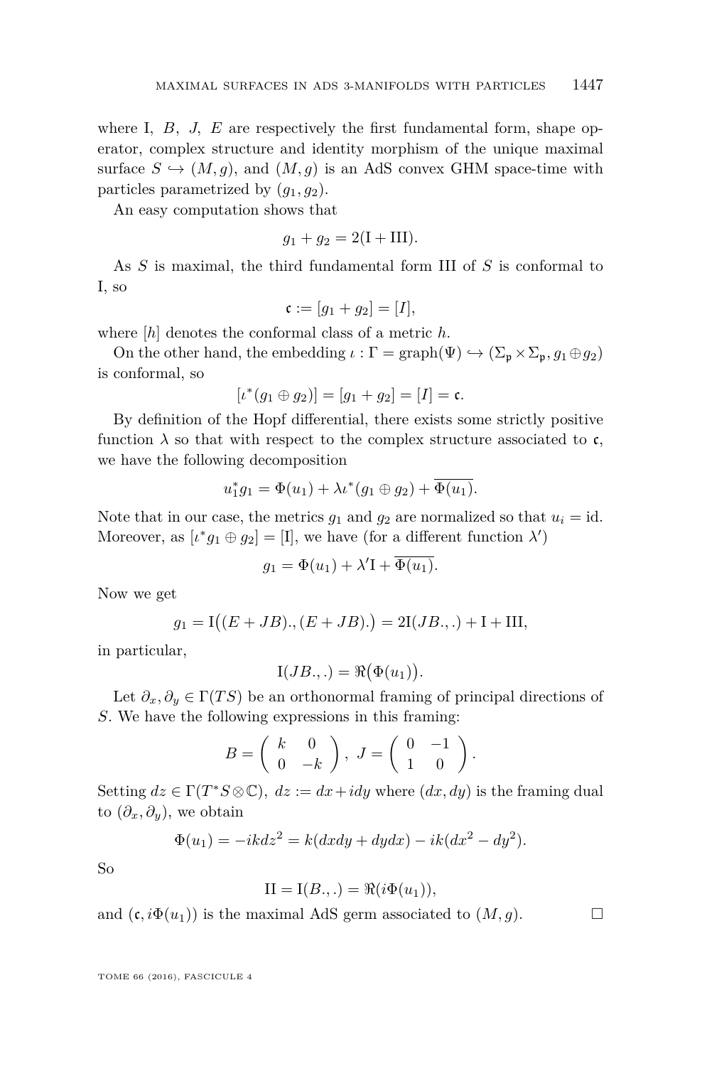where I, $B$, $J$, $E$ are respectively the first fundamental form, shape operator, complex structure and identity morphism of the unique maximal surface $S \hookrightarrow (M, g)$, and $(M, g)$ is an AdS convex GHM space-time with particles parametrized by $(g_1, g_2)$.

An easy computation shows that

$$g_1 + g_2 = 2(\mathrm{I} + \mathrm{III}).$$

As $S$ is maximal, the third fundamental form III of $S$ is conformal to I, so

$$\mathfrak{c} := [g_1 + g_2] = [I],$$

where $[h]$ denotes the conformal class of a metric $h$.

On the other hand, the embedding $\iota : \Gamma = \mathrm{graph}(\Psi) \hookrightarrow (\Sigma_{\mathfrak{p}} \times \Sigma_{\mathfrak{p}}, g_1 \oplus g_2)$ is conformal, so

$$[\iota^*(g_1 \oplus g_2)] = [g_1 + g_2] = [I] = \mathfrak{c}.$$

By definition of the Hopf differential, there exists some strictly positive function $\lambda$ so that with respect to the complex structure associated to $\mathfrak{c}$, we have the following decomposition

$$u_1^* g_1 = \Phi(u_1) + \lambda \iota^*(g_1 \oplus g_2) + \overline{\Phi(u_1)}.$$

Note that in our case, the metrics $g_1$ and $g_2$ are normalized so that $u_i = \mathrm{id}$. Moreover, as $[\iota^* g_1 \oplus g_2] = [\mathrm{I}]$, we have (for a different function $\lambda'$)

$$g_1 = \Phi(u_1) + \lambda' \mathrm{I} + \overline{\Phi(u_1)}.$$

Now we get

$$g_1 = \mathrm{I}\big((E + JB).,(E + JB).\big) = 2\mathrm{I}(JB.,.) + \mathrm{I} + \mathrm{III},$$

in particular,

$$\mathrm{I}(JB.,.) = \Re\big(\Phi(u_1)\big).$$

Let $\partial_x, \partial_y \in \Gamma(TS)$ be an orthonormal framing of principal directions of $S$. We have the following expressions in this framing:

$$B = \begin{pmatrix} k & 0 \\ 0 & -k \end{pmatrix}, \; J = \begin{pmatrix} 0 & -1 \\ 1 & 0 \end{pmatrix}.$$

Setting $dz \in \Gamma(T^*S \otimes \mathbb{C})$, $dz := dx + i dy$ where $(dx, dy)$ is the framing dual to $(\partial_x, \partial_y)$, we obtain

$$\Phi(u_1) = -ik dz^2 = k(dxdy + dydx) - ik(dx^2 - dy^2).$$

So

$$\mathrm{II} = \mathrm{I}(B.,.) = \Re(i\Phi(u_1)),$$

and $(\mathfrak{c}, i\Phi(u_1))$ is the maximal AdS germ associated to $(M, g)$. □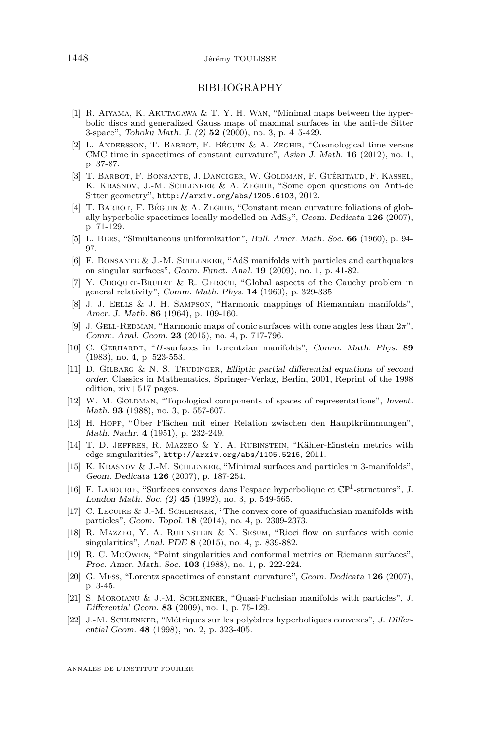# BIBLIOGRAPHY

[1] R. Aiyama, K. Akutagawa & T. Y. H. Wan, "Minimal maps between the hyperbolic discs and generalized Gauss maps of maximal surfaces in the anti-de Sitter 3-space", *Tohoku Math. J. (2)* **52** (2000), no. 3, p. 415-429.

[2] L. Andersson, T. Barbot, F. Béguin & A. Zeghib, "Cosmological time versus CMC time in spacetimes of constant curvature", *Asian J. Math.* **16** (2012), no. 1, p. 37-87.

[3] T. Barbot, F. Bonsante, J. Danciger, W. Goldman, F. Guéritaud, F. Kassel, K. Krasnov, J.-M. Schlenker & A. Zeghib, "Some open questions on Anti-de Sitter geometry", http://arxiv.org/abs/1205.6103, 2012.

[4] T. Barbot, F. Béguin & A. Zeghib, "Constant mean curvature foliations of globally hyperbolic spacetimes locally modelled on $\mathrm{AdS}_3$", *Geom. Dedicata* **126** (2007), p. 71-129.

[5] L. Bers, "Simultaneous uniformization", *Bull. Amer. Math. Soc.* **66** (1960), p. 94-97.

[6] F. Bonsante & J.-M. Schlenker, "AdS manifolds with particles and earthquakes on singular surfaces", *Geom. Funct. Anal.* **19** (2009), no. 1, p. 41-82.

[7] Y. Choquet-Bruhat & R. Geroch, "Global aspects of the Cauchy problem in general relativity", *Comm. Math. Phys.* **14** (1969), p. 329-335.

[8] J. J. Eells & J. H. Sampson, "Harmonic mappings of Riemannian manifolds", *Amer. J. Math.* **86** (1964), p. 109-160.

[9] J. Gell-Redman, "Harmonic maps of conic surfaces with cone angles less than $2\pi$", *Comm. Anal. Geom.* **23** (2015), no. 4, p. 717-796.

[10] C. Gerhardt, "$H$-surfaces in Lorentzian manifolds", *Comm. Math. Phys.* **89** (1983), no. 4, p. 523-553.

[11] D. Gilbarg & N. S. Trudinger, *Elliptic partial differential equations of second order*, Classics in Mathematics, Springer-Verlag, Berlin, 2001, Reprint of the 1998 edition, xiv+517 pages.

[12] W. M. Goldman, "Topological components of spaces of representations", *Invent. Math.* **93** (1988), no. 3, p. 557-607.

[13] H. Hopf, "Über Flächen mit einer Relation zwischen den Hauptkrümmungen", *Math. Nachr.* **4** (1951), p. 232-249.

[14] T. D. Jeffres, R. Mazzeo & Y. A. Rubinstein, "Kähler-Einstein metrics with edge singularities", http://arxiv.org/abs/1105.5216, 2011.

[15] K. Krasnov & J.-M. Schlenker, "Minimal surfaces and particles in 3-manifolds", *Geom. Dedicata* **126** (2007), p. 187-254.

[16] F. Labourie, "Surfaces convexes dans l'espace hyperbolique et $\mathbb{CP}^1$-structures", *J. London Math. Soc. (2)* **45** (1992), no. 3, p. 549-565.

[17] C. Lecuire & J.-M. Schlenker, "The convex core of quasifuchsian manifolds with particles", *Geom. Topol.* **18** (2014), no. 4, p. 2309-2373.

[18] R. Mazzeo, Y. A. Rubinstein & N. Sesum, "Ricci flow on surfaces with conic singularities", *Anal. PDE* **8** (2015), no. 4, p. 839-882.

[19] R. C. McOwen, "Point singularities and conformal metrics on Riemann surfaces", *Proc. Amer. Math. Soc.* **103** (1988), no. 1, p. 222-224.

[20] G. Mess, "Lorentz spacetimes of constant curvature", *Geom. Dedicata* **126** (2007), p. 3-45.

[21] S. Moroianu & J.-M. Schlenker, "Quasi-Fuchsian manifolds with particles", *J. Differential Geom.* **83** (2009), no. 1, p. 75-129.

[22] J.-M. Schlenker, "Métriques sur les polyèdres hyperboliques convexes", *J. Differential Geom.* **48** (1998), no. 2, p. 323-405.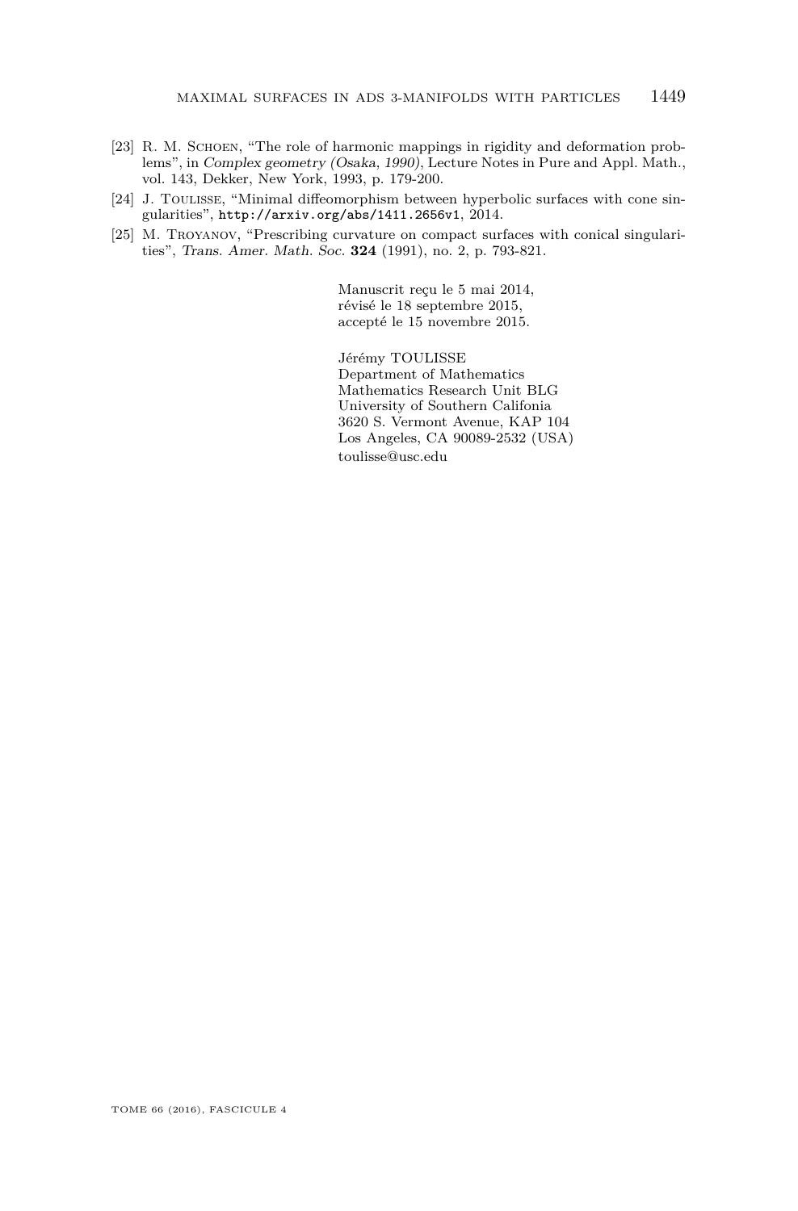[23] R. M. Schoen, "The role of harmonic mappings in rigidity and deformation problems", in *Complex geometry (Osaka, 1990)*, Lecture Notes in Pure and Appl. Math., vol. 143, Dekker, New York, 1993, p. 179-200.

[24] J. Toulisse, "Minimal diffeomorphism between hyperbolic surfaces with cone singularities", `http://arxiv.org/abs/1411.2656v1`, 2014.

[25] M. Troyanov, "Prescribing curvature on compact surfaces with conical singularities", *Trans. Amer. Math. Soc.* **324** (1991), no. 2, p. 793-821.

Manuscrit reçu le 5 mai 2014,
révisé le 18 septembre 2015,
accepté le 15 novembre 2015.

Jérémy TOULISSE
Department of Mathematics
Mathematics Research Unit BLG
University of Southern Califonia
3620 S. Vermont Avenue, KAP 104
Los Angeles, CA 90089-2532 (USA)
toulisse@usc.edu